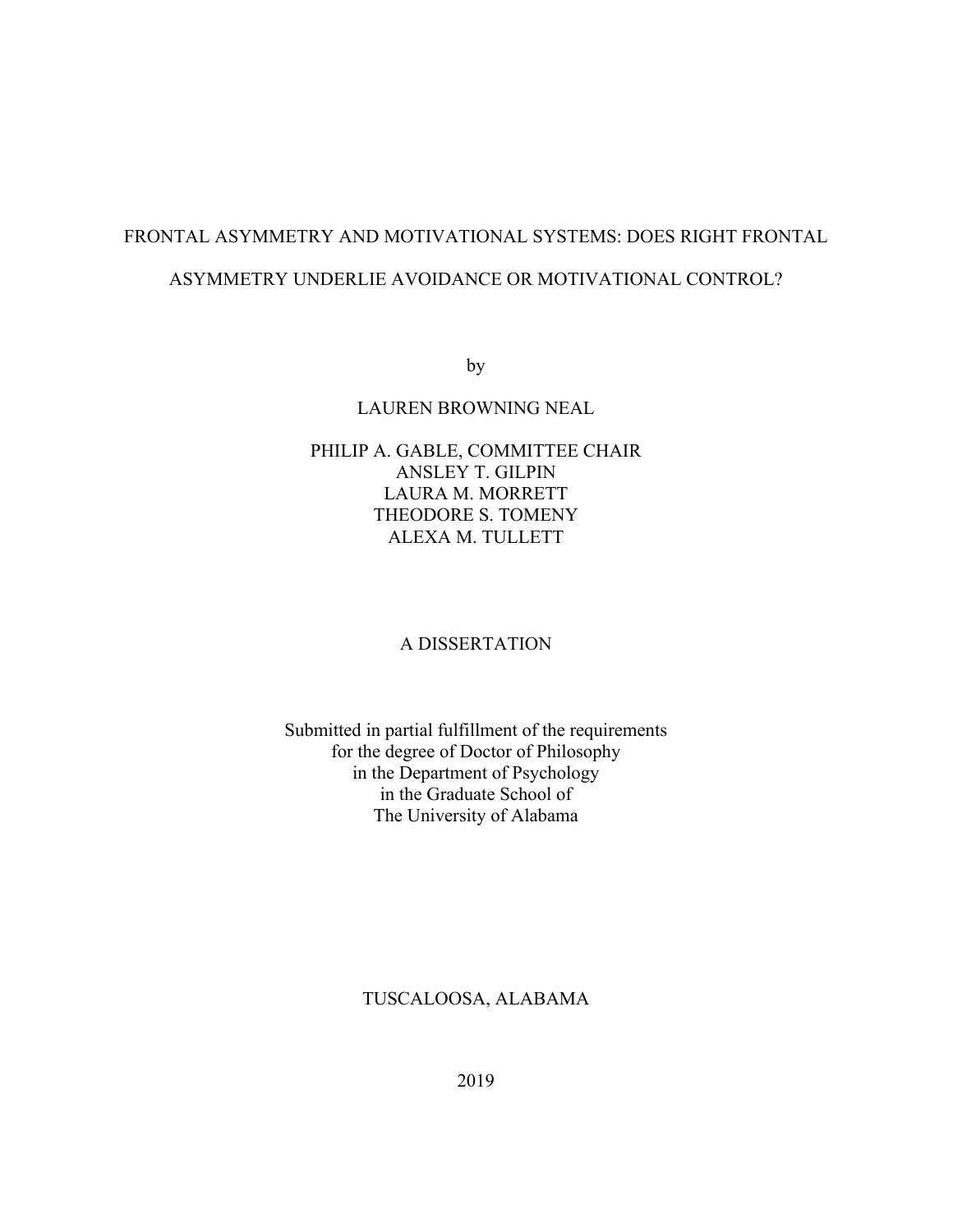# FRONTAL ASYMMETRY AND MOTIVATIONAL SYSTEMS: DOES RIGHT FRONTAL ASYMMETRY UNDERLIE AVOIDANCE OR MOTIVATIONAL CONTROL?

by

LAUREN BROWNING NEAL

PHILIP A. GABLE, COMMITTEE CHAIR
ANSLEY T. GILPIN
LAURA M. MORRETT
THEODORE S. TOMENY
ALEXA M. TULLETT

A DISSERTATION

Submitted in partial fulfillment of the requirements
for the degree of Doctor of Philosophy
in the Department of Psychology
in the Graduate School of
The University of Alabama

TUSCALOOSA, ALABAMA

2019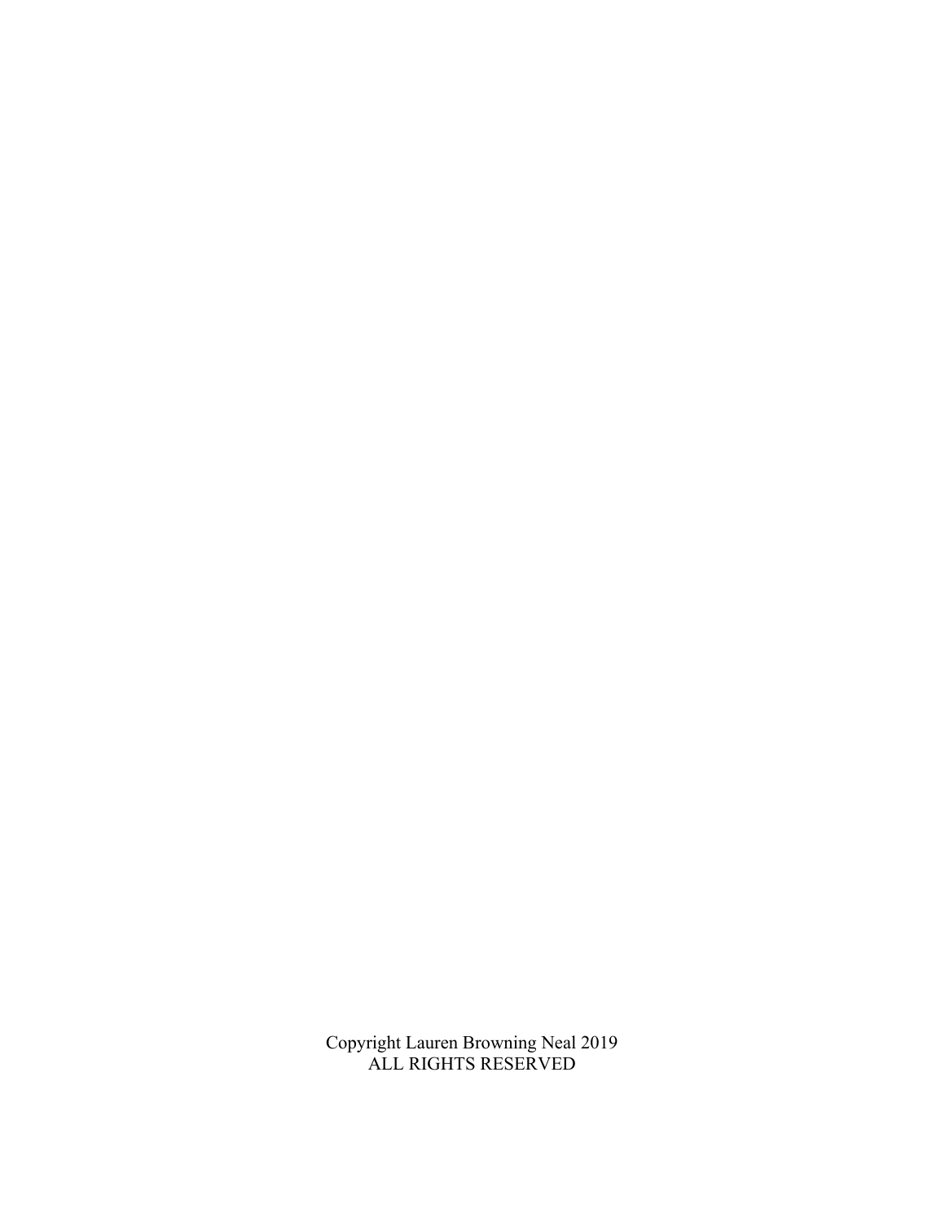Copyright Lauren Browning Neal 2019
ALL RIGHTS RESERVED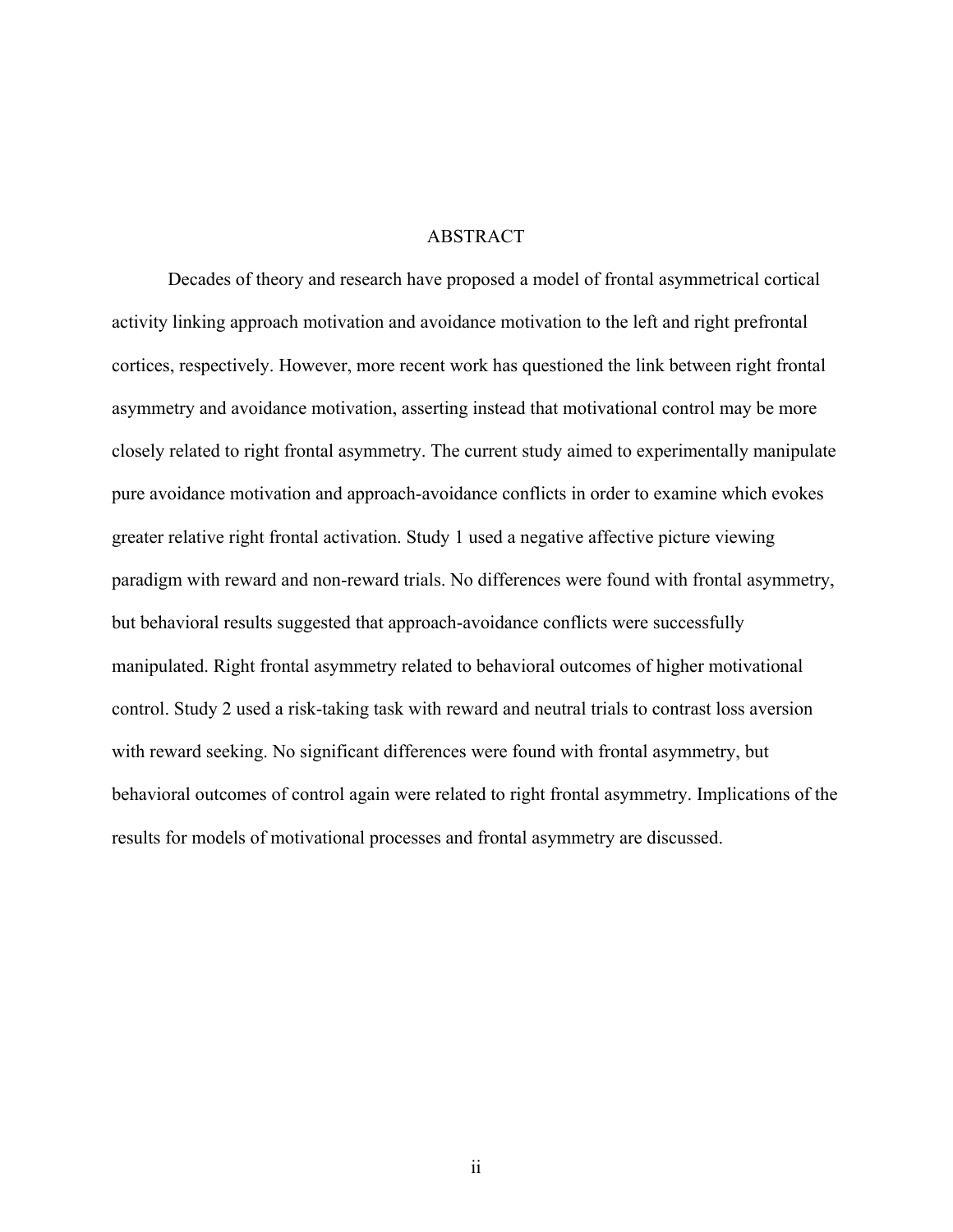# ABSTRACT

Decades of theory and research have proposed a model of frontal asymmetrical cortical activity linking approach motivation and avoidance motivation to the left and right prefrontal cortices, respectively. However, more recent work has questioned the link between right frontal asymmetry and avoidance motivation, asserting instead that motivational control may be more closely related to right frontal asymmetry. The current study aimed to experimentally manipulate pure avoidance motivation and approach-avoidance conflicts in order to examine which evokes greater relative right frontal activation. Study 1 used a negative affective picture viewing paradigm with reward and non-reward trials. No differences were found with frontal asymmetry, but behavioral results suggested that approach-avoidance conflicts were successfully manipulated. Right frontal asymmetry related to behavioral outcomes of higher motivational control. Study 2 used a risk-taking task with reward and neutral trials to contrast loss aversion with reward seeking. No significant differences were found with frontal asymmetry, but behavioral outcomes of control again were related to right frontal asymmetry. Implications of the results for models of motivational processes and frontal asymmetry are discussed.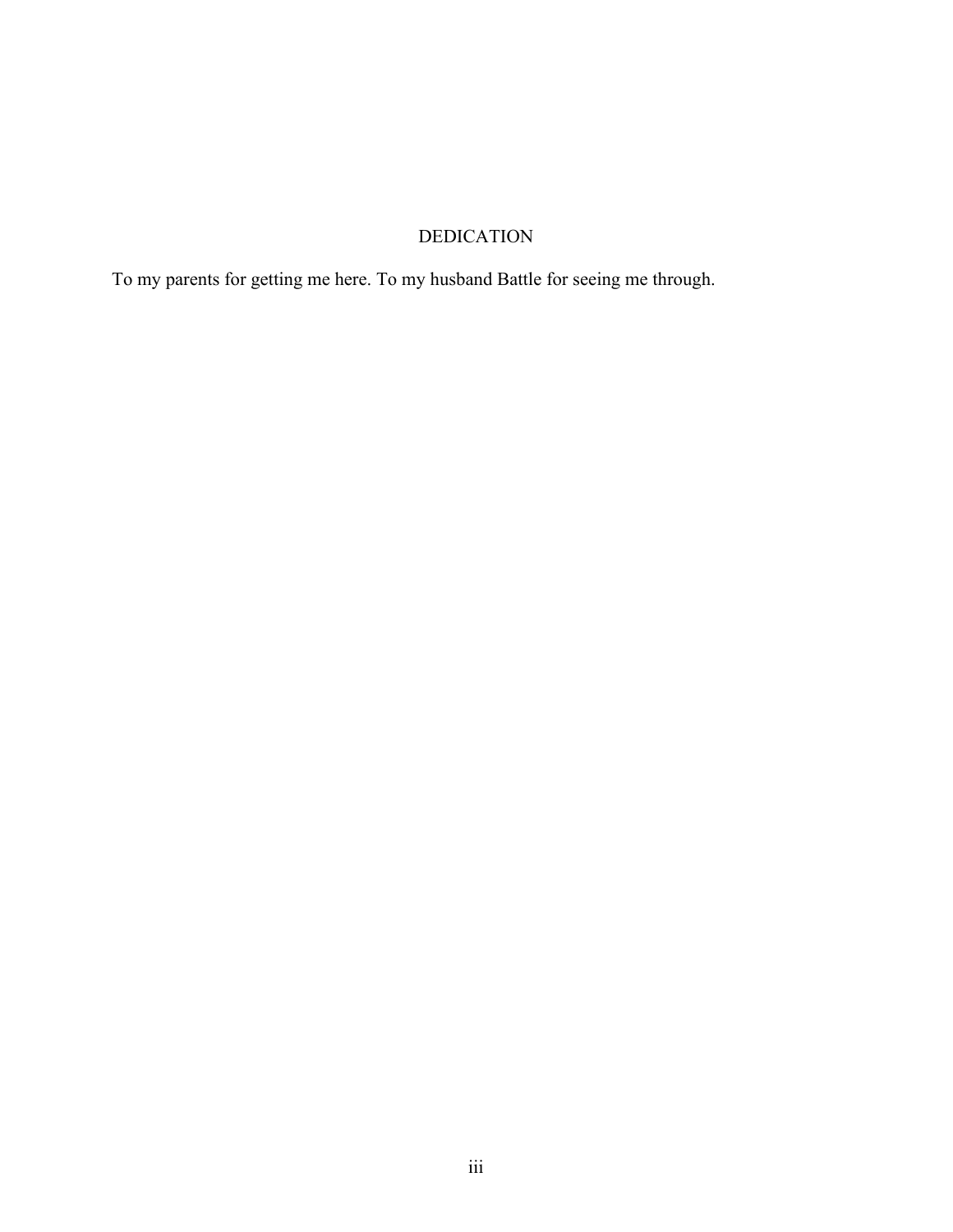# DEDICATION

To my parents for getting me here. To my husband Battle for seeing me through.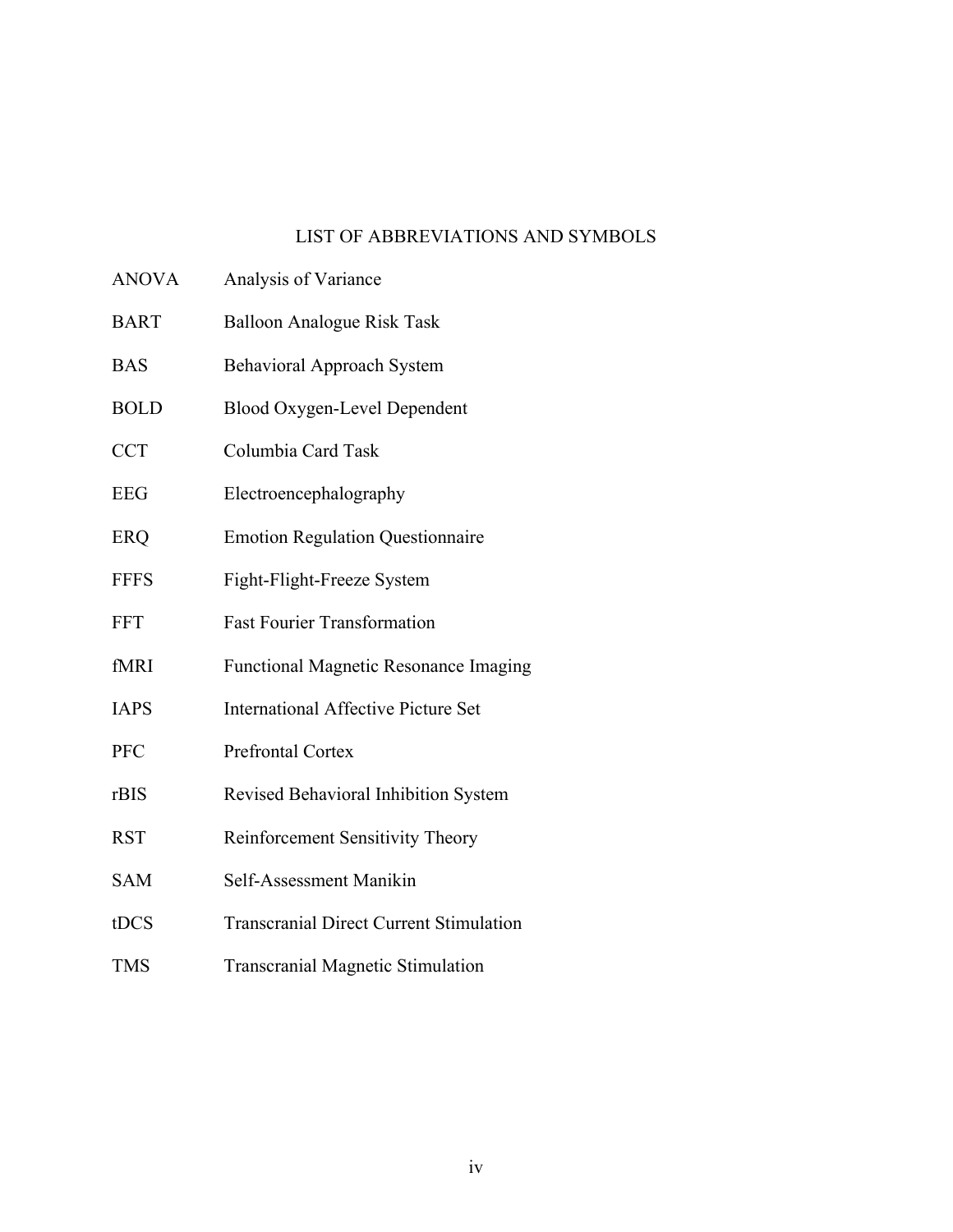# LIST OF ABBREVIATIONS AND SYMBOLS

| | |
|---|---|
| ANOVA | Analysis of Variance |
| BART | Balloon Analogue Risk Task |
| BAS | Behavioral Approach System |
| BOLD | Blood Oxygen-Level Dependent |
| CCT | Columbia Card Task |
| EEG | Electroencephalography |
| ERQ | Emotion Regulation Questionnaire |
| FFFS | Fight-Flight-Freeze System |
| FFT | Fast Fourier Transformation |
| fMRI | Functional Magnetic Resonance Imaging |
| IAPS | International Affective Picture Set |
| PFC | Prefrontal Cortex |
| rBIS | Revised Behavioral Inhibition System |
| RST | Reinforcement Sensitivity Theory |
| SAM | Self-Assessment Manikin |
| tDCS | Transcranial Direct Current Stimulation |
| TMS | Transcranial Magnetic Stimulation |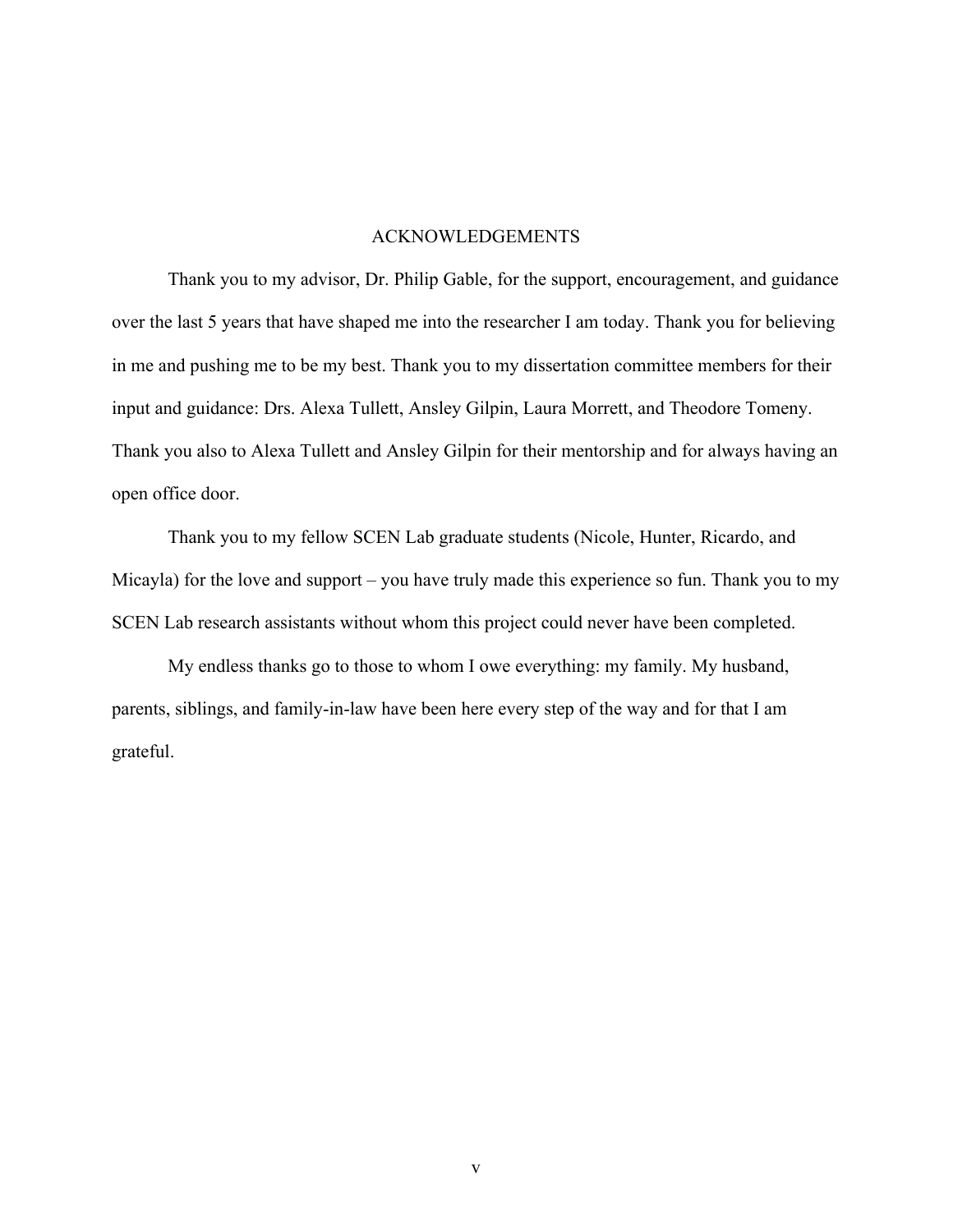# ACKNOWLEDGEMENTS

Thank you to my advisor, Dr. Philip Gable, for the support, encouragement, and guidance over the last 5 years that have shaped me into the researcher I am today. Thank you for believing in me and pushing me to be my best. Thank you to my dissertation committee members for their input and guidance: Drs. Alexa Tullett, Ansley Gilpin, Laura Morrett, and Theodore Tomeny. Thank you also to Alexa Tullett and Ansley Gilpin for their mentorship and for always having an open office door.

Thank you to my fellow SCEN Lab graduate students (Nicole, Hunter, Ricardo, and Micayla) for the love and support – you have truly made this experience so fun. Thank you to my SCEN Lab research assistants without whom this project could never have been completed.

My endless thanks go to those to whom I owe everything: my family. My husband, parents, siblings, and family-in-law have been here every step of the way and for that I am grateful.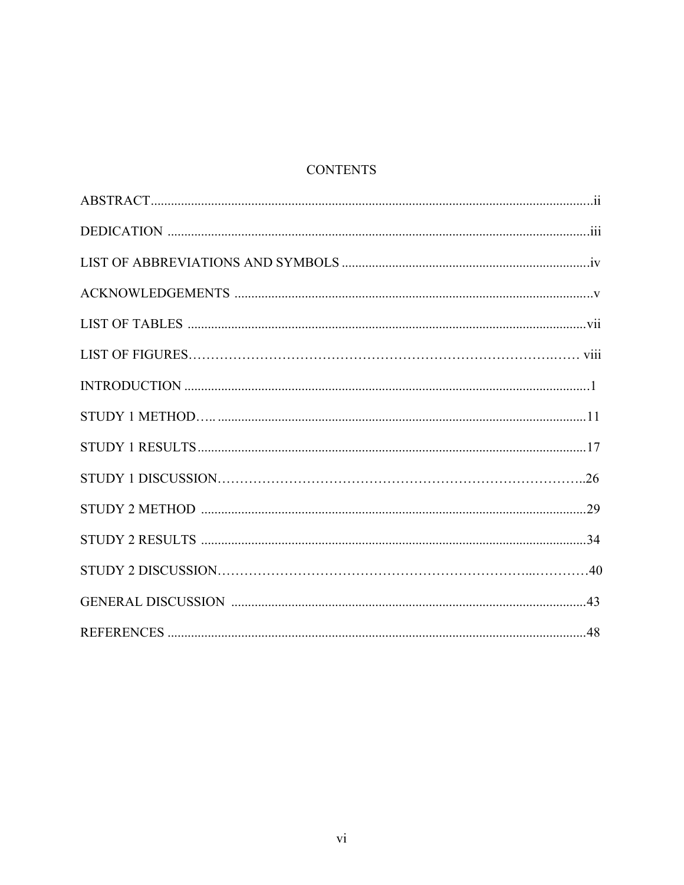# CONTENTS

ABSTRACT .......... ii

DEDICATION .......... iii

LIST OF ABBREVIATIONS AND SYMBOLS .......... iv

ACKNOWLEDGEMENTS .......... v

LIST OF TABLES .......... vii

LIST OF FIGURES .......... viii

INTRODUCTION .......... 1

STUDY 1 METHOD .......... 11

STUDY 1 RESULTS .......... 17

STUDY 1 DISCUSSION .......... 26

STUDY 2 METHOD .......... 29

STUDY 2 RESULTS .......... 34

STUDY 2 DISCUSSION .......... 40

GENERAL DISCUSSION .......... 43

REFERENCES .......... 48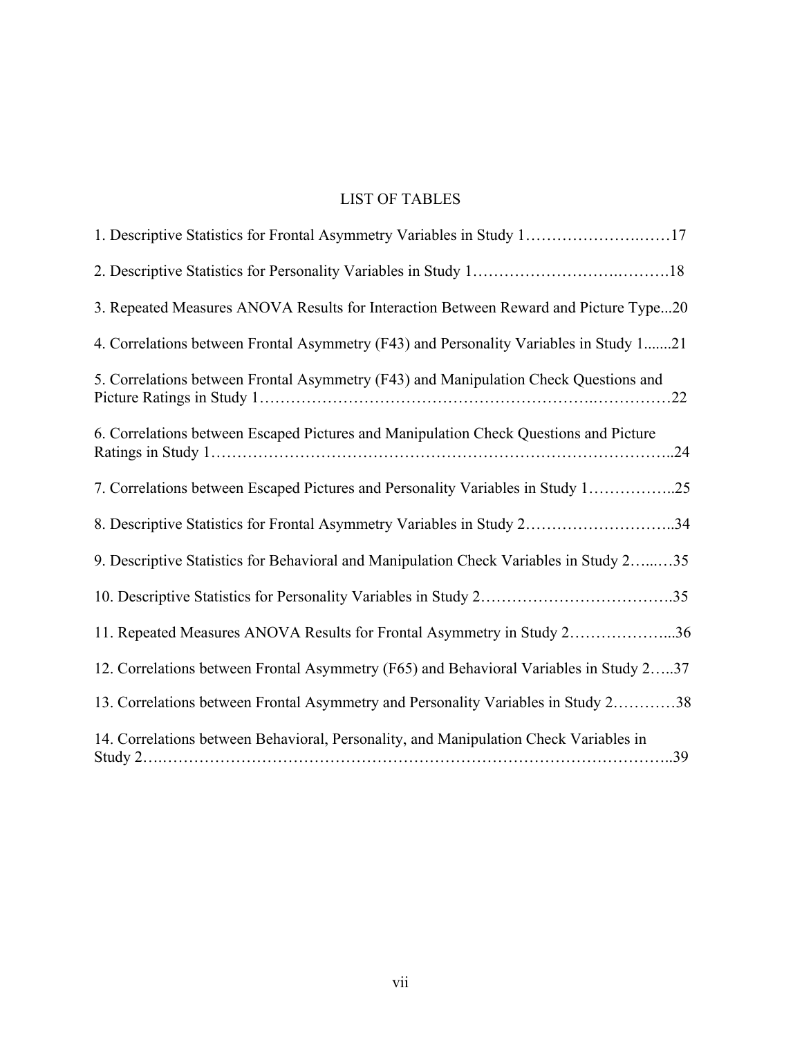# LIST OF TABLES

1. Descriptive Statistics for Frontal Asymmetry Variables in Study 1……………………..……17

2. Descriptive Statistics for Personality Variables in Study 1…………………….……….18

3. Repeated Measures ANOVA Results for Interaction Between Reward and Picture Type...20

4. Correlations between Frontal Asymmetry (F43) and Personality Variables in Study 1.......21

5. Correlations between Frontal Asymmetry (F43) and Manipulation Check Questions and Picture Ratings in Study 1……………………………………………………..……………22

6. Correlations between Escaped Pictures and Manipulation Check Questions and Picture Ratings in Study 1…………………………………………………………………………..24

7. Correlations between Escaped Pictures and Personality Variables in Study 1……………..25

8. Descriptive Statistics for Frontal Asymmetry Variables in Study 2………………………..34

9. Descriptive Statistics for Behavioral and Manipulation Check Variables in Study 2…...…35

10. Descriptive Statistics for Personality Variables in Study 2……………………………….35

11. Repeated Measures ANOVA Results for Frontal Asymmetry in Study 2………………...36

12. Correlations between Frontal Asymmetry (F65) and Behavioral Variables in Study 2…..37

13. Correlations between Frontal Asymmetry and Personality Variables in Study 2…………38

14. Correlations between Behavioral, Personality, and Manipulation Check Variables in Study 2…..………………………………………………………………………….…………..39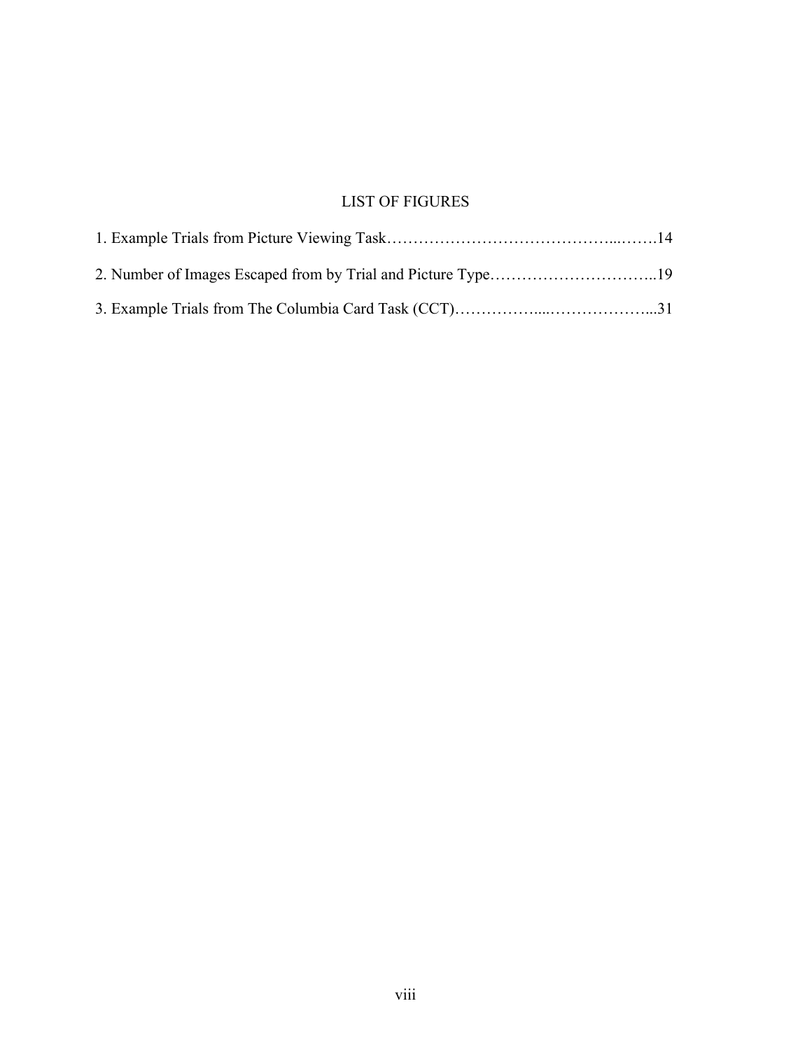# LIST OF FIGURES

1. Example Trials from Picture Viewing Task……………………………………...…….14

2. Number of Images Escaped from by Trial and Picture Type…………………………..19

3. Example Trials from The Columbia Card Task (CCT)……………....………………...31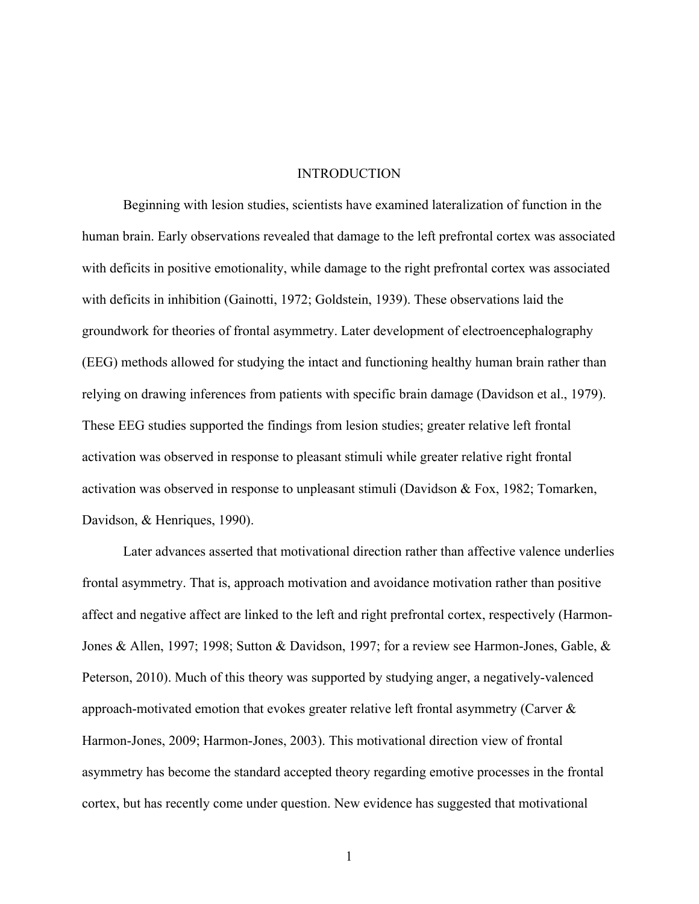# INTRODUCTION

Beginning with lesion studies, scientists have examined lateralization of function in the human brain. Early observations revealed that damage to the left prefrontal cortex was associated with deficits in positive emotionality, while damage to the right prefrontal cortex was associated with deficits in inhibition (Gainotti, 1972; Goldstein, 1939). These observations laid the groundwork for theories of frontal asymmetry. Later development of electroencephalography (EEG) methods allowed for studying the intact and functioning healthy human brain rather than relying on drawing inferences from patients with specific brain damage (Davidson et al., 1979). These EEG studies supported the findings from lesion studies; greater relative left frontal activation was observed in response to pleasant stimuli while greater relative right frontal activation was observed in response to unpleasant stimuli (Davidson & Fox, 1982; Tomarken, Davidson, & Henriques, 1990).

Later advances asserted that motivational direction rather than affective valence underlies frontal asymmetry. That is, approach motivation and avoidance motivation rather than positive affect and negative affect are linked to the left and right prefrontal cortex, respectively (Harmon-Jones & Allen, 1997; 1998; Sutton & Davidson, 1997; for a review see Harmon-Jones, Gable, & Peterson, 2010). Much of this theory was supported by studying anger, a negatively-valenced approach-motivated emotion that evokes greater relative left frontal asymmetry (Carver & Harmon-Jones, 2009; Harmon-Jones, 2003). This motivational direction view of frontal asymmetry has become the standard accepted theory regarding emotive processes in the frontal cortex, but has recently come under question. New evidence has suggested that motivational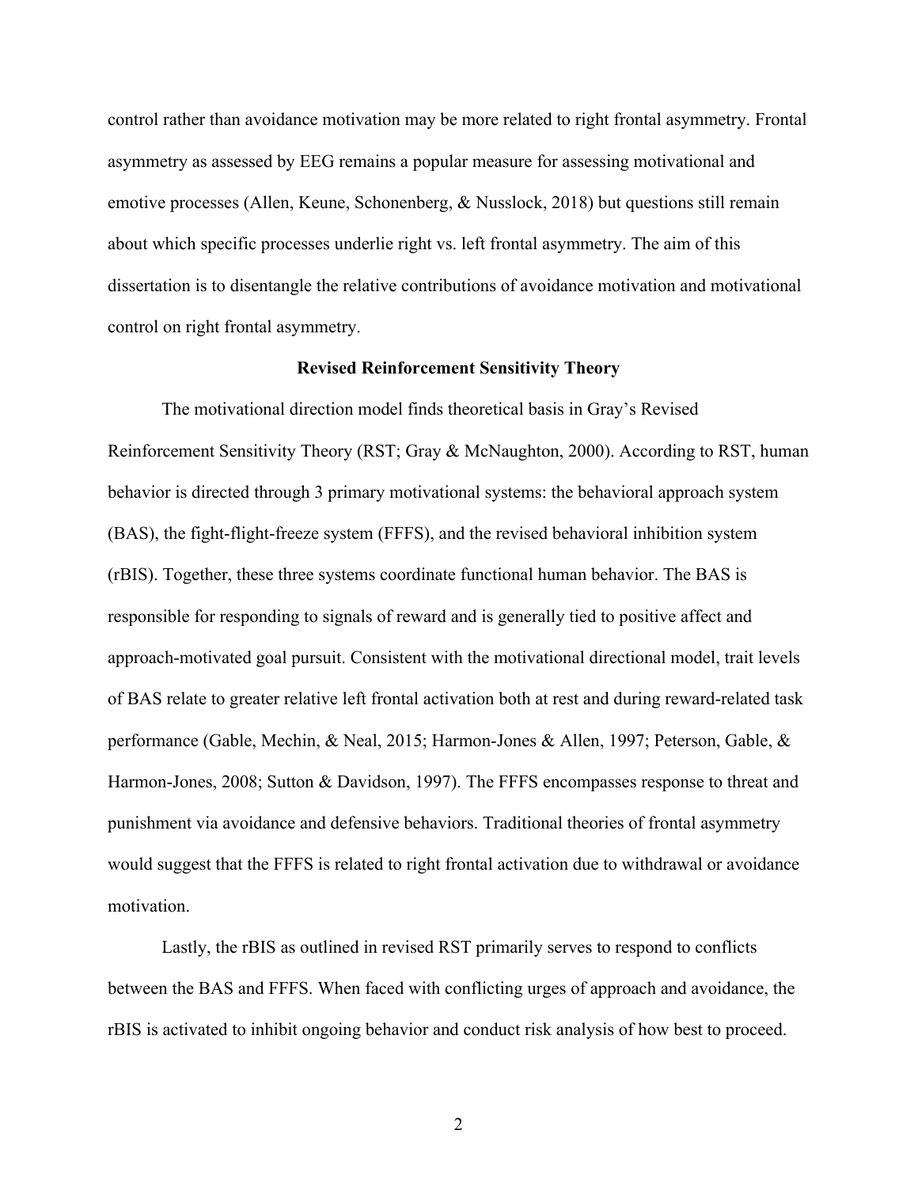control rather than avoidance motivation may be more related to right frontal asymmetry. Frontal asymmetry as assessed by EEG remains a popular measure for assessing motivational and emotive processes (Allen, Keune, Schonenberg, & Nusslock, 2018) but questions still remain about which specific processes underlie right vs. left frontal asymmetry. The aim of this dissertation is to disentangle the relative contributions of avoidance motivation and motivational control on right frontal asymmetry.

## Revised Reinforcement Sensitivity Theory

The motivational direction model finds theoretical basis in Gray's Revised Reinforcement Sensitivity Theory (RST; Gray & McNaughton, 2000). According to RST, human behavior is directed through 3 primary motivational systems: the behavioral approach system (BAS), the fight-flight-freeze system (FFFS), and the revised behavioral inhibition system (rBIS). Together, these three systems coordinate functional human behavior. The BAS is responsible for responding to signals of reward and is generally tied to positive affect and approach-motivated goal pursuit. Consistent with the motivational directional model, trait levels of BAS relate to greater relative left frontal activation both at rest and during reward-related task performance (Gable, Mechin, & Neal, 2015; Harmon-Jones & Allen, 1997; Peterson, Gable, & Harmon-Jones, 2008; Sutton & Davidson, 1997). The FFFS encompasses response to threat and punishment via avoidance and defensive behaviors. Traditional theories of frontal asymmetry would suggest that the FFFS is related to right frontal activation due to withdrawal or avoidance motivation.

Lastly, the rBIS as outlined in revised RST primarily serves to respond to conflicts between the BAS and FFFS. When faced with conflicting urges of approach and avoidance, the rBIS is activated to inhibit ongoing behavior and conduct risk analysis of how best to proceed.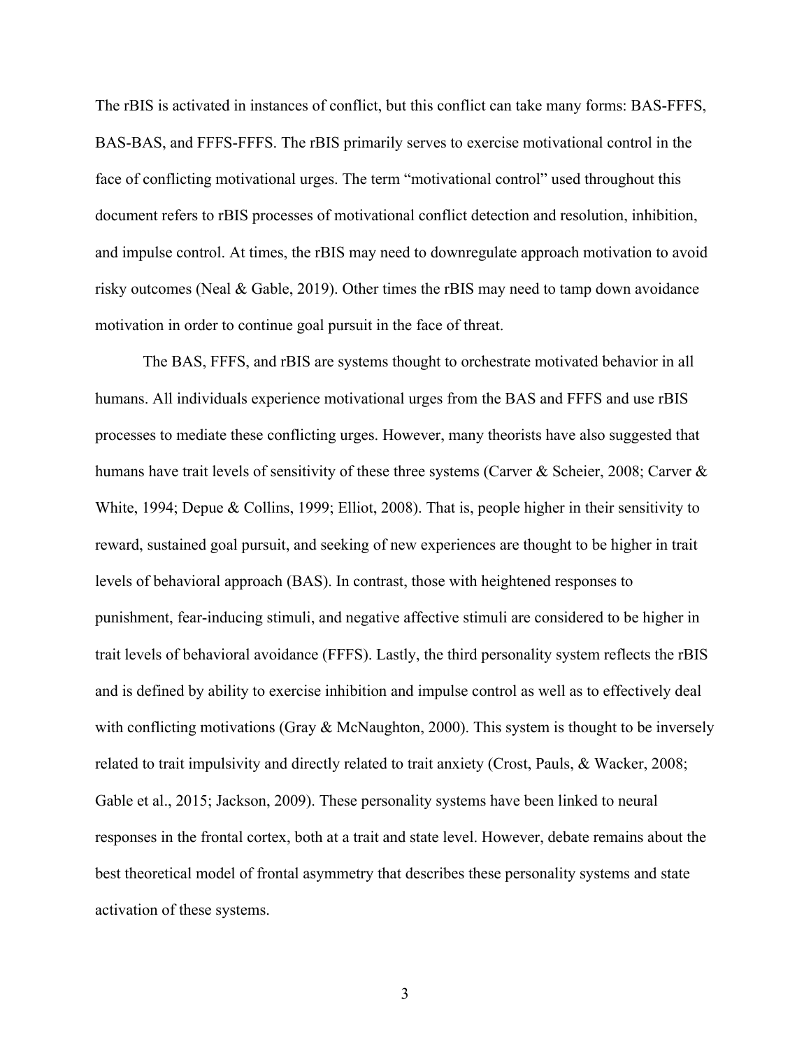The rBIS is activated in instances of conflict, but this conflict can take many forms: BAS-FFFS, BAS-BAS, and FFFS-FFFS. The rBIS primarily serves to exercise motivational control in the face of conflicting motivational urges. The term "motivational control" used throughout this document refers to rBIS processes of motivational conflict detection and resolution, inhibition, and impulse control. At times, the rBIS may need to downregulate approach motivation to avoid risky outcomes (Neal & Gable, 2019). Other times the rBIS may need to tamp down avoidance motivation in order to continue goal pursuit in the face of threat.

The BAS, FFFS, and rBIS are systems thought to orchestrate motivated behavior in all humans. All individuals experience motivational urges from the BAS and FFFS and use rBIS processes to mediate these conflicting urges. However, many theorists have also suggested that humans have trait levels of sensitivity of these three systems (Carver & Scheier, 2008; Carver & White, 1994; Depue & Collins, 1999; Elliot, 2008). That is, people higher in their sensitivity to reward, sustained goal pursuit, and seeking of new experiences are thought to be higher in trait levels of behavioral approach (BAS). In contrast, those with heightened responses to punishment, fear-inducing stimuli, and negative affective stimuli are considered to be higher in trait levels of behavioral avoidance (FFFS). Lastly, the third personality system reflects the rBIS and is defined by ability to exercise inhibition and impulse control as well as to effectively deal with conflicting motivations (Gray & McNaughton, 2000). This system is thought to be inversely related to trait impulsivity and directly related to trait anxiety (Crost, Pauls, & Wacker, 2008; Gable et al., 2015; Jackson, 2009). These personality systems have been linked to neural responses in the frontal cortex, both at a trait and state level. However, debate remains about the best theoretical model of frontal asymmetry that describes these personality systems and state activation of these systems.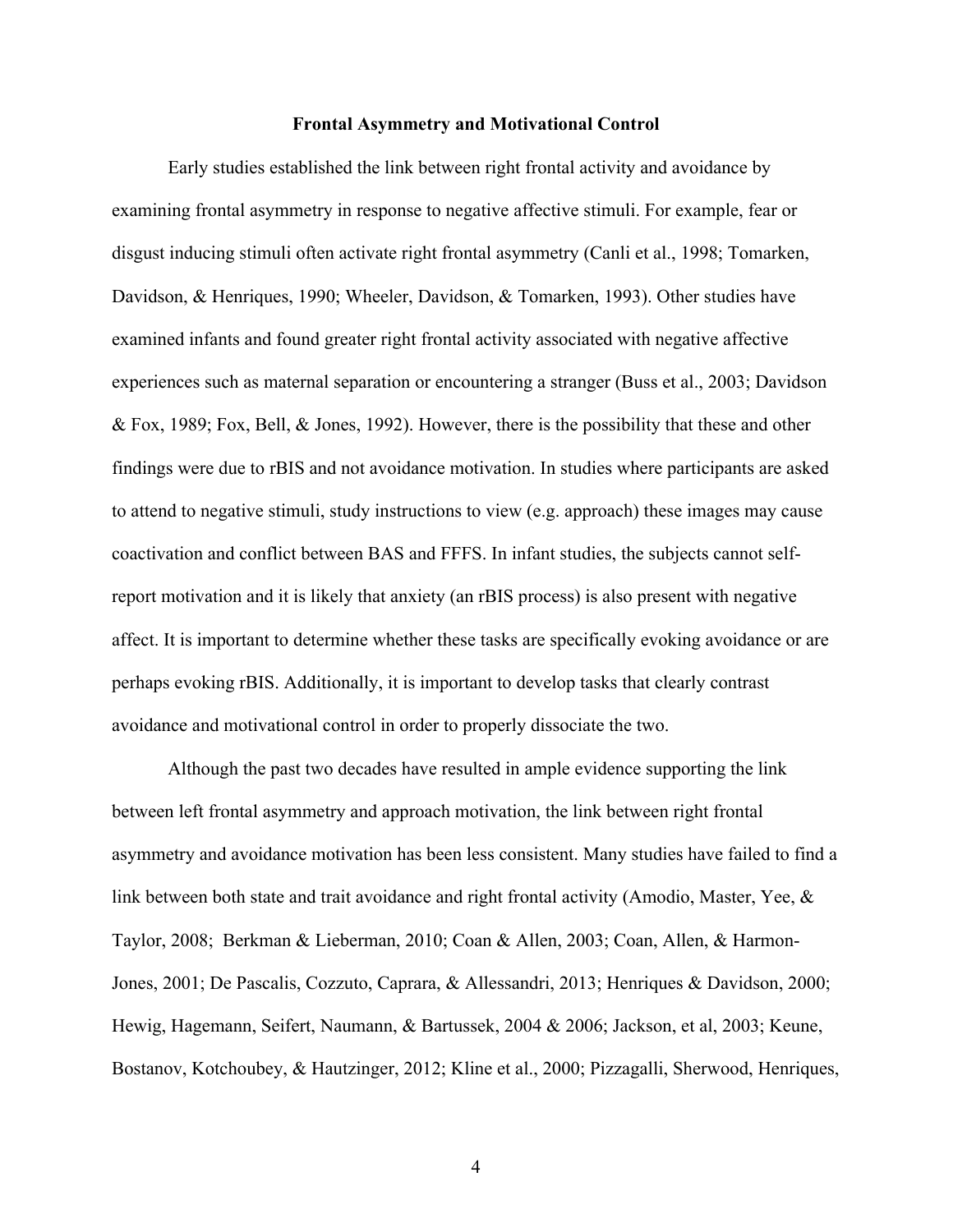## Frontal Asymmetry and Motivational Control

Early studies established the link between right frontal activity and avoidance by examining frontal asymmetry in response to negative affective stimuli. For example, fear or disgust inducing stimuli often activate right frontal asymmetry (Canli et al., 1998; Tomarken, Davidson, & Henriques, 1990; Wheeler, Davidson, & Tomarken, 1993). Other studies have examined infants and found greater right frontal activity associated with negative affective experiences such as maternal separation or encountering a stranger (Buss et al., 2003; Davidson & Fox, 1989; Fox, Bell, & Jones, 1992). However, there is the possibility that these and other findings were due to rBIS and not avoidance motivation. In studies where participants are asked to attend to negative stimuli, study instructions to view (e.g. approach) these images may cause coactivation and conflict between BAS and FFFS. In infant studies, the subjects cannot self-report motivation and it is likely that anxiety (an rBIS process) is also present with negative affect. It is important to determine whether these tasks are specifically evoking avoidance or are perhaps evoking rBIS. Additionally, it is important to develop tasks that clearly contrast avoidance and motivational control in order to properly dissociate the two.

Although the past two decades have resulted in ample evidence supporting the link between left frontal asymmetry and approach motivation, the link between right frontal asymmetry and avoidance motivation has been less consistent. Many studies have failed to find a link between both state and trait avoidance and right frontal activity (Amodio, Master, Yee, & Taylor, 2008; Berkman & Lieberman, 2010; Coan & Allen, 2003; Coan, Allen, & Harmon-Jones, 2001; De Pascalis, Cozzuto, Caprara, & Allessandri, 2013; Henriques & Davidson, 2000; Hewig, Hagemann, Seifert, Naumann, & Bartussek, 2004 & 2006; Jackson, et al, 2003; Keune, Bostanov, Kotchoubey, & Hautzinger, 2012; Kline et al., 2000; Pizzagalli, Sherwood, Henriques,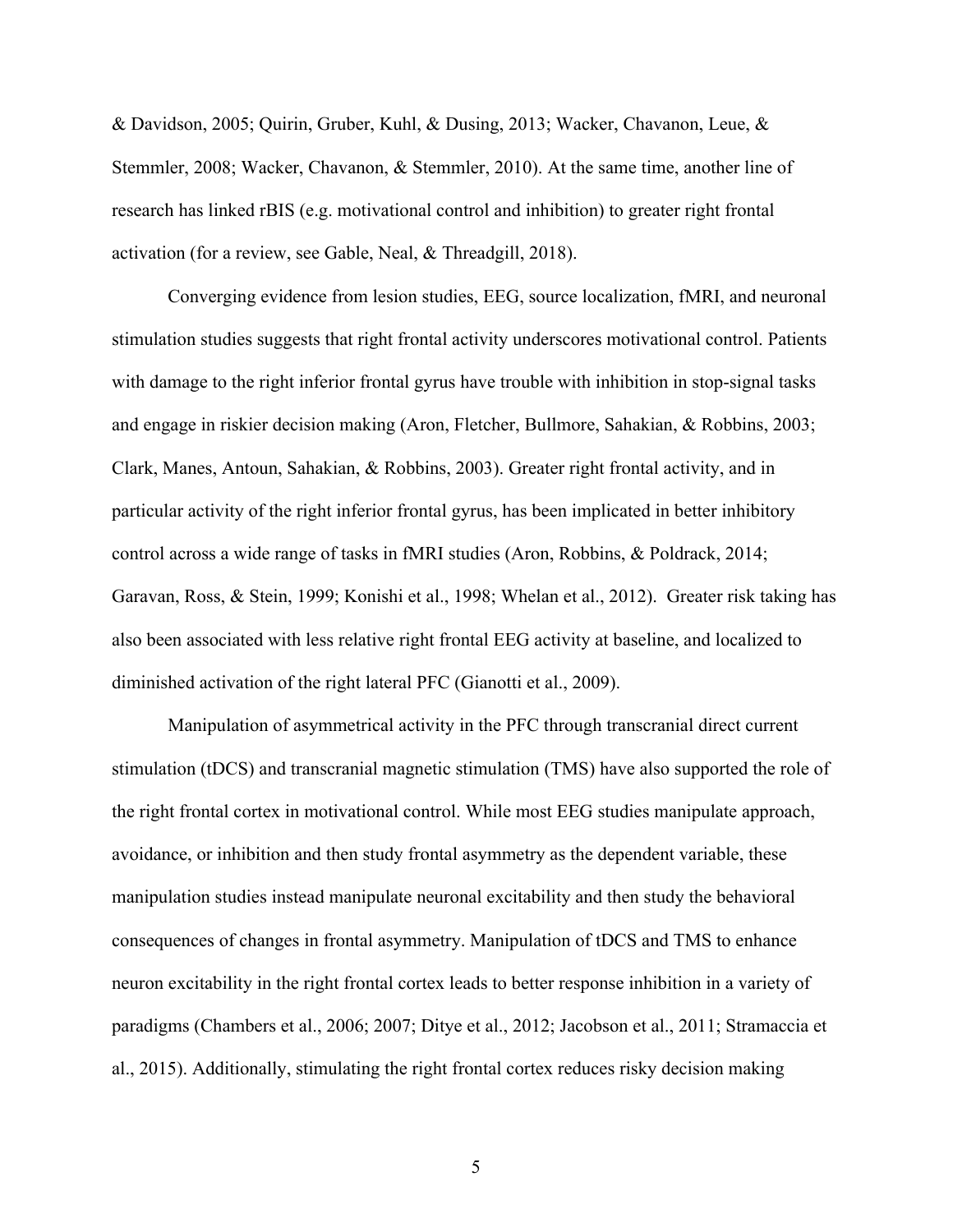& Davidson, 2005; Quirin, Gruber, Kuhl, & Dusing, 2013; Wacker, Chavanon, Leue, & Stemmler, 2008; Wacker, Chavanon, & Stemmler, 2010). At the same time, another line of research has linked rBIS (e.g. motivational control and inhibition) to greater right frontal activation (for a review, see Gable, Neal, & Threadgill, 2018).

Converging evidence from lesion studies, EEG, source localization, fMRI, and neuronal stimulation studies suggests that right frontal activity underscores motivational control. Patients with damage to the right inferior frontal gyrus have trouble with inhibition in stop-signal tasks and engage in riskier decision making (Aron, Fletcher, Bullmore, Sahakian, & Robbins, 2003; Clark, Manes, Antoun, Sahakian, & Robbins, 2003). Greater right frontal activity, and in particular activity of the right inferior frontal gyrus, has been implicated in better inhibitory control across a wide range of tasks in fMRI studies (Aron, Robbins, & Poldrack, 2014; Garavan, Ross, & Stein, 1999; Konishi et al., 1998; Whelan et al., 2012). Greater risk taking has also been associated with less relative right frontal EEG activity at baseline, and localized to diminished activation of the right lateral PFC (Gianotti et al., 2009).

Manipulation of asymmetrical activity in the PFC through transcranial direct current stimulation (tDCS) and transcranial magnetic stimulation (TMS) have also supported the role of the right frontal cortex in motivational control. While most EEG studies manipulate approach, avoidance, or inhibition and then study frontal asymmetry as the dependent variable, these manipulation studies instead manipulate neuronal excitability and then study the behavioral consequences of changes in frontal asymmetry. Manipulation of tDCS and TMS to enhance neuron excitability in the right frontal cortex leads to better response inhibition in a variety of paradigms (Chambers et al., 2006; 2007; Ditye et al., 2012; Jacobson et al., 2011; Stramaccia et al., 2015). Additionally, stimulating the right frontal cortex reduces risky decision making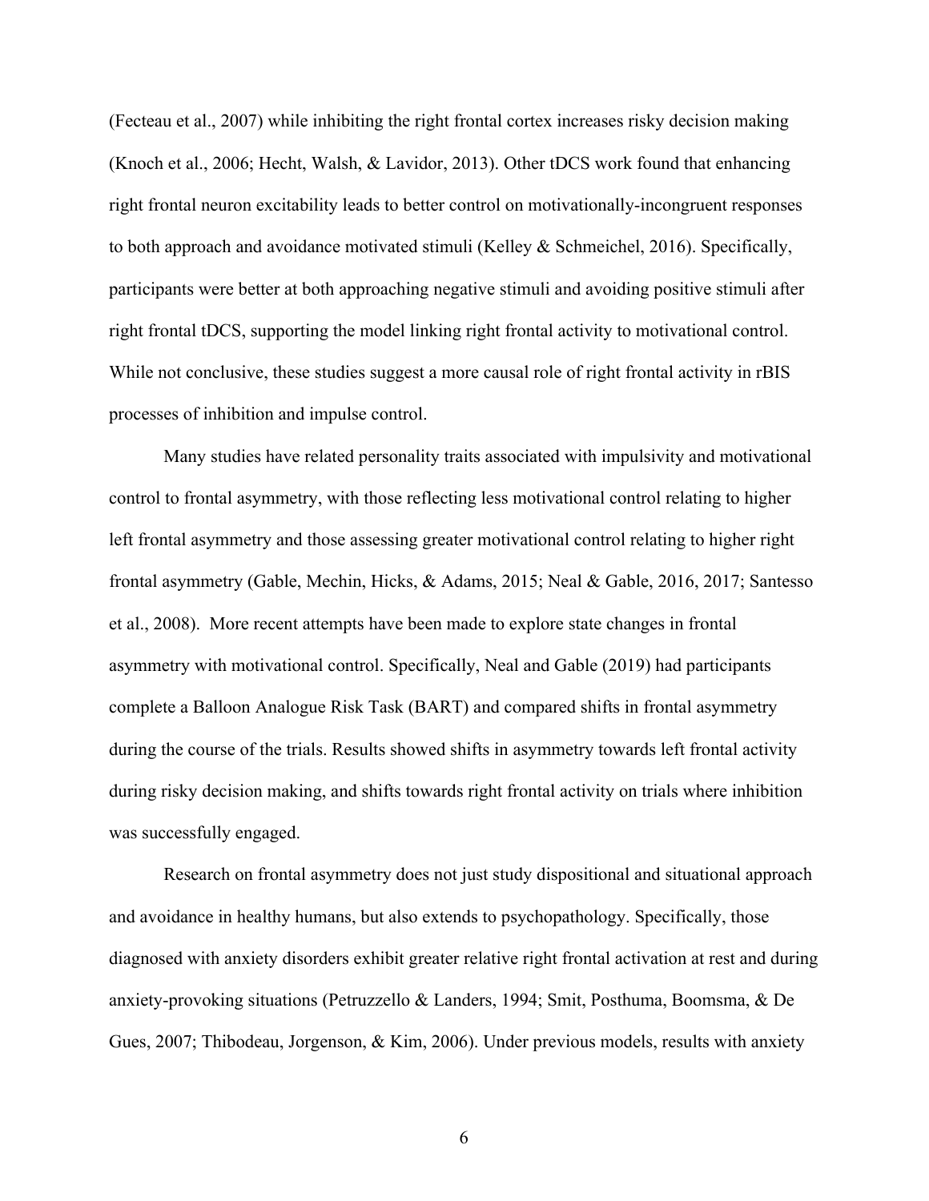(Fecteau et al., 2007) while inhibiting the right frontal cortex increases risky decision making (Knoch et al., 2006; Hecht, Walsh, & Lavidor, 2013). Other tDCS work found that enhancing right frontal neuron excitability leads to better control on motivationally-incongruent responses to both approach and avoidance motivated stimuli (Kelley & Schmeichel, 2016). Specifically, participants were better at both approaching negative stimuli and avoiding positive stimuli after right frontal tDCS, supporting the model linking right frontal activity to motivational control. While not conclusive, these studies suggest a more causal role of right frontal activity in rBIS processes of inhibition and impulse control.

Many studies have related personality traits associated with impulsivity and motivational control to frontal asymmetry, with those reflecting less motivational control relating to higher left frontal asymmetry and those assessing greater motivational control relating to higher right frontal asymmetry (Gable, Mechin, Hicks, & Adams, 2015; Neal & Gable, 2016, 2017; Santesso et al., 2008). More recent attempts have been made to explore state changes in frontal asymmetry with motivational control. Specifically, Neal and Gable (2019) had participants complete a Balloon Analogue Risk Task (BART) and compared shifts in frontal asymmetry during the course of the trials. Results showed shifts in asymmetry towards left frontal activity during risky decision making, and shifts towards right frontal activity on trials where inhibition was successfully engaged.

Research on frontal asymmetry does not just study dispositional and situational approach and avoidance in healthy humans, but also extends to psychopathology. Specifically, those diagnosed with anxiety disorders exhibit greater relative right frontal activation at rest and during anxiety-provoking situations (Petruzzello & Landers, 1994; Smit, Posthuma, Boomsma, & De Gues, 2007; Thibodeau, Jorgenson, & Kim, 2006). Under previous models, results with anxiety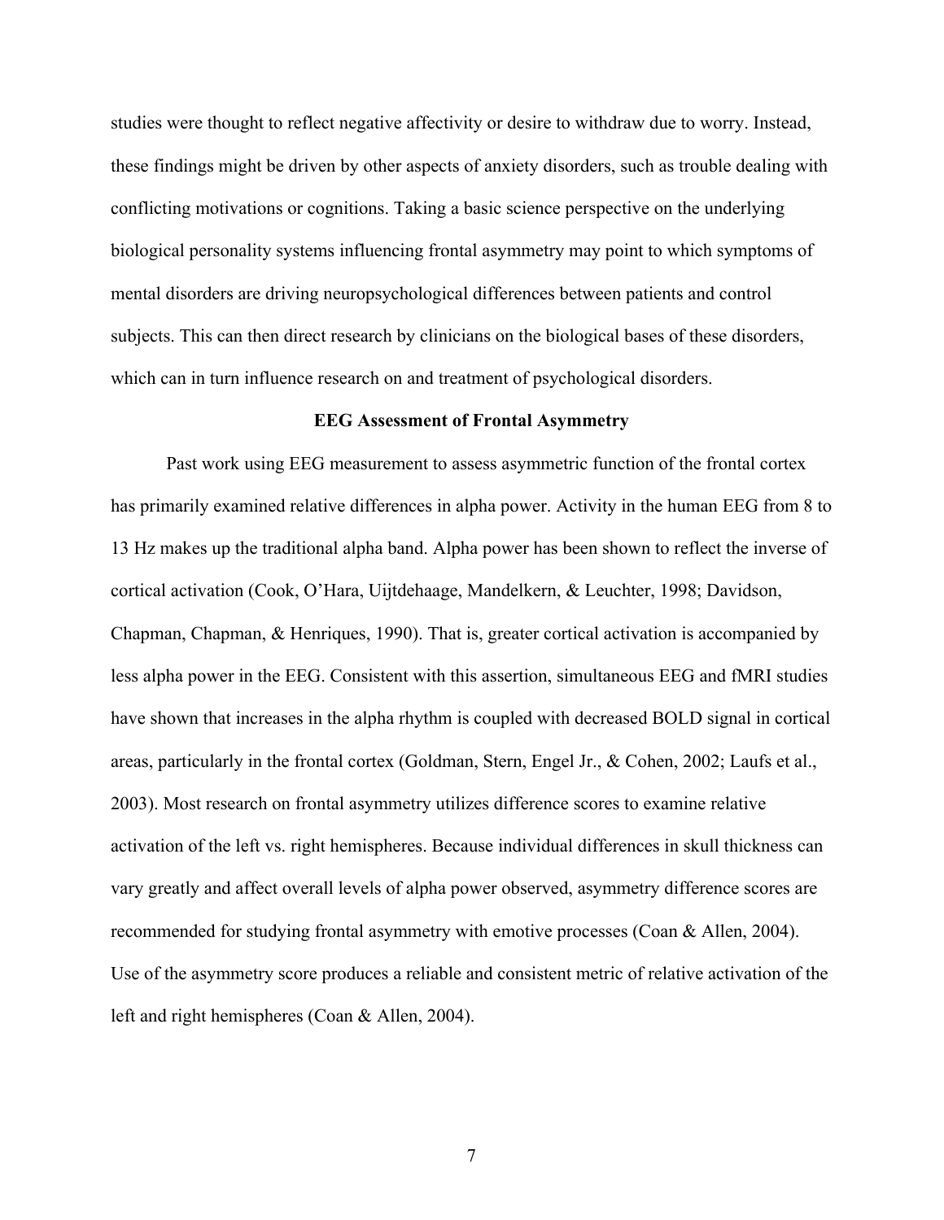studies were thought to reflect negative affectivity or desire to withdraw due to worry. Instead, these findings might be driven by other aspects of anxiety disorders, such as trouble dealing with conflicting motivations or cognitions. Taking a basic science perspective on the underlying biological personality systems influencing frontal asymmetry may point to which symptoms of mental disorders are driving neuropsychological differences between patients and control subjects. This can then direct research by clinicians on the biological bases of these disorders, which can in turn influence research on and treatment of psychological disorders.

## EEG Assessment of Frontal Asymmetry

Past work using EEG measurement to assess asymmetric function of the frontal cortex has primarily examined relative differences in alpha power. Activity in the human EEG from 8 to 13 Hz makes up the traditional alpha band. Alpha power has been shown to reflect the inverse of cortical activation (Cook, O'Hara, Uijtdehaage, Mandelkern, & Leuchter, 1998; Davidson, Chapman, Chapman, & Henriques, 1990). That is, greater cortical activation is accompanied by less alpha power in the EEG. Consistent with this assertion, simultaneous EEG and fMRI studies have shown that increases in the alpha rhythm is coupled with decreased BOLD signal in cortical areas, particularly in the frontal cortex (Goldman, Stern, Engel Jr., & Cohen, 2002; Laufs et al., 2003). Most research on frontal asymmetry utilizes difference scores to examine relative activation of the left vs. right hemispheres. Because individual differences in skull thickness can vary greatly and affect overall levels of alpha power observed, asymmetry difference scores are recommended for studying frontal asymmetry with emotive processes (Coan & Allen, 2004). Use of the asymmetry score produces a reliable and consistent metric of relative activation of the left and right hemispheres (Coan & Allen, 2004).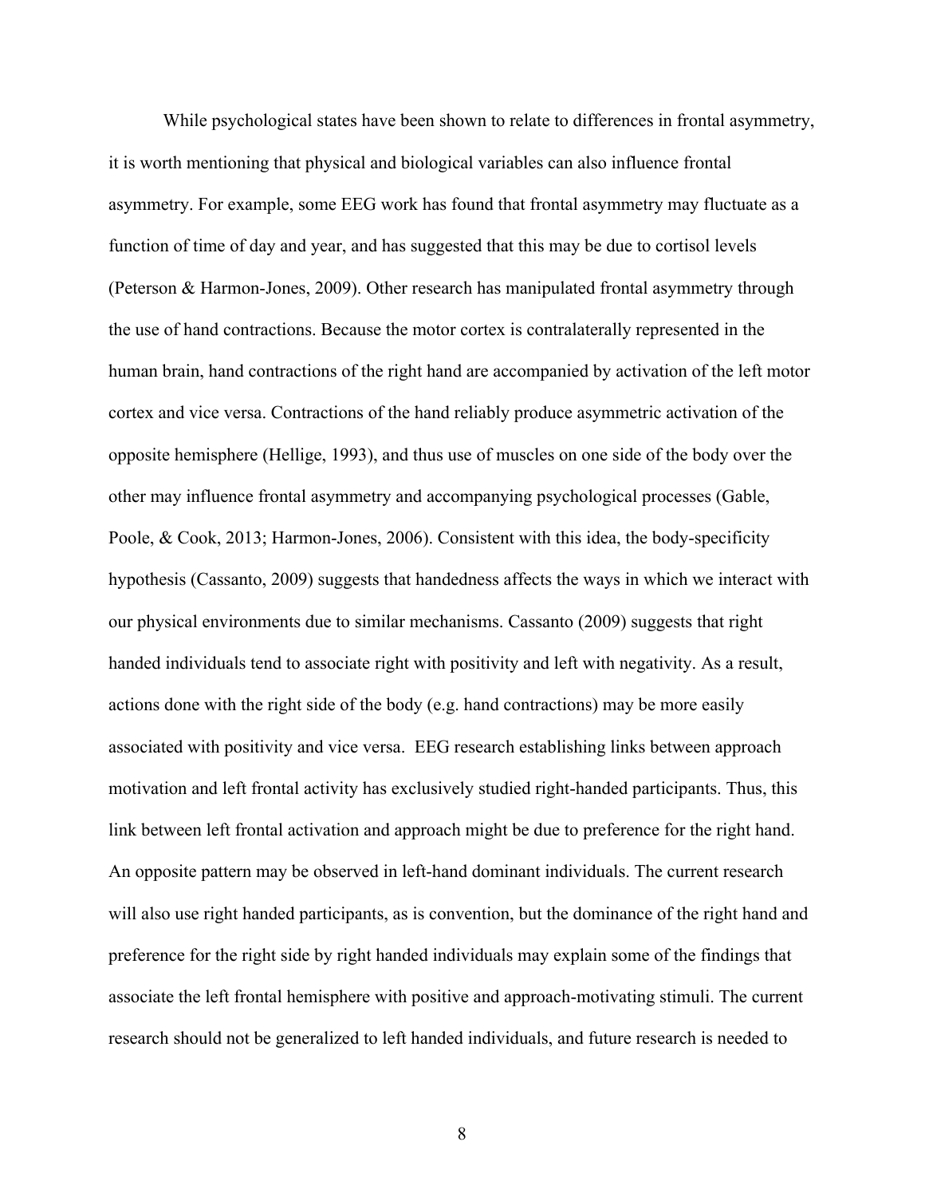While psychological states have been shown to relate to differences in frontal asymmetry, it is worth mentioning that physical and biological variables can also influence frontal asymmetry. For example, some EEG work has found that frontal asymmetry may fluctuate as a function of time of day and year, and has suggested that this may be due to cortisol levels (Peterson & Harmon-Jones, 2009). Other research has manipulated frontal asymmetry through the use of hand contractions. Because the motor cortex is contralaterally represented in the human brain, hand contractions of the right hand are accompanied by activation of the left motor cortex and vice versa. Contractions of the hand reliably produce asymmetric activation of the opposite hemisphere (Hellige, 1993), and thus use of muscles on one side of the body over the other may influence frontal asymmetry and accompanying psychological processes (Gable, Poole, & Cook, 2013; Harmon-Jones, 2006). Consistent with this idea, the body-specificity hypothesis (Cassanto, 2009) suggests that handedness affects the ways in which we interact with our physical environments due to similar mechanisms. Cassanto (2009) suggests that right handed individuals tend to associate right with positivity and left with negativity. As a result, actions done with the right side of the body (e.g. hand contractions) may be more easily associated with positivity and vice versa. EEG research establishing links between approach motivation and left frontal activity has exclusively studied right-handed participants. Thus, this link between left frontal activation and approach might be due to preference for the right hand. An opposite pattern may be observed in left-hand dominant individuals. The current research will also use right handed participants, as is convention, but the dominance of the right hand and preference for the right side by right handed individuals may explain some of the findings that associate the left frontal hemisphere with positive and approach-motivating stimuli. The current research should not be generalized to left handed individuals, and future research is needed to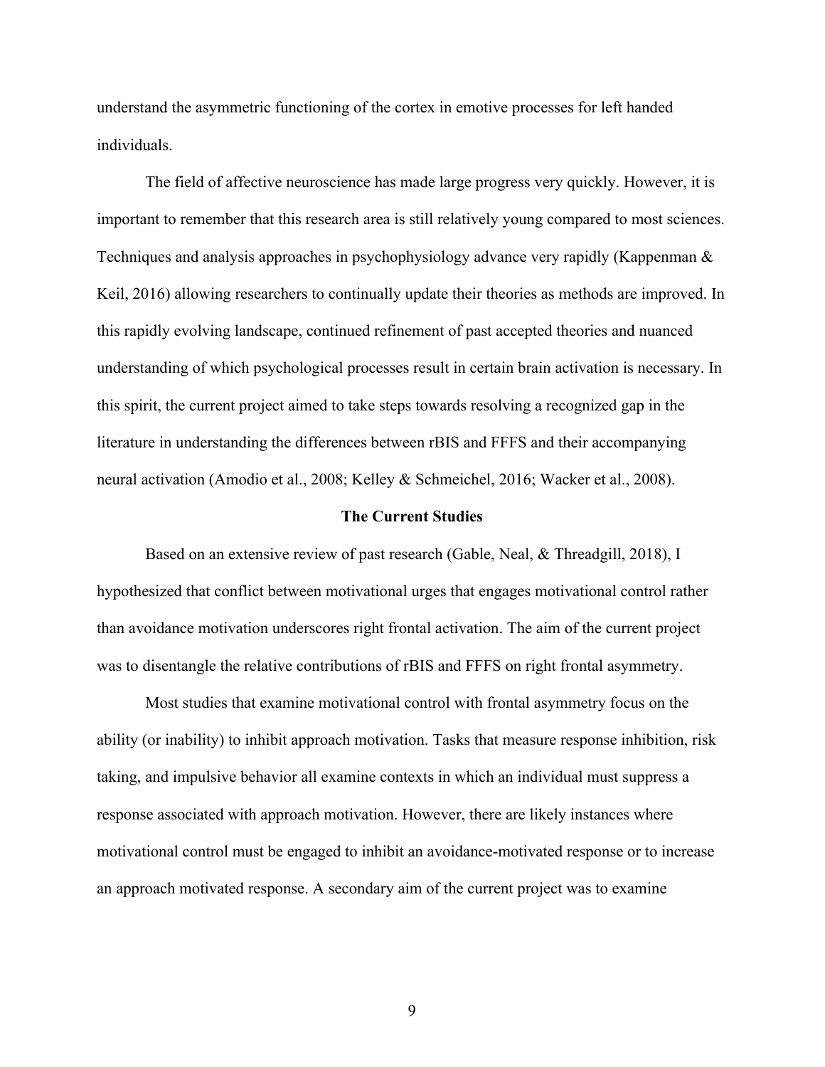understand the asymmetric functioning of the cortex in emotive processes for left handed individuals.

The field of affective neuroscience has made large progress very quickly. However, it is important to remember that this research area is still relatively young compared to most sciences. Techniques and analysis approaches in psychophysiology advance very rapidly (Kappenman & Keil, 2016) allowing researchers to continually update their theories as methods are improved. In this rapidly evolving landscape, continued refinement of past accepted theories and nuanced understanding of which psychological processes result in certain brain activation is necessary. In this spirit, the current project aimed to take steps towards resolving a recognized gap in the literature in understanding the differences between rBIS and FFFS and their accompanying neural activation (Amodio et al., 2008; Kelley & Schmeichel, 2016; Wacker et al., 2008).

## The Current Studies

Based on an extensive review of past research (Gable, Neal, & Threadgill, 2018), I hypothesized that conflict between motivational urges that engages motivational control rather than avoidance motivation underscores right frontal activation. The aim of the current project was to disentangle the relative contributions of rBIS and FFFS on right frontal asymmetry.

Most studies that examine motivational control with frontal asymmetry focus on the ability (or inability) to inhibit approach motivation. Tasks that measure response inhibition, risk taking, and impulsive behavior all examine contexts in which an individual must suppress a response associated with approach motivation. However, there are likely instances where motivational control must be engaged to inhibit an avoidance-motivated response or to increase an approach motivated response. A secondary aim of the current project was to examine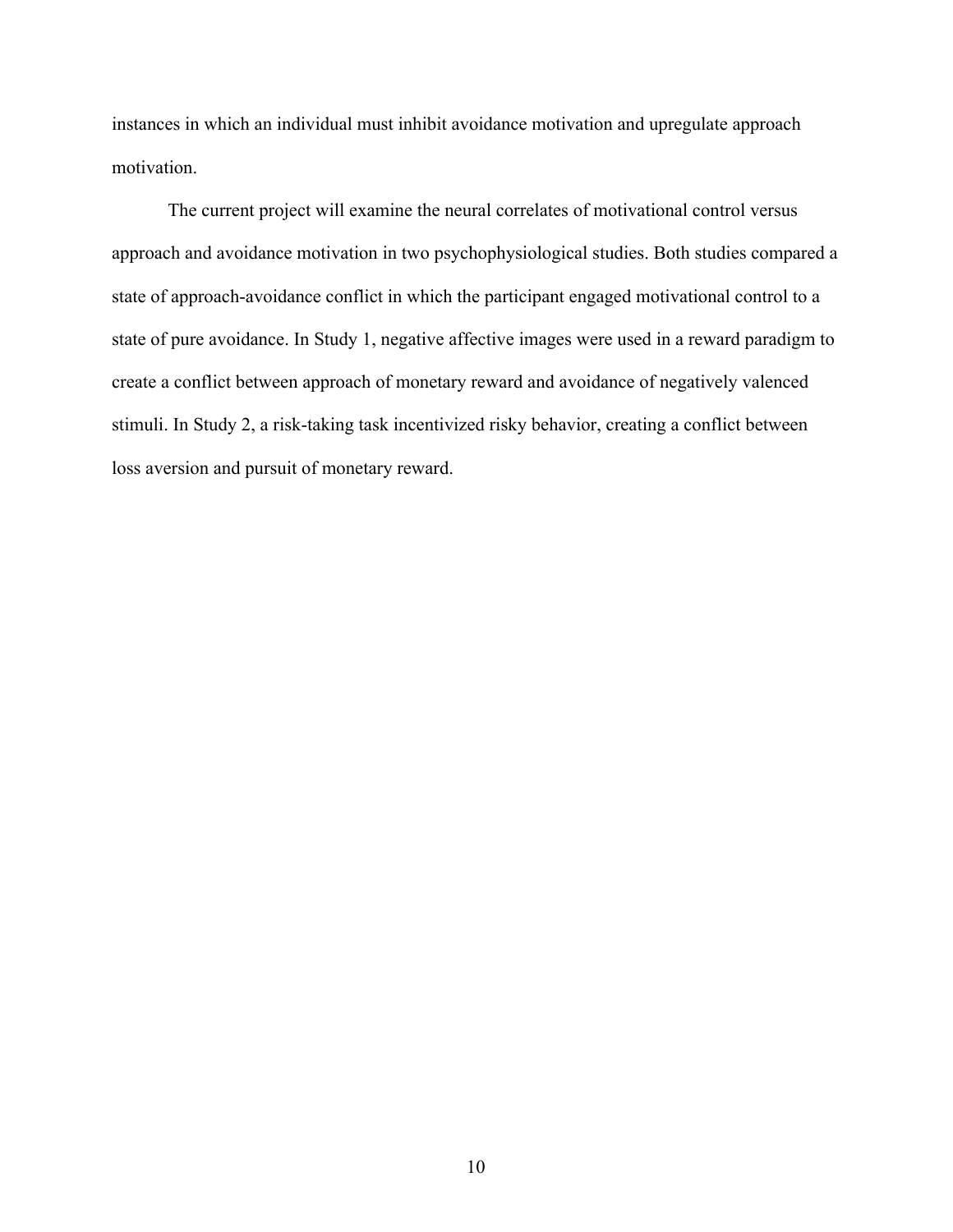instances in which an individual must inhibit avoidance motivation and upregulate approach motivation.

The current project will examine the neural correlates of motivational control versus approach and avoidance motivation in two psychophysiological studies. Both studies compared a state of approach-avoidance conflict in which the participant engaged motivational control to a state of pure avoidance. In Study 1, negative affective images were used in a reward paradigm to create a conflict between approach of monetary reward and avoidance of negatively valenced stimuli. In Study 2, a risk-taking task incentivized risky behavior, creating a conflict between loss aversion and pursuit of monetary reward.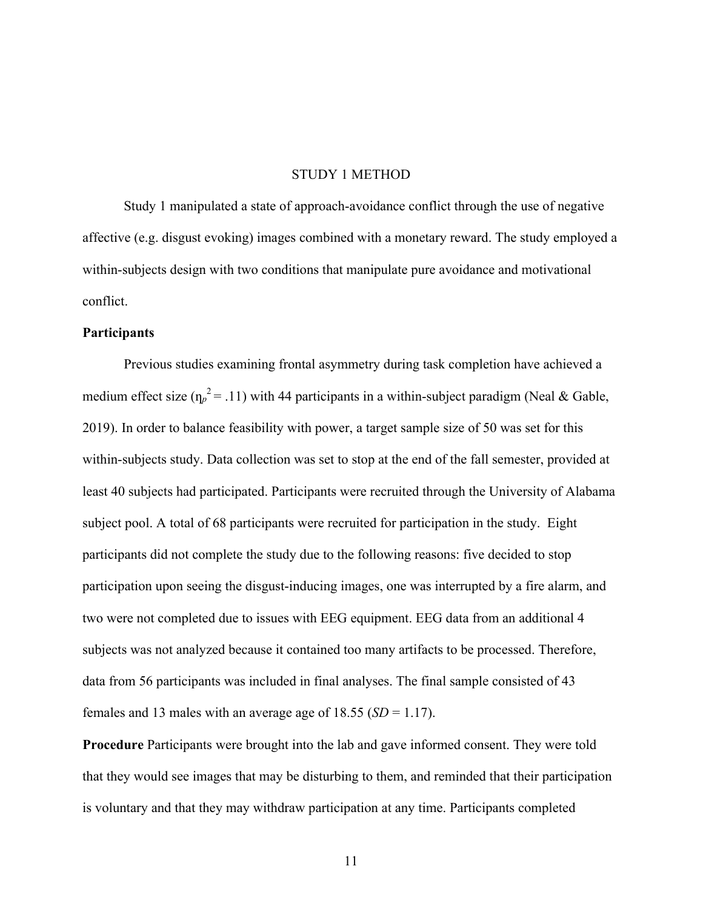# STUDY 1 METHOD

Study 1 manipulated a state of approach-avoidance conflict through the use of negative affective (e.g. disgust evoking) images combined with a monetary reward. The study employed a within-subjects design with two conditions that manipulate pure avoidance and motivational conflict.

**Participants**

Previous studies examining frontal asymmetry during task completion have achieved a medium effect size ($\eta_p^2 = .11$) with 44 participants in a within-subject paradigm (Neal & Gable, 2019). In order to balance feasibility with power, a target sample size of 50 was set for this within-subjects study. Data collection was set to stop at the end of the fall semester, provided at least 40 subjects had participated. Participants were recruited through the University of Alabama subject pool. A total of 68 participants were recruited for participation in the study. Eight participants did not complete the study due to the following reasons: five decided to stop participation upon seeing the disgust-inducing images, one was interrupted by a fire alarm, and two were not completed due to issues with EEG equipment. EEG data from an additional 4 subjects was not analyzed because it contained too many artifacts to be processed. Therefore, data from 56 participants was included in final analyses. The final sample consisted of 43 females and 13 males with an average age of 18.55 (*SD* = 1.17).

**Procedure** Participants were brought into the lab and gave informed consent. They were told that they would see images that may be disturbing to them, and reminded that their participation is voluntary and that they may withdraw participation at any time. Participants completed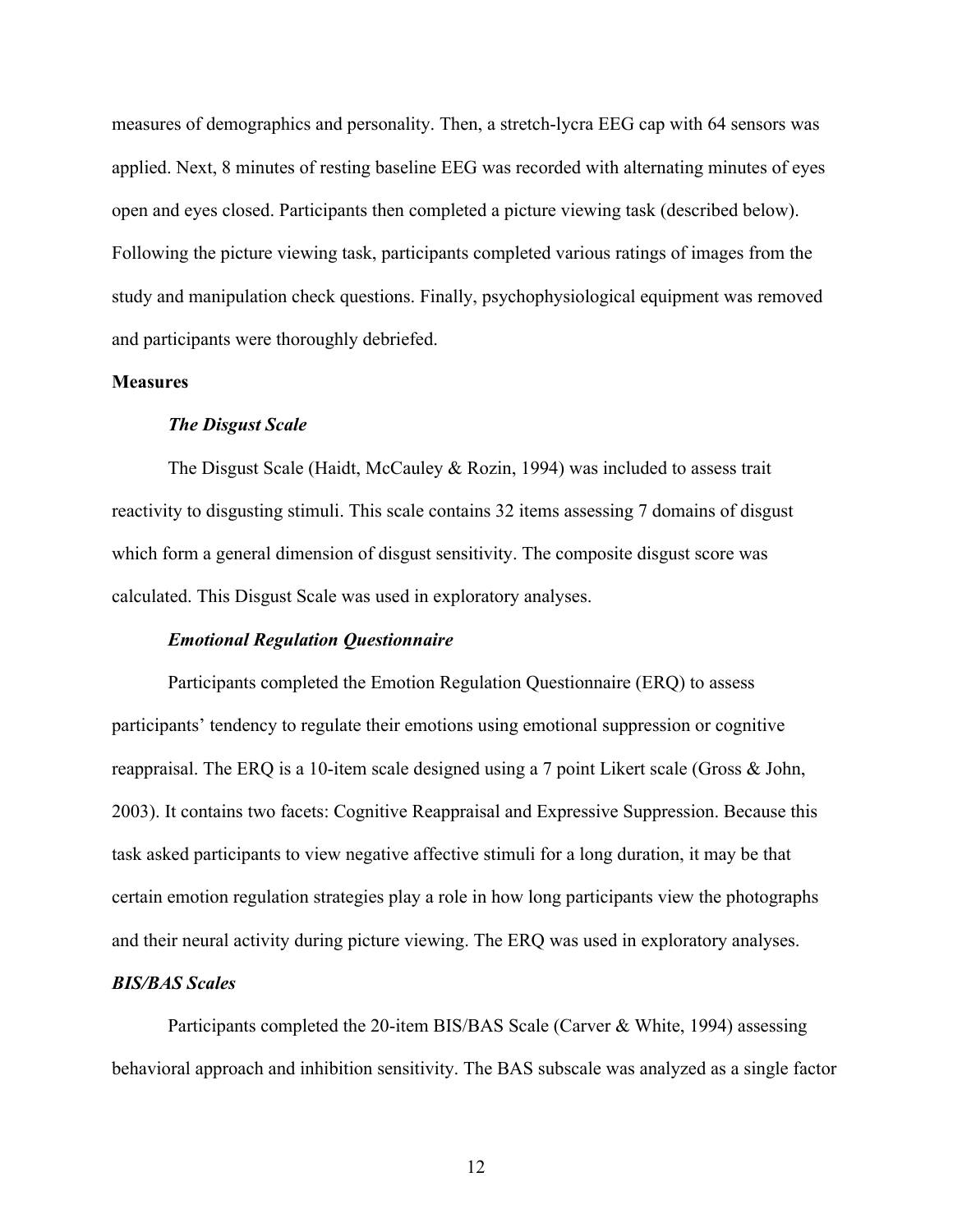measures of demographics and personality. Then, a stretch-lycra EEG cap with 64 sensors was applied. Next, 8 minutes of resting baseline EEG was recorded with alternating minutes of eyes open and eyes closed. Participants then completed a picture viewing task (described below). Following the picture viewing task, participants completed various ratings of images from the study and manipulation check questions. Finally, psychophysiological equipment was removed and participants were thoroughly debriefed.

## Measures

### *The Disgust Scale*

The Disgust Scale (Haidt, McCauley & Rozin, 1994) was included to assess trait reactivity to disgusting stimuli. This scale contains 32 items assessing 7 domains of disgust which form a general dimension of disgust sensitivity. The composite disgust score was calculated. This Disgust Scale was used in exploratory analyses.

### *Emotional Regulation Questionnaire*

Participants completed the Emotion Regulation Questionnaire (ERQ) to assess participants' tendency to regulate their emotions using emotional suppression or cognitive reappraisal. The ERQ is a 10-item scale designed using a 7 point Likert scale (Gross & John, 2003). It contains two facets: Cognitive Reappraisal and Expressive Suppression. Because this task asked participants to view negative affective stimuli for a long duration, it may be that certain emotion regulation strategies play a role in how long participants view the photographs and their neural activity during picture viewing. The ERQ was used in exploratory analyses.

### *BIS/BAS Scales*

Participants completed the 20-item BIS/BAS Scale (Carver & White, 1994) assessing behavioral approach and inhibition sensitivity. The BAS subscale was analyzed as a single factor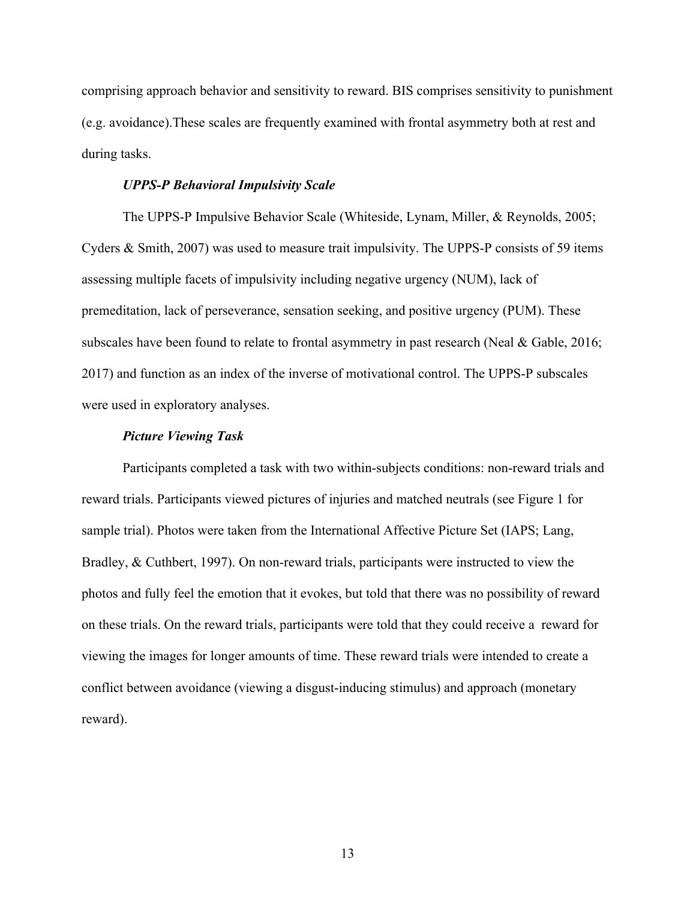comprising approach behavior and sensitivity to reward. BIS comprises sensitivity to punishment (e.g. avoidance).These scales are frequently examined with frontal asymmetry both at rest and during tasks.

***UPPS-P Behavioral Impulsivity Scale***

The UPPS-P Impulsive Behavior Scale (Whiteside, Lynam, Miller, & Reynolds, 2005; Cyders & Smith, 2007) was used to measure trait impulsivity. The UPPS-P consists of 59 items assessing multiple facets of impulsivity including negative urgency (NUM), lack of premeditation, lack of perseverance, sensation seeking, and positive urgency (PUM). These subscales have been found to relate to frontal asymmetry in past research (Neal & Gable, 2016; 2017) and function as an index of the inverse of motivational control. The UPPS-P subscales were used in exploratory analyses.

***Picture Viewing Task***

Participants completed a task with two within-subjects conditions: non-reward trials and reward trials. Participants viewed pictures of injuries and matched neutrals (see Figure 1 for sample trial). Photos were taken from the International Affective Picture Set (IAPS; Lang, Bradley, & Cuthbert, 1997). On non-reward trials, participants were instructed to view the photos and fully feel the emotion that it evokes, but told that there was no possibility of reward on these trials. On the reward trials, participants were told that they could receive a reward for viewing the images for longer amounts of time. These reward trials were intended to create a conflict between avoidance (viewing a disgust-inducing stimulus) and approach (monetary reward).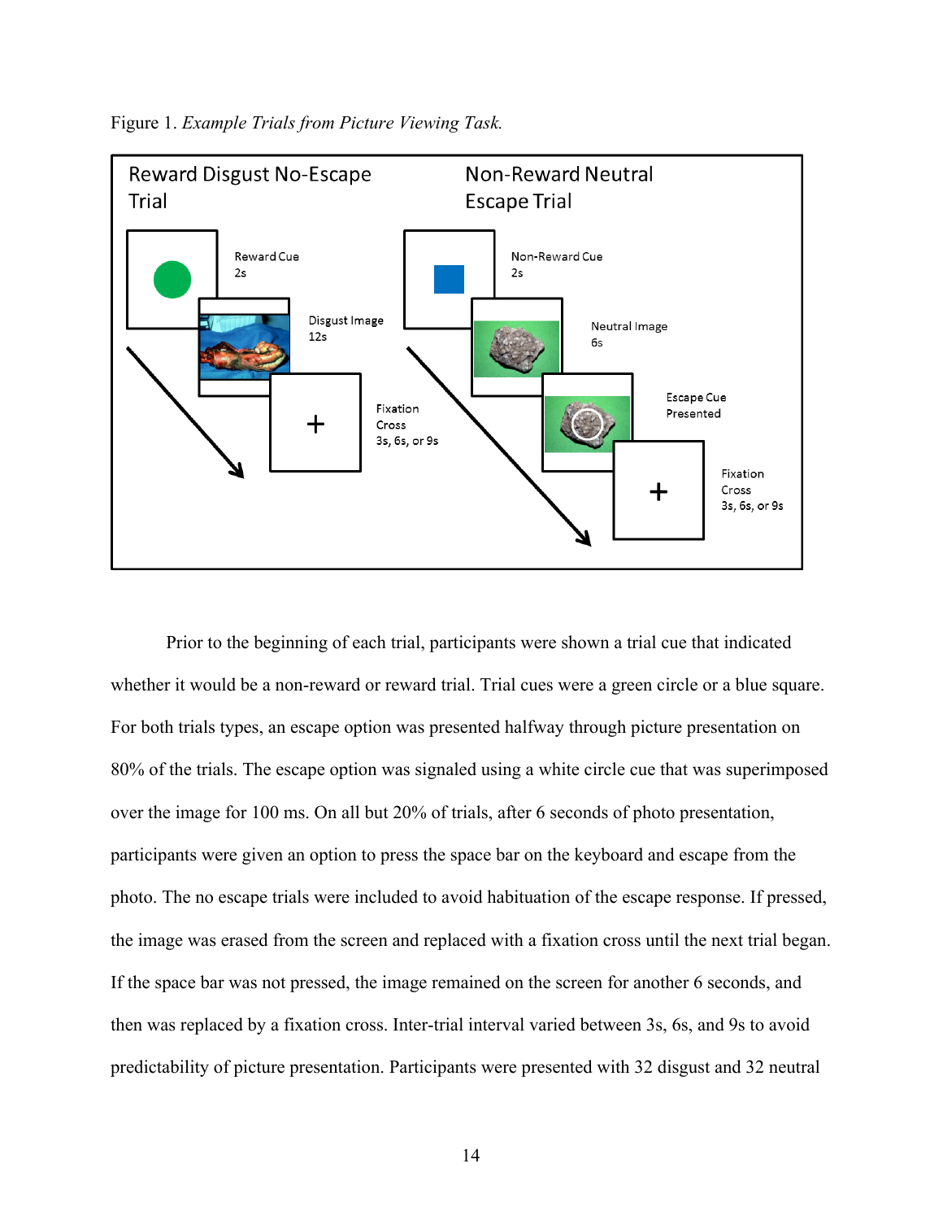Figure 1. *Example Trials from Picture Viewing Task.*

Reward Disgust No-Escape Trial

Reward Cue 2s

Disgust Image 12s

Fixation Cross 3s, 6s, or 9s

Non-Reward Neutral Escape Trial

Non-Reward Cue 2s

Neutral Image 6s

Escape Cue Presented

Fixation Cross 3s, 6s, or 9s

Prior to the beginning of each trial, participants were shown a trial cue that indicated whether it would be a non-reward or reward trial. Trial cues were a green circle or a blue square. For both trials types, an escape option was presented halfway through picture presentation on 80% of the trials. The escape option was signaled using a white circle cue that was superimposed over the image for 100 ms. On all but 20% of trials, after 6 seconds of photo presentation, participants were given an option to press the space bar on the keyboard and escape from the photo. The no escape trials were included to avoid habituation of the escape response. If pressed, the image was erased from the screen and replaced with a fixation cross until the next trial began. If the space bar was not pressed, the image remained on the screen for another 6 seconds, and then was replaced by a fixation cross. Inter-trial interval varied between 3s, 6s, and 9s to avoid predictability of picture presentation. Participants were presented with 32 disgust and 32 neutral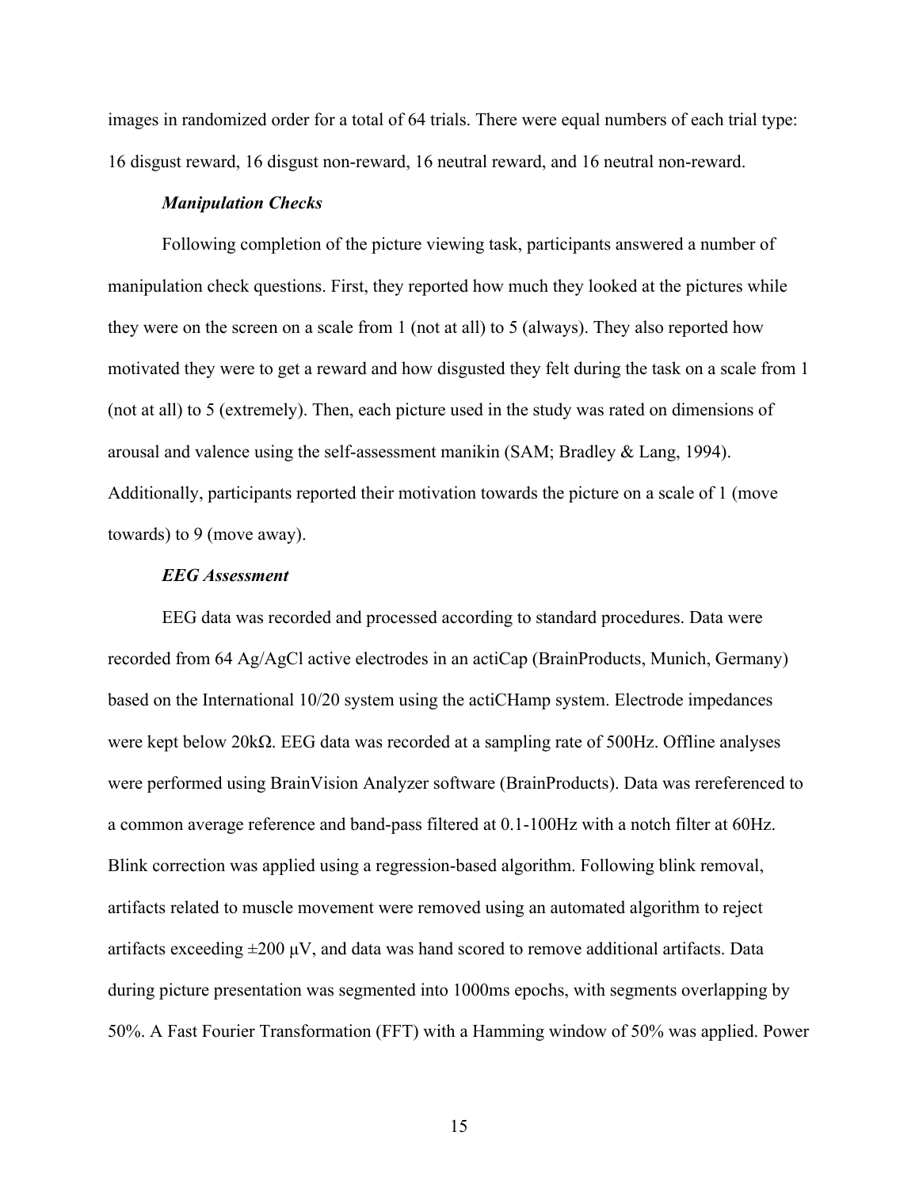images in randomized order for a total of 64 trials. There were equal numbers of each trial type: 16 disgust reward, 16 disgust non-reward, 16 neutral reward, and 16 neutral non-reward.

### *Manipulation Checks*

Following completion of the picture viewing task, participants answered a number of manipulation check questions. First, they reported how much they looked at the pictures while they were on the screen on a scale from 1 (not at all) to 5 (always). They also reported how motivated they were to get a reward and how disgusted they felt during the task on a scale from 1 (not at all) to 5 (extremely). Then, each picture used in the study was rated on dimensions of arousal and valence using the self-assessment manikin (SAM; Bradley & Lang, 1994). Additionally, participants reported their motivation towards the picture on a scale of 1 (move towards) to 9 (move away).

### *EEG Assessment*

EEG data was recorded and processed according to standard procedures. Data were recorded from 64 Ag/AgCl active electrodes in an actiCap (BrainProducts, Munich, Germany) based on the International 10/20 system using the actiCHamp system. Electrode impedances were kept below 20kΩ. EEG data was recorded at a sampling rate of 500Hz. Offline analyses were performed using BrainVision Analyzer software (BrainProducts). Data was rereferenced to a common average reference and band-pass filtered at 0.1-100Hz with a notch filter at 60Hz. Blink correction was applied using a regression-based algorithm. Following blink removal, artifacts related to muscle movement were removed using an automated algorithm to reject artifacts exceeding ±200 μV, and data was hand scored to remove additional artifacts. Data during picture presentation was segmented into 1000ms epochs, with segments overlapping by 50%. A Fast Fourier Transformation (FFT) with a Hamming window of 50% was applied. Power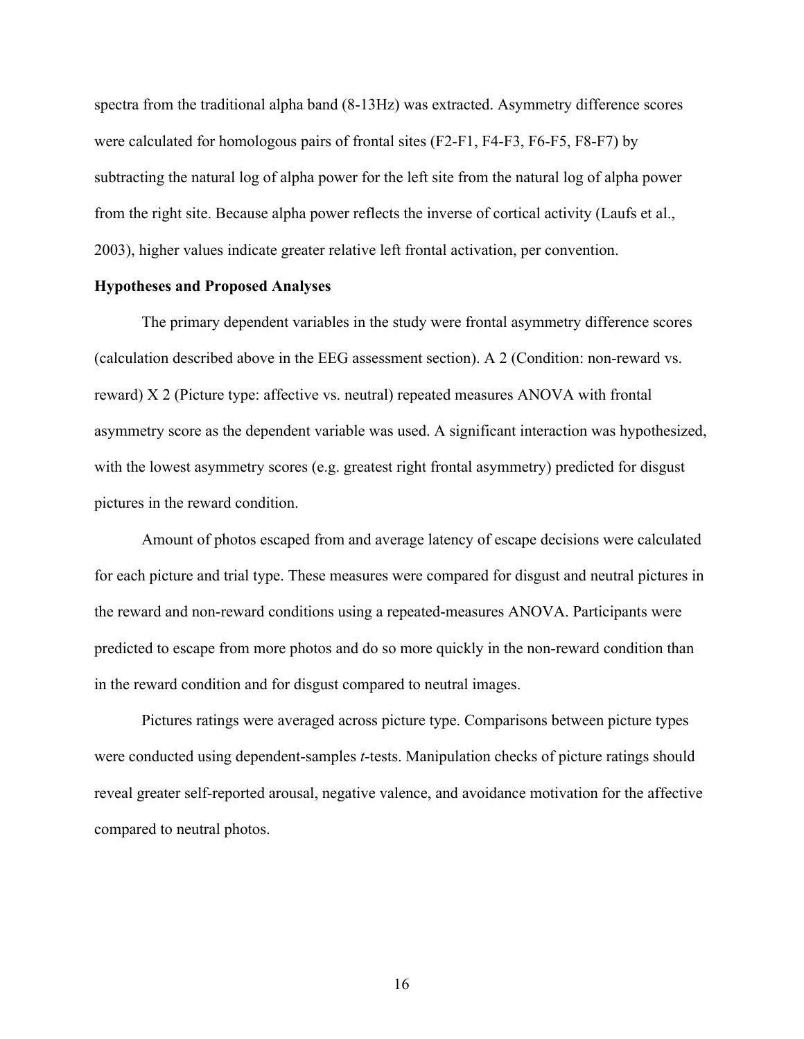spectra from the traditional alpha band (8-13Hz) was extracted. Asymmetry difference scores were calculated for homologous pairs of frontal sites (F2-F1, F4-F3, F6-F5, F8-F7) by subtracting the natural log of alpha power for the left site from the natural log of alpha power from the right site. Because alpha power reflects the inverse of cortical activity (Laufs et al., 2003), higher values indicate greater relative left frontal activation, per convention.

**Hypotheses and Proposed Analyses**

The primary dependent variables in the study were frontal asymmetry difference scores (calculation described above in the EEG assessment section). A 2 (Condition: non-reward vs. reward) X 2 (Picture type: affective vs. neutral) repeated measures ANOVA with frontal asymmetry score as the dependent variable was used. A significant interaction was hypothesized, with the lowest asymmetry scores (e.g. greatest right frontal asymmetry) predicted for disgust pictures in the reward condition.

Amount of photos escaped from and average latency of escape decisions were calculated for each picture and trial type. These measures were compared for disgust and neutral pictures in the reward and non-reward conditions using a repeated-measures ANOVA. Participants were predicted to escape from more photos and do so more quickly in the non-reward condition than in the reward condition and for disgust compared to neutral images.

Pictures ratings were averaged across picture type. Comparisons between picture types were conducted using dependent-samples *t*-tests. Manipulation checks of picture ratings should reveal greater self-reported arousal, negative valence, and avoidance motivation for the affective compared to neutral photos.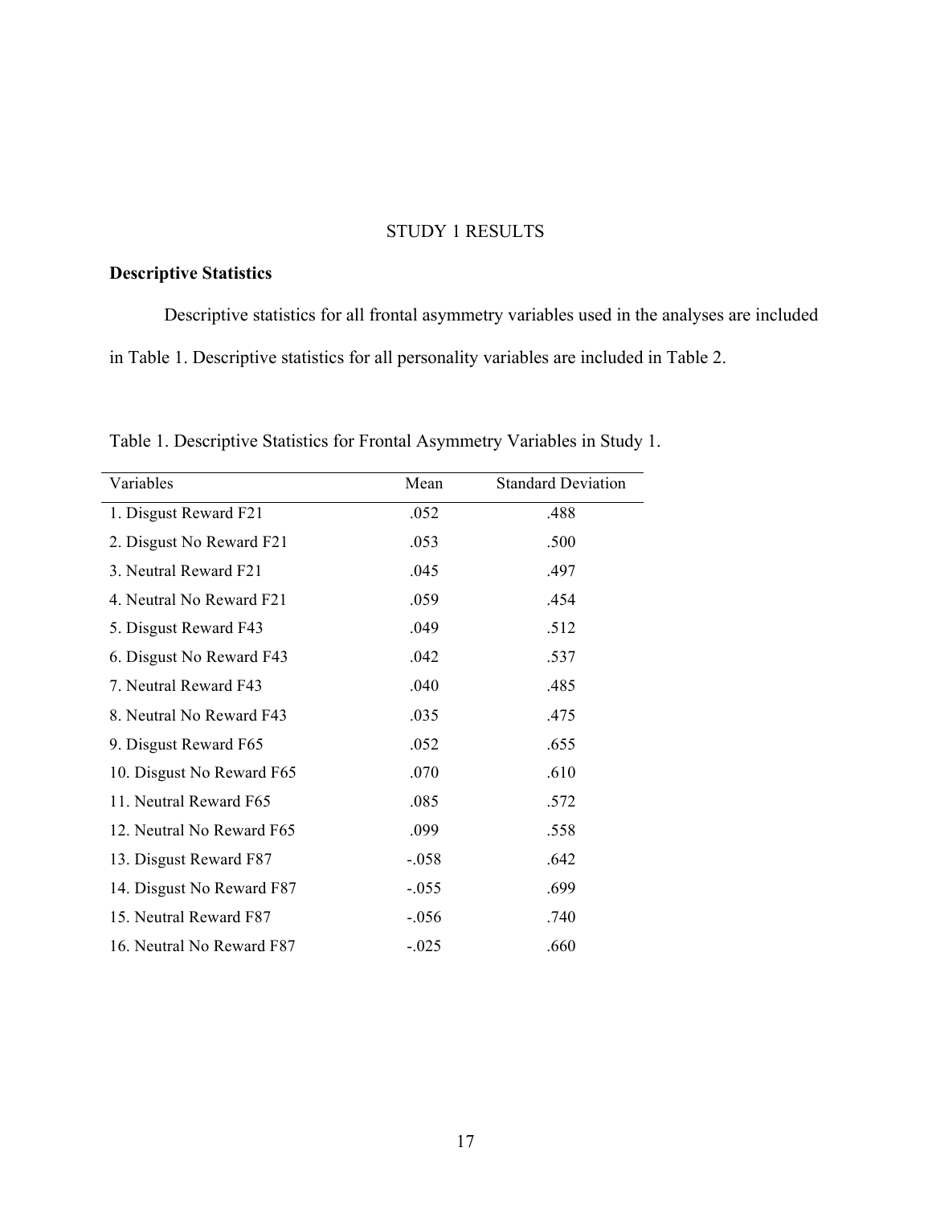# STUDY 1 RESULTS

## Descriptive Statistics

Descriptive statistics for all frontal asymmetry variables used in the analyses are included in Table 1. Descriptive statistics for all personality variables are included in Table 2.

Table 1. Descriptive Statistics for Frontal Asymmetry Variables in Study 1.

| Variables | Mean | Standard Deviation |
|---|---|---|
| 1. Disgust Reward F21 | .052 | .488 |
| 2. Disgust No Reward F21 | .053 | .500 |
| 3. Neutral Reward F21 | .045 | .497 |
| 4. Neutral No Reward F21 | .059 | .454 |
| 5. Disgust Reward F43 | .049 | .512 |
| 6. Disgust No Reward F43 | .042 | .537 |
| 7. Neutral Reward F43 | .040 | .485 |
| 8. Neutral No Reward F43 | .035 | .475 |
| 9. Disgust Reward F65 | .052 | .655 |
| 10. Disgust No Reward F65 | .070 | .610 |
| 11. Neutral Reward F65 | .085 | .572 |
| 12. Neutral No Reward F65 | .099 | .558 |
| 13. Disgust Reward F87 | -.058 | .642 |
| 14. Disgust No Reward F87 | -.055 | .699 |
| 15. Neutral Reward F87 | -.056 | .740 |
| 16. Neutral No Reward F87 | -.025 | .660 |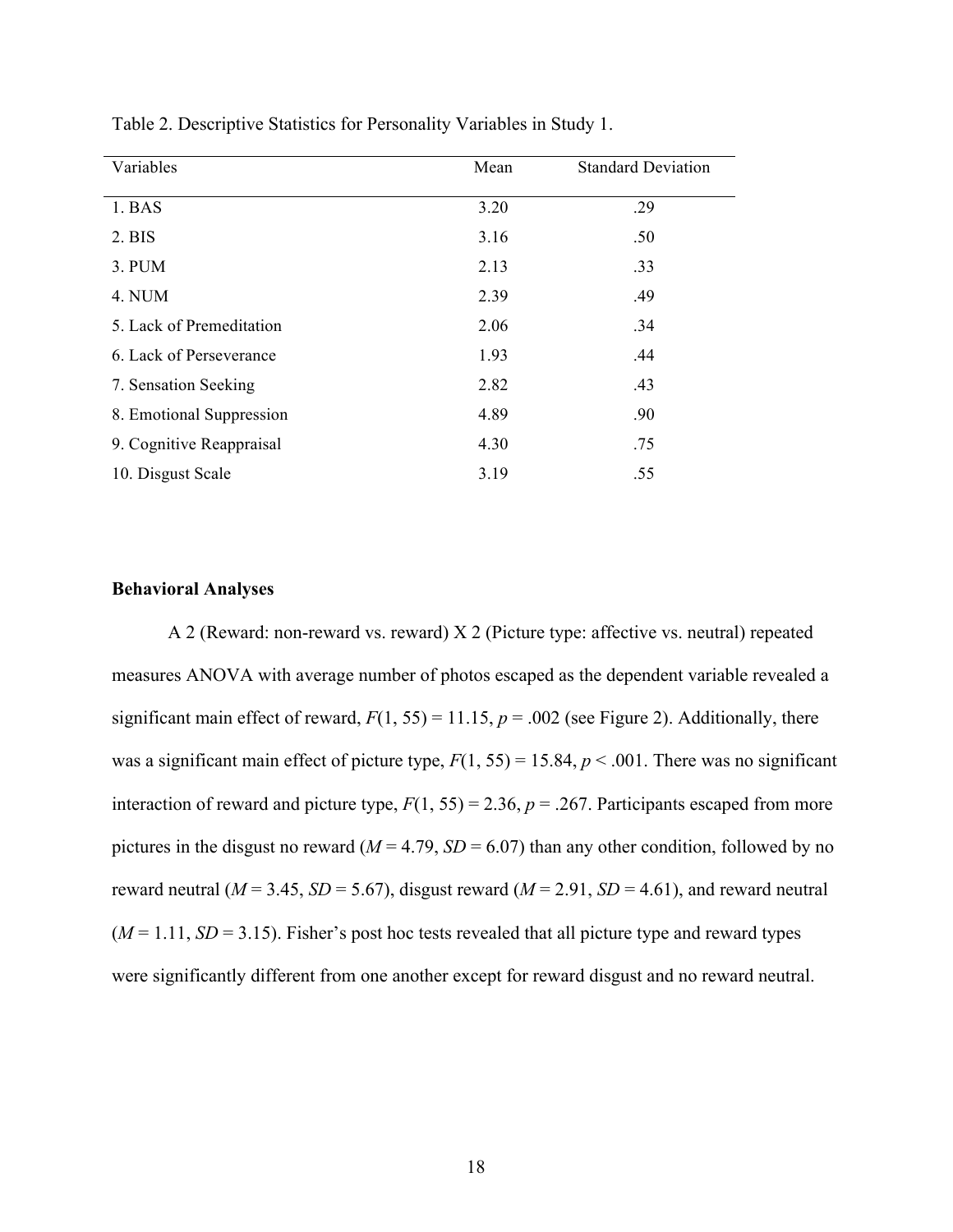Table 2. Descriptive Statistics for Personality Variables in Study 1.

| Variables | Mean | Standard Deviation |
|---|---|---|
| 1. BAS | 3.20 | .29 |
| 2. BIS | 3.16 | .50 |
| 3. PUM | 2.13 | .33 |
| 4. NUM | 2.39 | .49 |
| 5. Lack of Premeditation | 2.06 | .34 |
| 6. Lack of Perseverance | 1.93 | .44 |
| 7. Sensation Seeking | 2.82 | .43 |
| 8. Emotional Suppression | 4.89 | .90 |
| 9. Cognitive Reappraisal | 4.30 | .75 |
| 10. Disgust Scale | 3.19 | .55 |

**Behavioral Analyses**

A 2 (Reward: non-reward vs. reward) X 2 (Picture type: affective vs. neutral) repeated measures ANOVA with average number of photos escaped as the dependent variable revealed a significant main effect of reward, $F(1, 55) = 11.15$, $p = .002$ (see Figure 2). Additionally, there was a significant main effect of picture type, $F(1, 55) = 15.84$, $p < .001$. There was no significant interaction of reward and picture type, $F(1, 55) = 2.36$, $p = .267$. Participants escaped from more pictures in the disgust no reward ($M = 4.79$, $SD = 6.07$) than any other condition, followed by no reward neutral ($M = 3.45$, $SD = 5.67$), disgust reward ($M = 2.91$, $SD = 4.61$), and reward neutral ($M = 1.11$, $SD = 3.15$). Fisher's post hoc tests revealed that all picture type and reward types were significantly different from one another except for reward disgust and no reward neutral.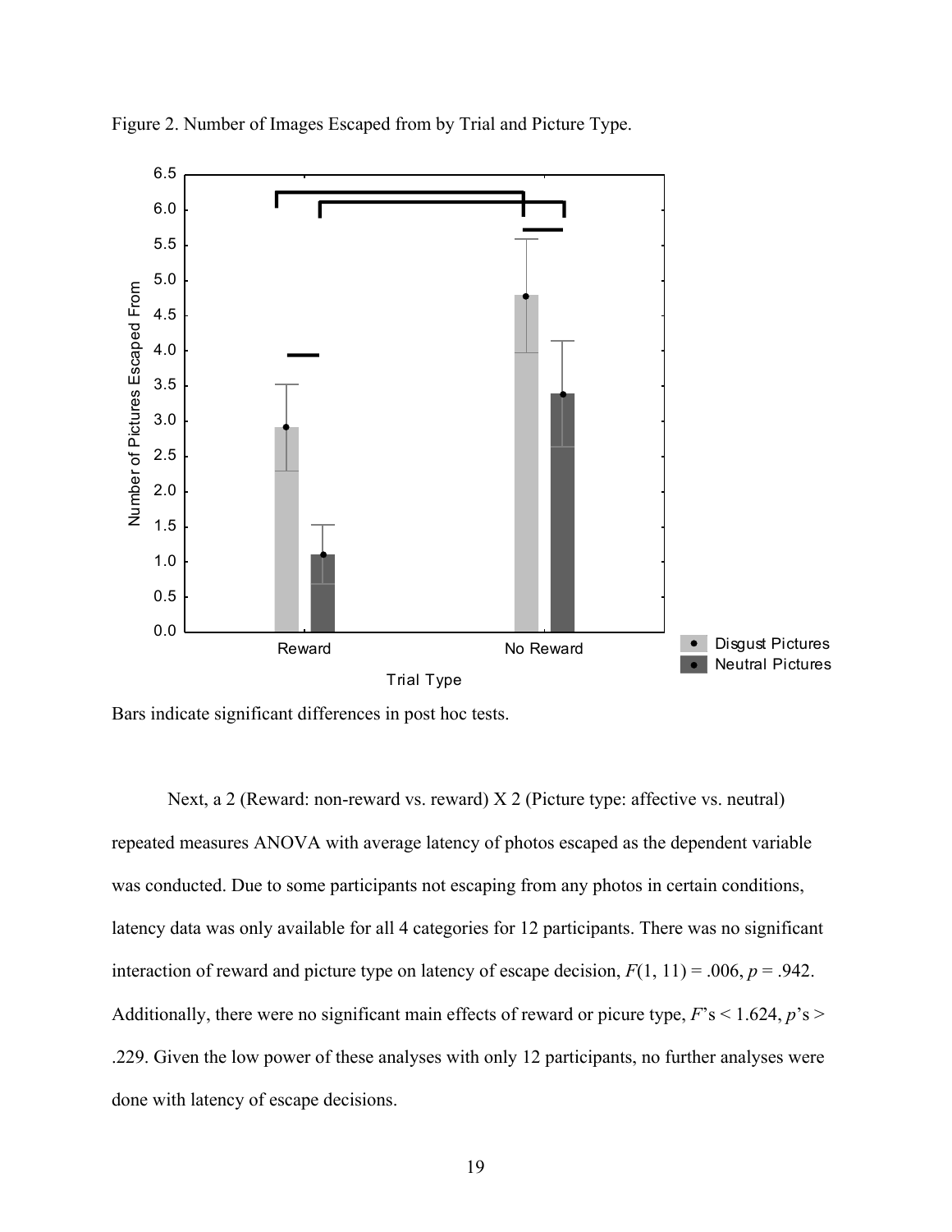Figure 2. Number of Images Escaped from by Trial and Picture Type.

Bars indicate significant differences in post hoc tests.

Next, a 2 (Reward: non-reward vs. reward) X 2 (Picture type: affective vs. neutral) repeated measures ANOVA with average latency of photos escaped as the dependent variable was conducted. Due to some participants not escaping from any photos in certain conditions, latency data was only available for all 4 categories for 12 participants. There was no significant interaction of reward and picture type on latency of escape decision, $F(1, 11) = .006$, $p = .942$. Additionally, there were no significant main effects of reward or picure type, $F$'s < 1.624, $p$'s > .229. Given the low power of these analyses with only 12 participants, no further analyses were done with latency of escape decisions.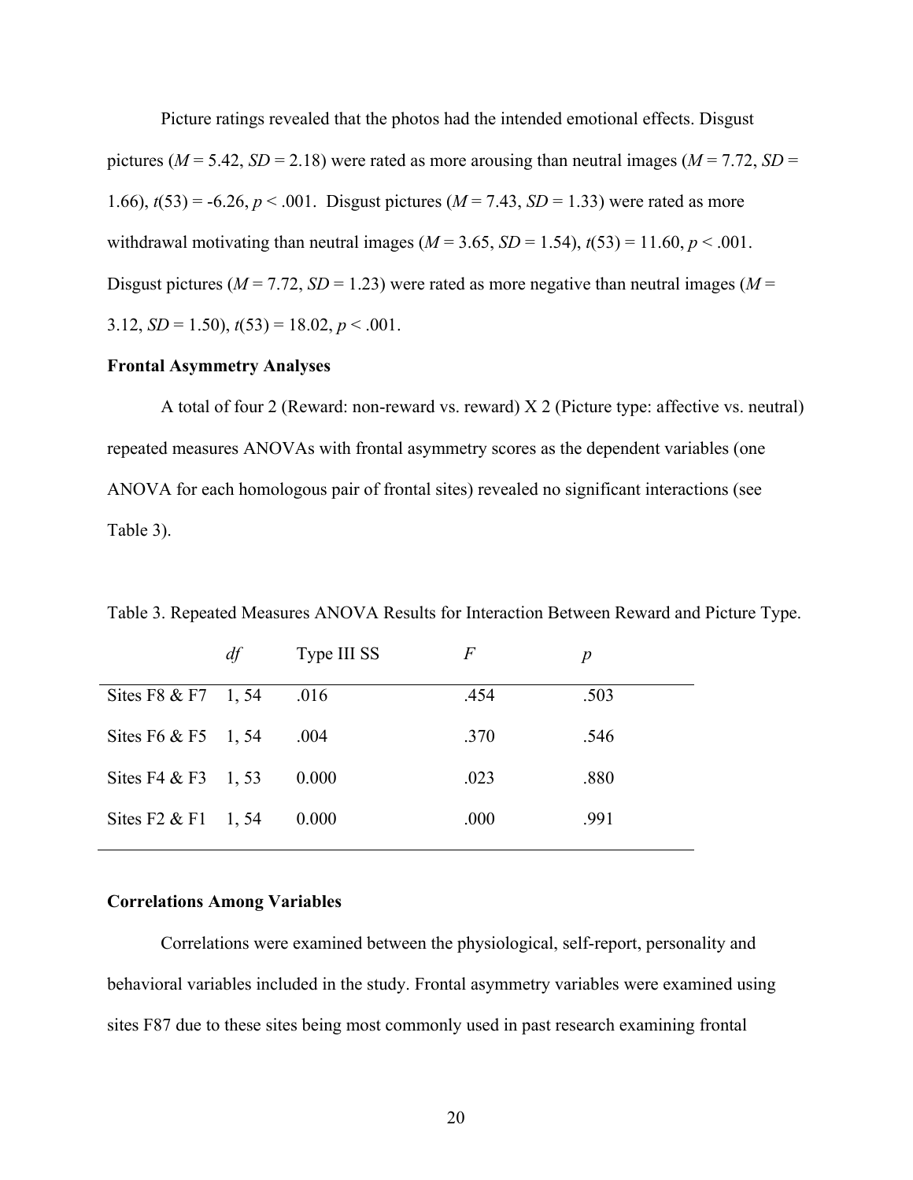Picture ratings revealed that the photos had the intended emotional effects. Disgust pictures ($M$ = 5.42, $SD$ = 2.18) were rated as more arousing than neutral images ($M$ = 7.72, $SD$ = 1.66), $t(53) = -6.26$, $p < .001$. Disgust pictures ($M$ = 7.43, $SD$ = 1.33) were rated as more withdrawal motivating than neutral images ($M$ = 3.65, $SD$ = 1.54), $t(53) = 11.60$, $p < .001$. Disgust pictures ($M$ = 7.72, $SD$ = 1.23) were rated as more negative than neutral images ($M$ = 3.12, $SD$ = 1.50), $t(53) = 18.02$, $p < .001$.

**Frontal Asymmetry Analyses**

A total of four 2 (Reward: non-reward vs. reward) X 2 (Picture type: affective vs. neutral) repeated measures ANOVAs with frontal asymmetry scores as the dependent variables (one ANOVA for each homologous pair of frontal sites) revealed no significant interactions (see Table 3).

Table 3. Repeated Measures ANOVA Results for Interaction Between Reward and Picture Type.

| | *df* | Type III SS | *F* | *p* |
|---|---|---|---|---|
| Sites F8 & F7 | 1, 54 | .016 | .454 | .503 |
| Sites F6 & F5 | 1, 54 | .004 | .370 | .546 |
| Sites F4 & F3 | 1, 53 | 0.000 | .023 | .880 |
| Sites F2 & F1 | 1, 54 | 0.000 | .000 | .991 |

**Correlations Among Variables**

Correlations were examined between the physiological, self-report, personality and behavioral variables included in the study. Frontal asymmetry variables were examined using sites F87 due to these sites being most commonly used in past research examining frontal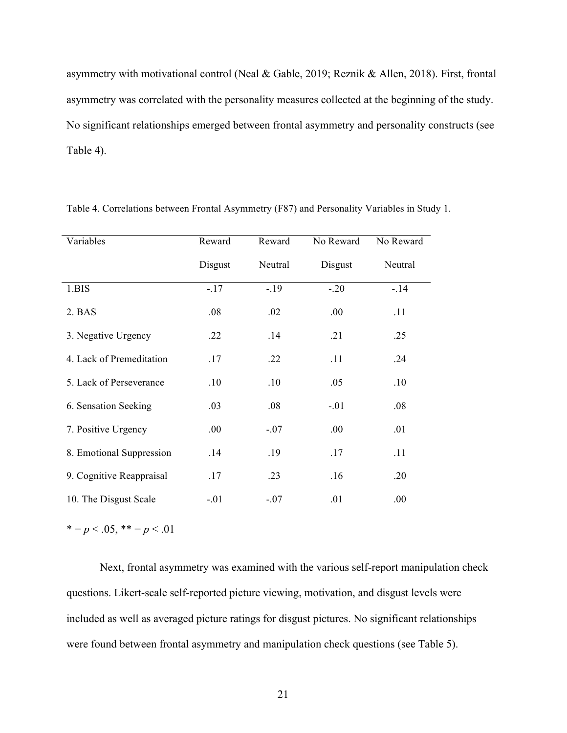asymmetry with motivational control (Neal & Gable, 2019; Reznik & Allen, 2018). First, frontal asymmetry was correlated with the personality measures collected at the beginning of the study. No significant relationships emerged between frontal asymmetry and personality constructs (see Table 4).

Table 4. Correlations between Frontal Asymmetry (F87) and Personality Variables in Study 1.

| Variables | Reward Disgust | Reward Neutral | No Reward Disgust | No Reward Neutral |
|---|---|---|---|---|
| 1.BIS | -.17 | -.19 | -.20 | -.14 |
| 2. BAS | .08 | .02 | .00 | .11 |
| 3. Negative Urgency | .22 | .14 | .21 | .25 |
| 4. Lack of Premeditation | .17 | .22 | .11 | .24 |
| 5. Lack of Perseverance | .10 | .10 | .05 | .10 |
| 6. Sensation Seeking | .03 | .08 | -.01 | .08 |
| 7. Positive Urgency | .00 | -.07 | .00 | .01 |
| 8. Emotional Suppression | .14 | .19 | .17 | .11 |
| 9. Cognitive Reappraisal | .17 | .23 | .16 | .20 |
| 10. The Disgust Scale | -.01 | -.07 | .01 | .00 |

* = $p < .05$, ** = $p < .01$

Next, frontal asymmetry was examined with the various self-report manipulation check questions. Likert-scale self-reported picture viewing, motivation, and disgust levels were included as well as averaged picture ratings for disgust pictures. No significant relationships were found between frontal asymmetry and manipulation check questions (see Table 5).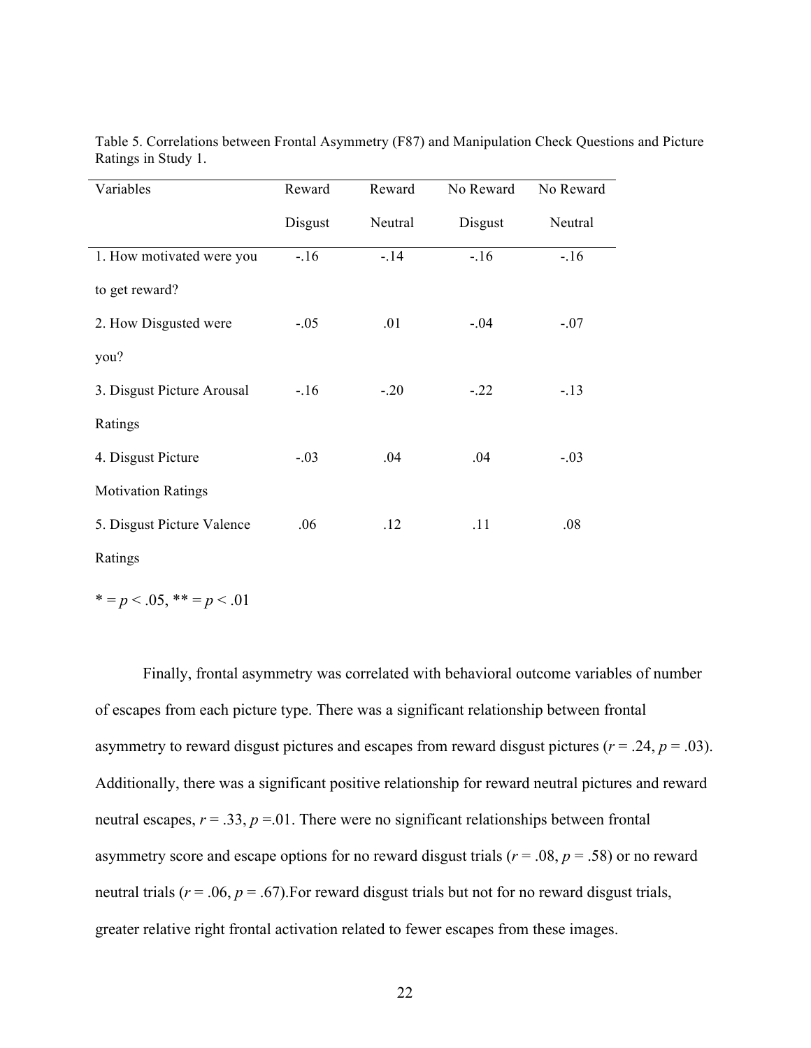Table 5. Correlations between Frontal Asymmetry (F87) and Manipulation Check Questions and Picture Ratings in Study 1.

| Variables | Reward Disgust | Reward Neutral | No Reward Disgust | No Reward Neutral |
|---|---|---|---|---|
| 1. How motivated were you to get reward? | -.16 | -.14 | -.16 | -.16 |
| 2. How Disgusted were you? | -.05 | .01 | -.04 | -.07 |
| 3. Disgust Picture Arousal Ratings | -.16 | -.20 | -.22 | -.13 |
| 4. Disgust Picture Motivation Ratings | -.03 | .04 | .04 | -.03 |
| 5. Disgust Picture Valence Ratings | .06 | .12 | .11 | .08 |

* = $p < .05$, ** = $p < .01$

Finally, frontal asymmetry was correlated with behavioral outcome variables of number of escapes from each picture type. There was a significant relationship between frontal asymmetry to reward disgust pictures and escapes from reward disgust pictures ($r = .24$, $p = .03$). Additionally, there was a significant positive relationship for reward neutral pictures and reward neutral escapes, $r = .33$, $p = .01$. There were no significant relationships between frontal asymmetry score and escape options for no reward disgust trials ($r = .08$, $p = .58$) or no reward neutral trials ($r = .06$, $p = .67$).For reward disgust trials but not for no reward disgust trials, greater relative right frontal activation related to fewer escapes from these images.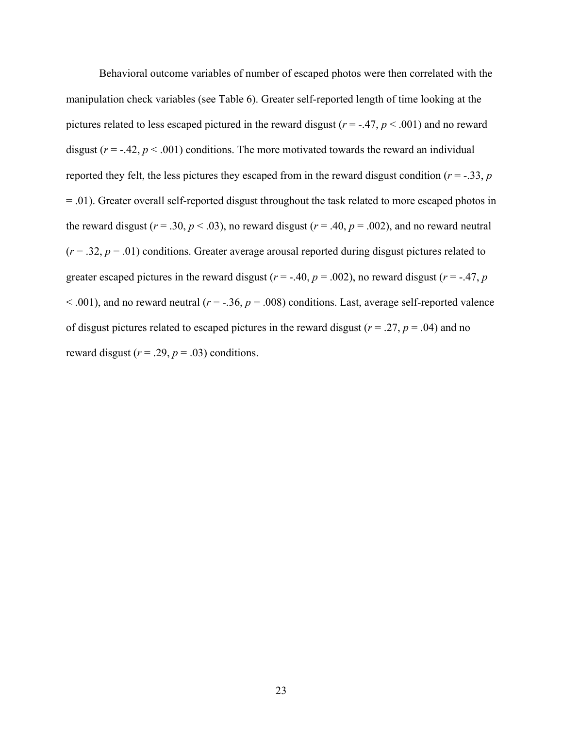Behavioral outcome variables of number of escaped photos were then correlated with the manipulation check variables (see Table 6). Greater self-reported length of time looking at the pictures related to less escaped pictured in the reward disgust ($r = -.47$, $p < .001$) and no reward disgust ($r = -.42$, $p < .001$) conditions. The more motivated towards the reward an individual reported they felt, the less pictures they escaped from in the reward disgust condition ($r = -.33$, $p = .01$). Greater overall self-reported disgust throughout the task related to more escaped photos in the reward disgust ($r = .30$, $p < .03$), no reward disgust ($r = .40$, $p = .002$), and no reward neutral ($r = .32$, $p = .01$) conditions. Greater average arousal reported during disgust pictures related to greater escaped pictures in the reward disgust ($r = -.40$, $p = .002$), no reward disgust ($r = -.47$, $p < .001$), and no reward neutral ($r = -.36$, $p = .008$) conditions. Last, average self-reported valence of disgust pictures related to escaped pictures in the reward disgust ($r = .27$, $p = .04$) and no reward disgust ($r = .29$, $p = .03$) conditions.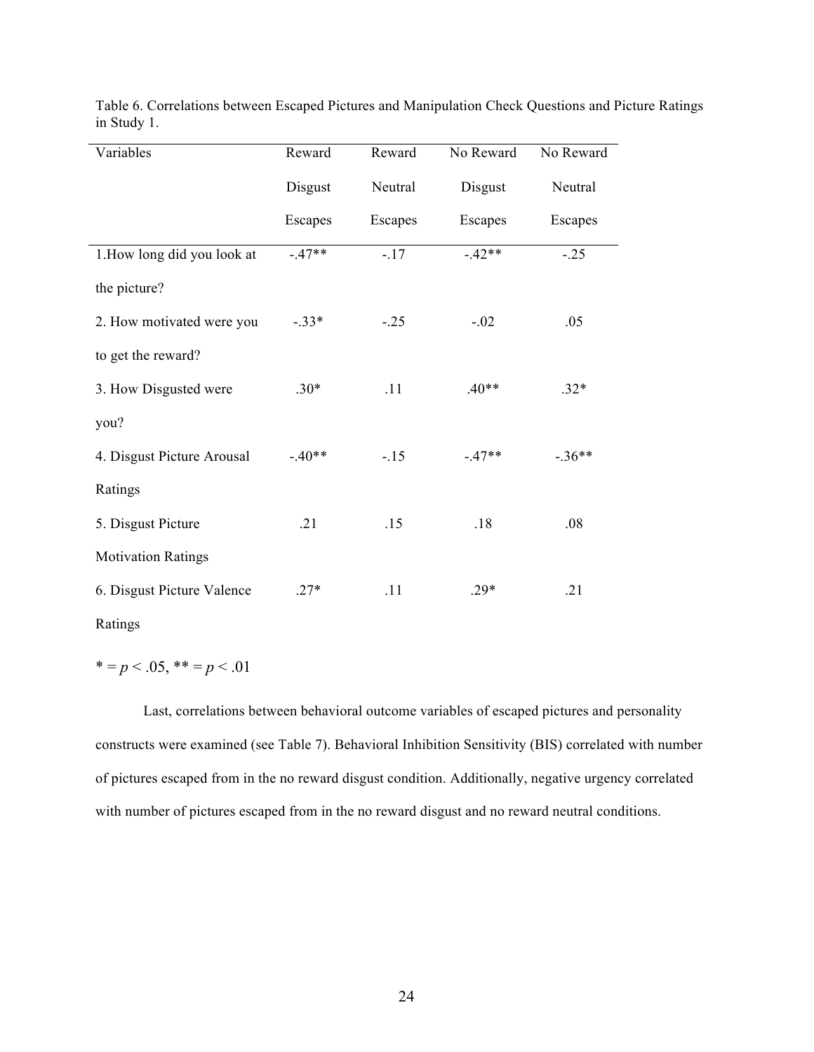Table 6. Correlations between Escaped Pictures and Manipulation Check Questions and Picture Ratings in Study 1.

| Variables | Reward Disgust Escapes | Reward Neutral Escapes | No Reward Disgust Escapes | No Reward Neutral Escapes |
|---|---|---|---|---|
| 1.How long did you look at the picture? | -.47** | -.17 | -.42** | -.25 |
| 2. How motivated were you to get the reward? | -.33* | -.25 | -.02 | .05 |
| 3. How Disgusted were you? | .30* | .11 | .40** | .32* |
| 4. Disgust Picture Arousal Ratings | -.40** | -.15 | -.47** | -.36** |
| 5. Disgust Picture Motivation Ratings | .21 | .15 | .18 | .08 |
| 6. Disgust Picture Valence Ratings | .27* | .11 | .29* | .21 |

* = $p < .05$, ** = $p < .01$

Last, correlations between behavioral outcome variables of escaped pictures and personality constructs were examined (see Table 7). Behavioral Inhibition Sensitivity (BIS) correlated with number of pictures escaped from in the no reward disgust condition. Additionally, negative urgency correlated with number of pictures escaped from in the no reward disgust and no reward neutral conditions.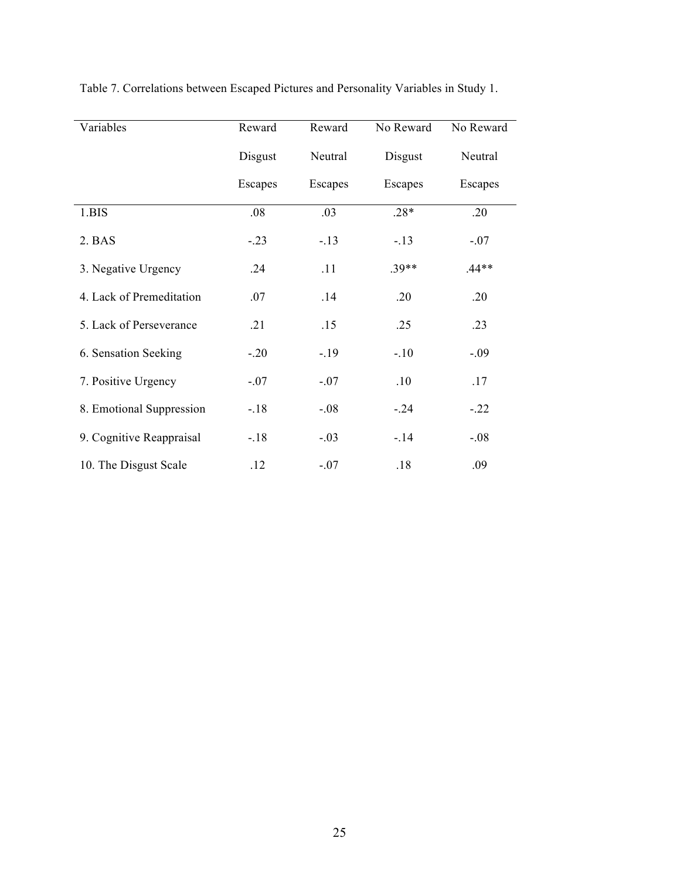Table 7. Correlations between Escaped Pictures and Personality Variables in Study 1.

| Variables | Reward Disgust Escapes | Reward Neutral Escapes | No Reward Disgust Escapes | No Reward Neutral Escapes |
|---|---|---|---|---|
| 1.BIS | .08 | .03 | .28* | .20 |
| 2. BAS | -.23 | -.13 | -.13 | -.07 |
| 3. Negative Urgency | .24 | .11 | .39** | .44** |
| 4. Lack of Premeditation | .07 | .14 | .20 | .20 |
| 5. Lack of Perseverance | .21 | .15 | .25 | .23 |
| 6. Sensation Seeking | -.20 | -.19 | -.10 | -.09 |
| 7. Positive Urgency | -.07 | -.07 | .10 | .17 |
| 8. Emotional Suppression | -.18 | -.08 | -.24 | -.22 |
| 9. Cognitive Reappraisal | -.18 | -.03 | -.14 | -.08 |
| 10. The Disgust Scale | .12 | -.07 | .18 | .09 |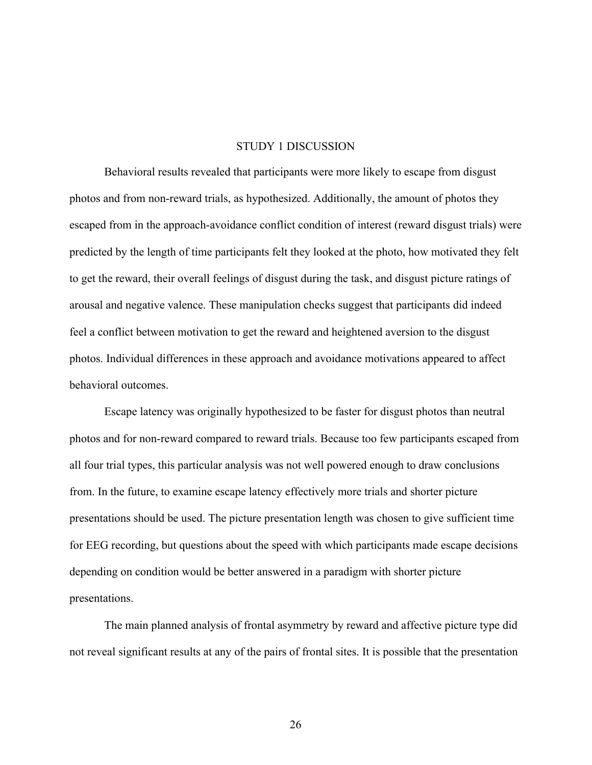# STUDY 1 DISCUSSION

Behavioral results revealed that participants were more likely to escape from disgust photos and from non-reward trials, as hypothesized. Additionally, the amount of photos they escaped from in the approach-avoidance conflict condition of interest (reward disgust trials) were predicted by the length of time participants felt they looked at the photo, how motivated they felt to get the reward, their overall feelings of disgust during the task, and disgust picture ratings of arousal and negative valence. These manipulation checks suggest that participants did indeed feel a conflict between motivation to get the reward and heightened aversion to the disgust photos. Individual differences in these approach and avoidance motivations appeared to affect behavioral outcomes.

Escape latency was originally hypothesized to be faster for disgust photos than neutral photos and for non-reward compared to reward trials. Because too few participants escaped from all four trial types, this particular analysis was not well powered enough to draw conclusions from. In the future, to examine escape latency effectively more trials and shorter picture presentations should be used. The picture presentation length was chosen to give sufficient time for EEG recording, but questions about the speed with which participants made escape decisions depending on condition would be better answered in a paradigm with shorter picture presentations.

The main planned analysis of frontal asymmetry by reward and affective picture type did not reveal significant results at any of the pairs of frontal sites. It is possible that the presentation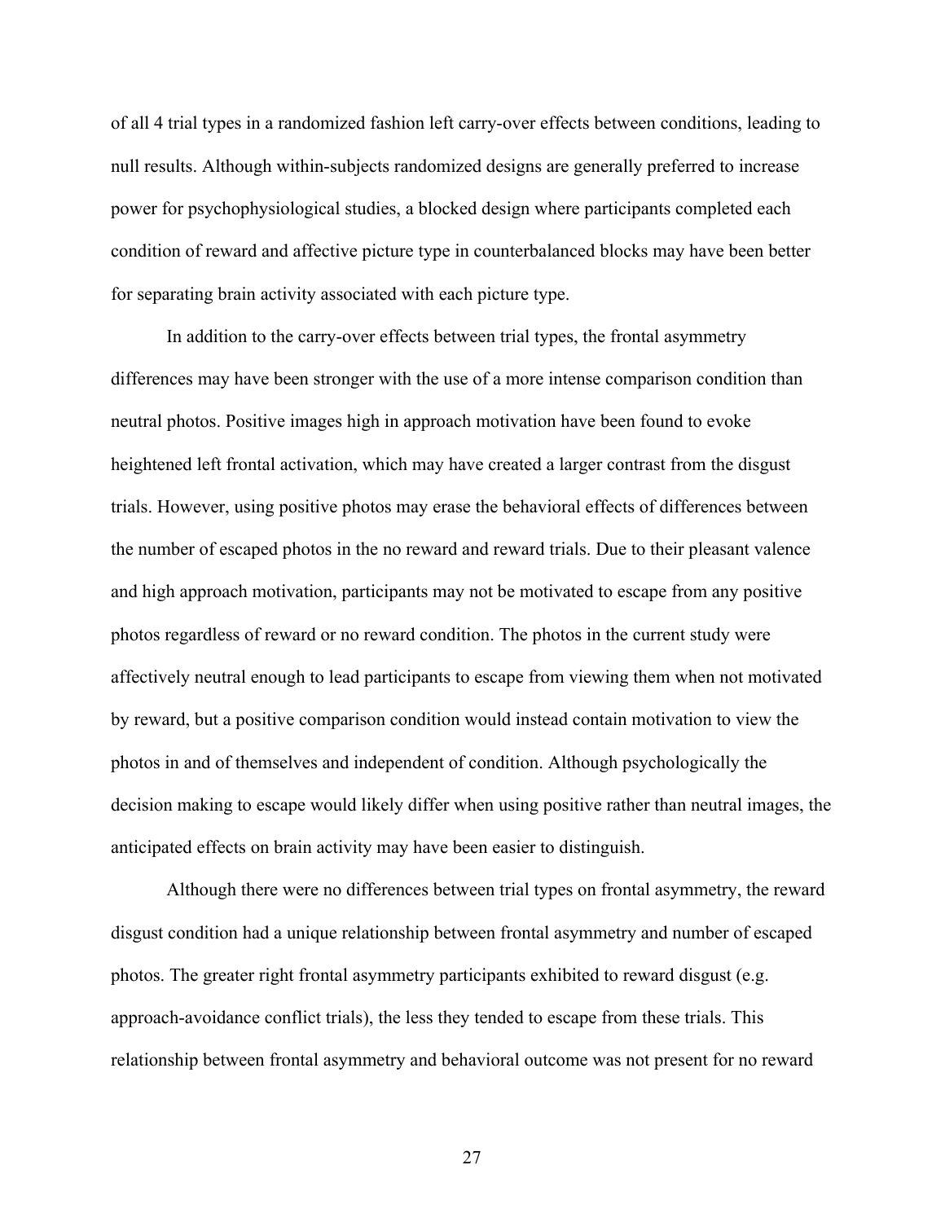of all 4 trial types in a randomized fashion left carry-over effects between conditions, leading to null results. Although within-subjects randomized designs are generally preferred to increase power for psychophysiological studies, a blocked design where participants completed each condition of reward and affective picture type in counterbalanced blocks may have been better for separating brain activity associated with each picture type.

In addition to the carry-over effects between trial types, the frontal asymmetry differences may have been stronger with the use of a more intense comparison condition than neutral photos. Positive images high in approach motivation have been found to evoke heightened left frontal activation, which may have created a larger contrast from the disgust trials. However, using positive photos may erase the behavioral effects of differences between the number of escaped photos in the no reward and reward trials. Due to their pleasant valence and high approach motivation, participants may not be motivated to escape from any positive photos regardless of reward or no reward condition. The photos in the current study were affectively neutral enough to lead participants to escape from viewing them when not motivated by reward, but a positive comparison condition would instead contain motivation to view the photos in and of themselves and independent of condition. Although psychologically the decision making to escape would likely differ when using positive rather than neutral images, the anticipated effects on brain activity may have been easier to distinguish.

Although there were no differences between trial types on frontal asymmetry, the reward disgust condition had a unique relationship between frontal asymmetry and number of escaped photos. The greater right frontal asymmetry participants exhibited to reward disgust (e.g. approach-avoidance conflict trials), the less they tended to escape from these trials. This relationship between frontal asymmetry and behavioral outcome was not present for no reward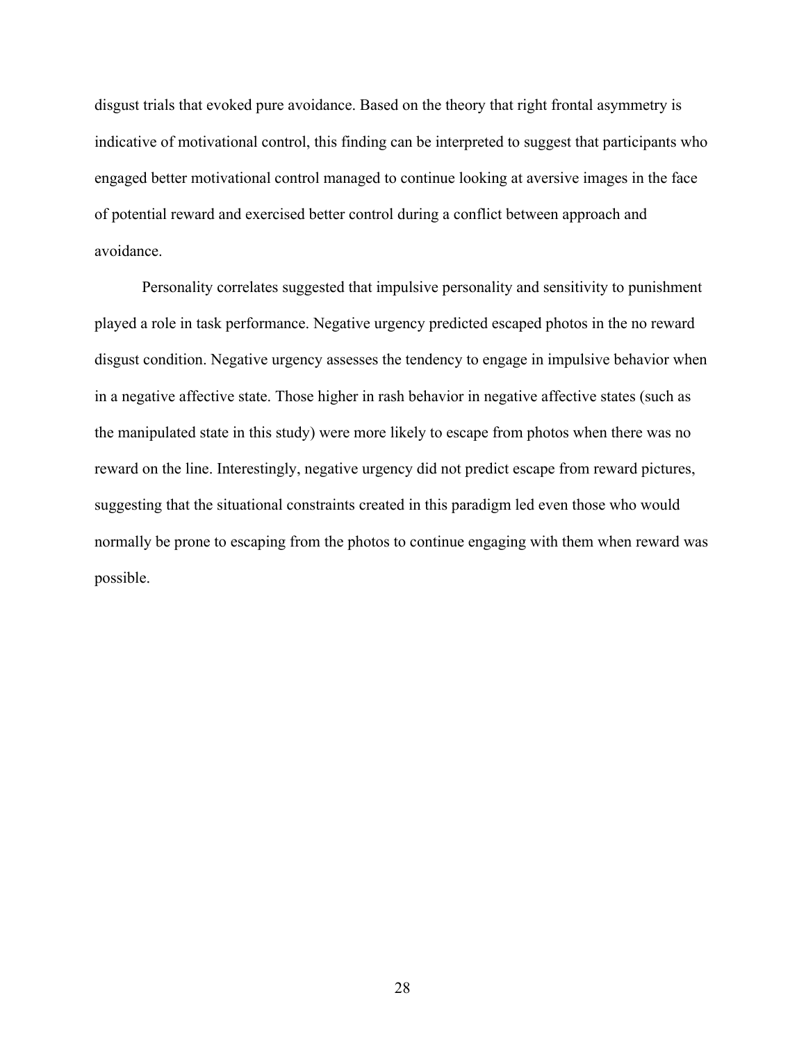disgust trials that evoked pure avoidance. Based on the theory that right frontal asymmetry is indicative of motivational control, this finding can be interpreted to suggest that participants who engaged better motivational control managed to continue looking at aversive images in the face of potential reward and exercised better control during a conflict between approach and avoidance.

Personality correlates suggested that impulsive personality and sensitivity to punishment played a role in task performance. Negative urgency predicted escaped photos in the no reward disgust condition. Negative urgency assesses the tendency to engage in impulsive behavior when in a negative affective state. Those higher in rash behavior in negative affective states (such as the manipulated state in this study) were more likely to escape from photos when there was no reward on the line. Interestingly, negative urgency did not predict escape from reward pictures, suggesting that the situational constraints created in this paradigm led even those who would normally be prone to escaping from the photos to continue engaging with them when reward was possible.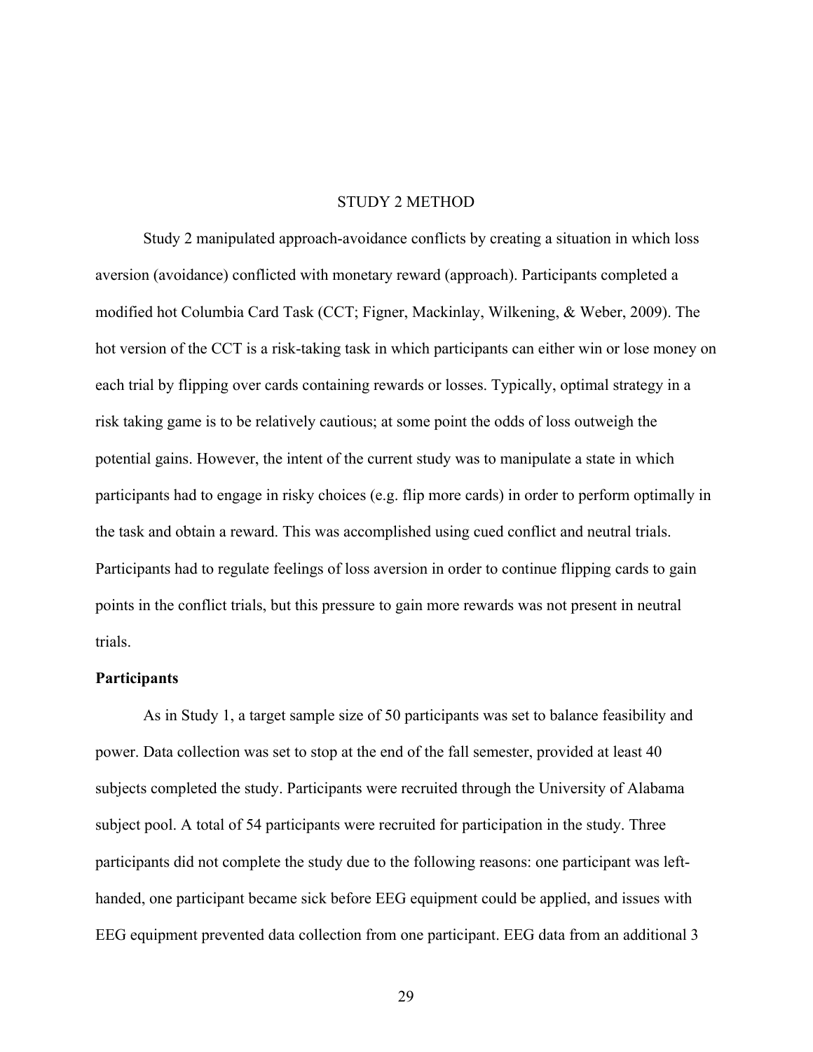# STUDY 2 METHOD

Study 2 manipulated approach-avoidance conflicts by creating a situation in which loss aversion (avoidance) conflicted with monetary reward (approach). Participants completed a modified hot Columbia Card Task (CCT; Figner, Mackinlay, Wilkening, & Weber, 2009). The hot version of the CCT is a risk-taking task in which participants can either win or lose money on each trial by flipping over cards containing rewards or losses. Typically, optimal strategy in a risk taking game is to be relatively cautious; at some point the odds of loss outweigh the potential gains. However, the intent of the current study was to manipulate a state in which participants had to engage in risky choices (e.g. flip more cards) in order to perform optimally in the task and obtain a reward. This was accomplished using cued conflict and neutral trials. Participants had to regulate feelings of loss aversion in order to continue flipping cards to gain points in the conflict trials, but this pressure to gain more rewards was not present in neutral trials.

## Participants

As in Study 1, a target sample size of 50 participants was set to balance feasibility and power. Data collection was set to stop at the end of the fall semester, provided at least 40 subjects completed the study. Participants were recruited through the University of Alabama subject pool. A total of 54 participants were recruited for participation in the study. Three participants did not complete the study due to the following reasons: one participant was left-handed, one participant became sick before EEG equipment could be applied, and issues with EEG equipment prevented data collection from one participant. EEG data from an additional 3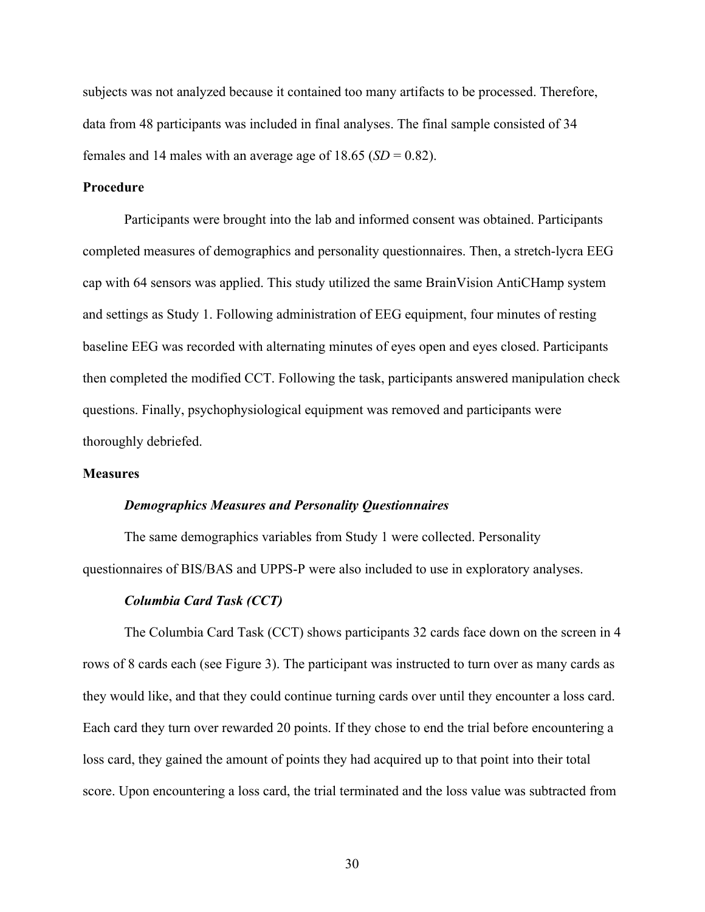subjects was not analyzed because it contained too many artifacts to be processed. Therefore, data from 48 participants was included in final analyses. The final sample consisted of 34 females and 14 males with an average age of 18.65 (*SD* = 0.82).

## Procedure

Participants were brought into the lab and informed consent was obtained. Participants completed measures of demographics and personality questionnaires. Then, a stretch-lycra EEG cap with 64 sensors was applied. This study utilized the same BrainVision AntiCHamp system and settings as Study 1. Following administration of EEG equipment, four minutes of resting baseline EEG was recorded with alternating minutes of eyes open and eyes closed. Participants then completed the modified CCT. Following the task, participants answered manipulation check questions. Finally, psychophysiological equipment was removed and participants were thoroughly debriefed.

## Measures

### *Demographics Measures and Personality Questionnaires*

The same demographics variables from Study 1 were collected. Personality questionnaires of BIS/BAS and UPPS-P were also included to use in exploratory analyses.

### *Columbia Card Task (CCT)*

The Columbia Card Task (CCT) shows participants 32 cards face down on the screen in 4 rows of 8 cards each (see Figure 3). The participant was instructed to turn over as many cards as they would like, and that they could continue turning cards over until they encounter a loss card. Each card they turn over rewarded 20 points. If they chose to end the trial before encountering a loss card, they gained the amount of points they had acquired up to that point into their total score. Upon encountering a loss card, the trial terminated and the loss value was subtracted from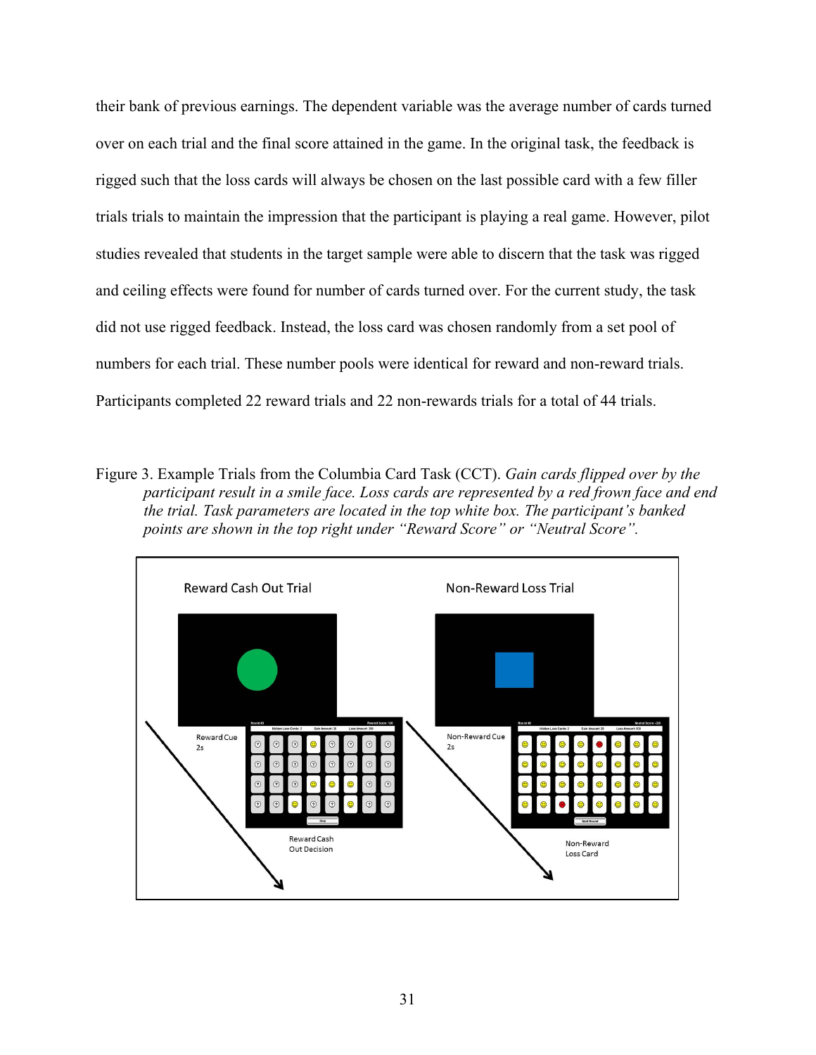their bank of previous earnings. The dependent variable was the average number of cards turned over on each trial and the final score attained in the game. In the original task, the feedback is rigged such that the loss cards will always be chosen on the last possible card with a few filler trials trials to maintain the impression that the participant is playing a real game. However, pilot studies revealed that students in the target sample were able to discern that the task was rigged and ceiling effects were found for number of cards turned over. For the current study, the task did not use rigged feedback. Instead, the loss card was chosen randomly from a set pool of numbers for each trial. These number pools were identical for reward and non-reward trials. Participants completed 22 reward trials and 22 non-rewards trials for a total of 44 trials.

Figure 3. Example Trials from the Columbia Card Task (CCT). *Gain cards flipped over by the participant result in a smile face. Loss cards are represented by a red frown face and end the trial. Task parameters are located in the top white box. The participant's banked points are shown in the top right under "Reward Score" or "Neutral Score".*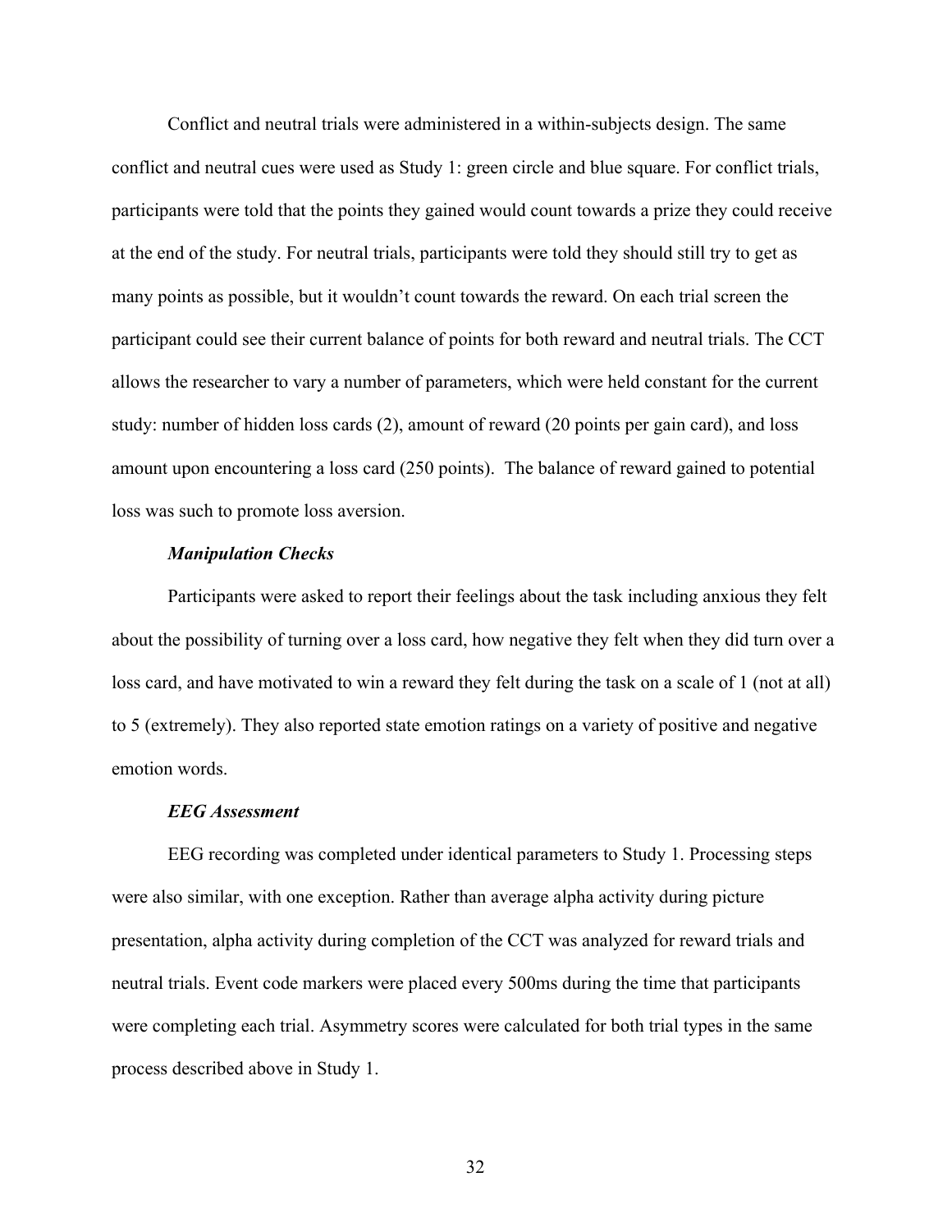Conflict and neutral trials were administered in a within-subjects design. The same conflict and neutral cues were used as Study 1: green circle and blue square. For conflict trials, participants were told that the points they gained would count towards a prize they could receive at the end of the study. For neutral trials, participants were told they should still try to get as many points as possible, but it wouldn't count towards the reward. On each trial screen the participant could see their current balance of points for both reward and neutral trials. The CCT allows the researcher to vary a number of parameters, which were held constant for the current study: number of hidden loss cards (2), amount of reward (20 points per gain card), and loss amount upon encountering a loss card (250 points). The balance of reward gained to potential loss was such to promote loss aversion.

### *Manipulation Checks*

Participants were asked to report their feelings about the task including anxious they felt about the possibility of turning over a loss card, how negative they felt when they did turn over a loss card, and have motivated to win a reward they felt during the task on a scale of 1 (not at all) to 5 (extremely). They also reported state emotion ratings on a variety of positive and negative emotion words.

### *EEG Assessment*

EEG recording was completed under identical parameters to Study 1. Processing steps were also similar, with one exception. Rather than average alpha activity during picture presentation, alpha activity during completion of the CCT was analyzed for reward trials and neutral trials. Event code markers were placed every 500ms during the time that participants were completing each trial. Asymmetry scores were calculated for both trial types in the same process described above in Study 1.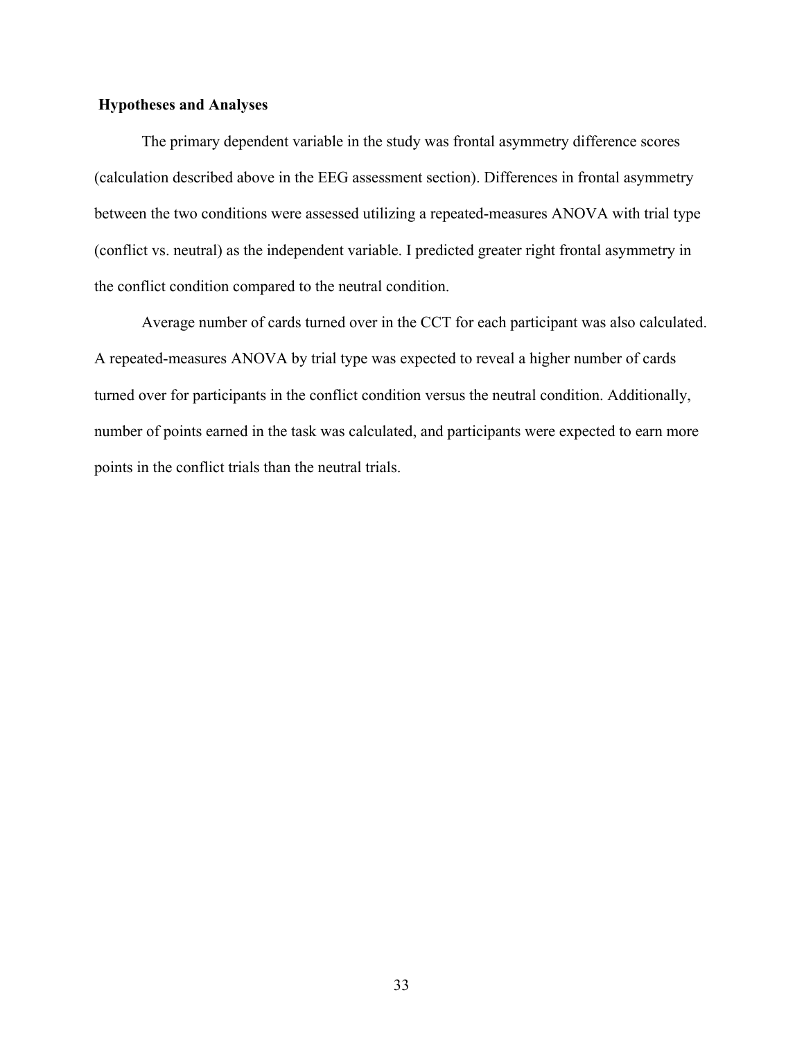## Hypotheses and Analyses

The primary dependent variable in the study was frontal asymmetry difference scores (calculation described above in the EEG assessment section). Differences in frontal asymmetry between the two conditions were assessed utilizing a repeated-measures ANOVA with trial type (conflict vs. neutral) as the independent variable. I predicted greater right frontal asymmetry in the conflict condition compared to the neutral condition.

Average number of cards turned over in the CCT for each participant was also calculated. A repeated-measures ANOVA by trial type was expected to reveal a higher number of cards turned over for participants in the conflict condition versus the neutral condition. Additionally, number of points earned in the task was calculated, and participants were expected to earn more points in the conflict trials than the neutral trials.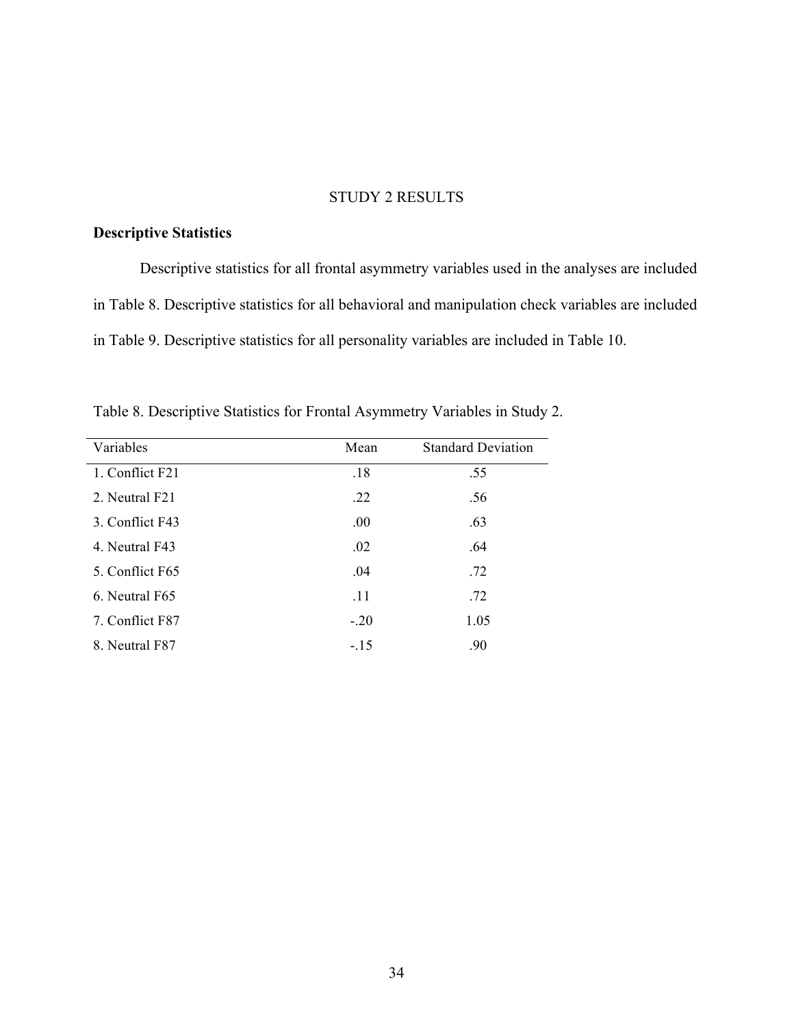# STUDY 2 RESULTS

## Descriptive Statistics

Descriptive statistics for all frontal asymmetry variables used in the analyses are included in Table 8. Descriptive statistics for all behavioral and manipulation check variables are included in Table 9. Descriptive statistics for all personality variables are included in Table 10.

Table 8. Descriptive Statistics for Frontal Asymmetry Variables in Study 2.

| Variables | Mean | Standard Deviation |
|---|---|---|
| 1. Conflict F21 | .18 | .55 |
| 2. Neutral F21 | .22 | .56 |
| 3. Conflict F43 | .00 | .63 |
| 4. Neutral F43 | .02 | .64 |
| 5. Conflict F65 | .04 | .72 |
| 6. Neutral F65 | .11 | .72 |
| 7. Conflict F87 | -.20 | 1.05 |
| 8. Neutral F87 | -.15 | .90 |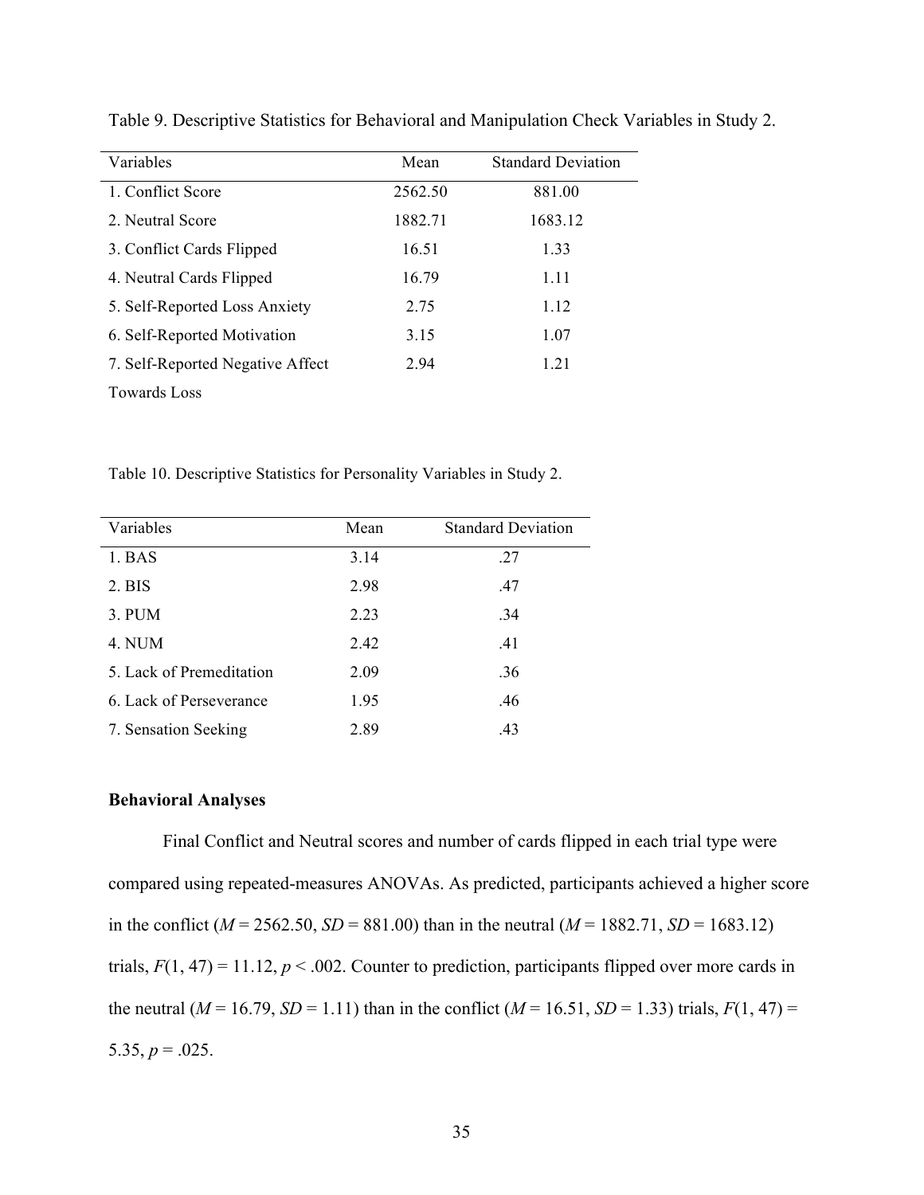Table 9. Descriptive Statistics for Behavioral and Manipulation Check Variables in Study 2.

| Variables | Mean | Standard Deviation |
|---|---|---|
| 1. Conflict Score | 2562.50 | 881.00 |
| 2. Neutral Score | 1882.71 | 1683.12 |
| 3. Conflict Cards Flipped | 16.51 | 1.33 |
| 4. Neutral Cards Flipped | 16.79 | 1.11 |
| 5. Self-Reported Loss Anxiety | 2.75 | 1.12 |
| 6. Self-Reported Motivation | 3.15 | 1.07 |
| 7. Self-Reported Negative Affect Towards Loss | 2.94 | 1.21 |

Table 10. Descriptive Statistics for Personality Variables in Study 2.

| Variables | Mean | Standard Deviation |
|---|---|---|
| 1. BAS | 3.14 | .27 |
| 2. BIS | 2.98 | .47 |
| 3. PUM | 2.23 | .34 |
| 4. NUM | 2.42 | .41 |
| 5. Lack of Premeditation | 2.09 | .36 |
| 6. Lack of Perseverance | 1.95 | .46 |
| 7. Sensation Seeking | 2.89 | .43 |

**Behavioral Analyses**

Final Conflict and Neutral scores and number of cards flipped in each trial type were compared using repeated-measures ANOVAs. As predicted, participants achieved a higher score in the conflict ($M$ = 2562.50, $SD$ = 881.00) than in the neutral ($M$ = 1882.71, $SD$ = 1683.12) trials, $F(1, 47) = 11.12$, $p < .002$. Counter to prediction, participants flipped over more cards in the neutral ($M$ = 16.79, $SD$ = 1.11) than in the conflict ($M$ = 16.51, $SD$ = 1.33) trials, $F(1, 47) = 5.35$, $p = .025$.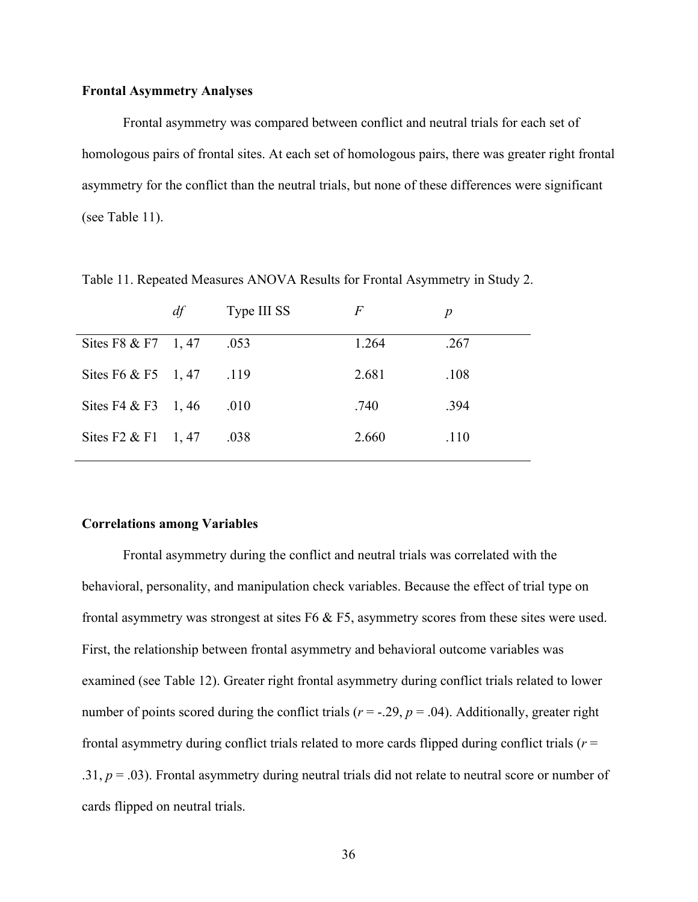**Frontal Asymmetry Analyses**

Frontal asymmetry was compared between conflict and neutral trials for each set of homologous pairs of frontal sites. At each set of homologous pairs, there was greater right frontal asymmetry for the conflict than the neutral trials, but none of these differences were significant (see Table 11).

Table 11. Repeated Measures ANOVA Results for Frontal Asymmetry in Study 2.

| | *df* | Type III SS | *F* | *p* |
|---|---|---|---|---|
| Sites F8 & F7 | 1, 47 | .053 | 1.264 | .267 |
| Sites F6 & F5 | 1, 47 | .119 | 2.681 | .108 |
| Sites F4 & F3 | 1, 46 | .010 | .740 | .394 |
| Sites F2 & F1 | 1, 47 | .038 | 2.660 | .110 |

**Correlations among Variables**

Frontal asymmetry during the conflict and neutral trials was correlated with the behavioral, personality, and manipulation check variables. Because the effect of trial type on frontal asymmetry was strongest at sites F6 & F5, asymmetry scores from these sites were used. First, the relationship between frontal asymmetry and behavioral outcome variables was examined (see Table 12). Greater right frontal asymmetry during conflict trials related to lower number of points scored during the conflict trials ($r = -.29$, $p = .04$). Additionally, greater right frontal asymmetry during conflict trials related to more cards flipped during conflict trials ($r = .31$, $p = .03$). Frontal asymmetry during neutral trials did not relate to neutral score or number of cards flipped on neutral trials.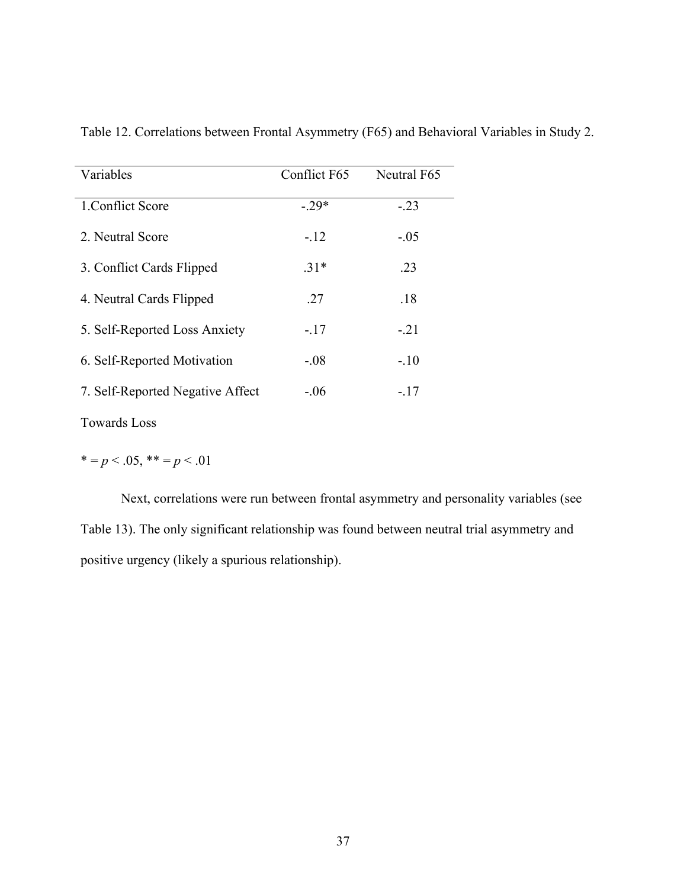Table 12. Correlations between Frontal Asymmetry (F65) and Behavioral Variables in Study 2.

| Variables | Conflict F65 | Neutral F65 |
|---|---|---|
| 1.Conflict Score | -.29* | -.23 |
| 2. Neutral Score | -.12 | -.05 |
| 3. Conflict Cards Flipped | .31* | .23 |
| 4. Neutral Cards Flipped | .27 | .18 |
| 5. Self-Reported Loss Anxiety | -.17 | -.21 |
| 6. Self-Reported Motivation | -.08 | -.10 |
| 7. Self-Reported Negative Affect Towards Loss | -.06 | -.17 |

* = *p* < .05, ** = *p* < .01

Next, correlations were run between frontal asymmetry and personality variables (see Table 13). The only significant relationship was found between neutral trial asymmetry and positive urgency (likely a spurious relationship).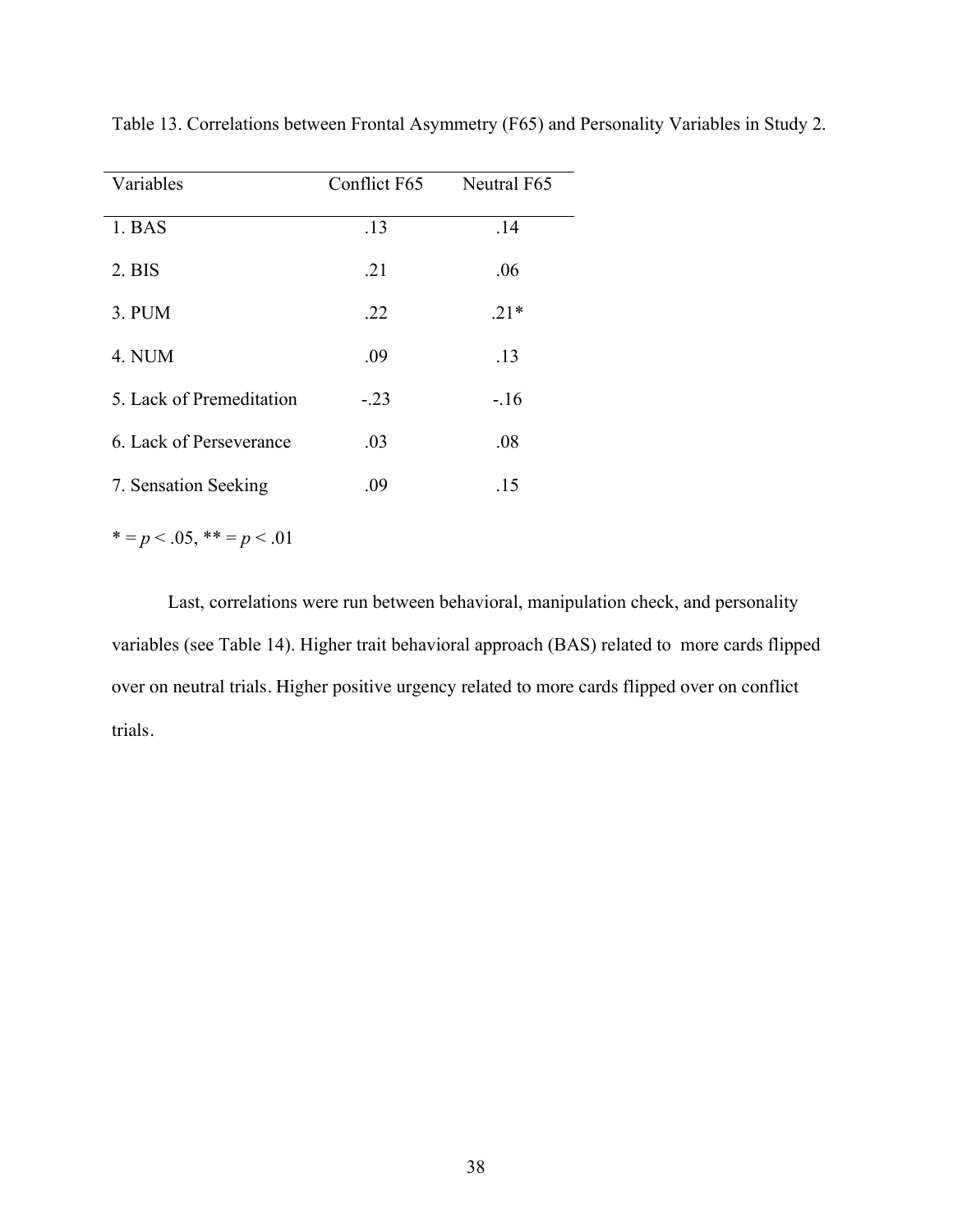Table 13. Correlations between Frontal Asymmetry (F65) and Personality Variables in Study 2.

| Variables | Conflict F65 | Neutral F65 |
|---|---|---|
| 1. BAS | .13 | .14 |
| 2. BIS | .21 | .06 |
| 3. PUM | .22 | .21* |
| 4. NUM | .09 | .13 |
| 5. Lack of Premeditation | -.23 | -.16 |
| 6. Lack of Perseverance | .03 | .08 |
| 7. Sensation Seeking | .09 | .15 |

* = $p < .05$, ** = $p < .01$

Last, correlations were run between behavioral, manipulation check, and personality variables (see Table 14). Higher trait behavioral approach (BAS) related to more cards flipped over on neutral trials. Higher positive urgency related to more cards flipped over on conflict trials.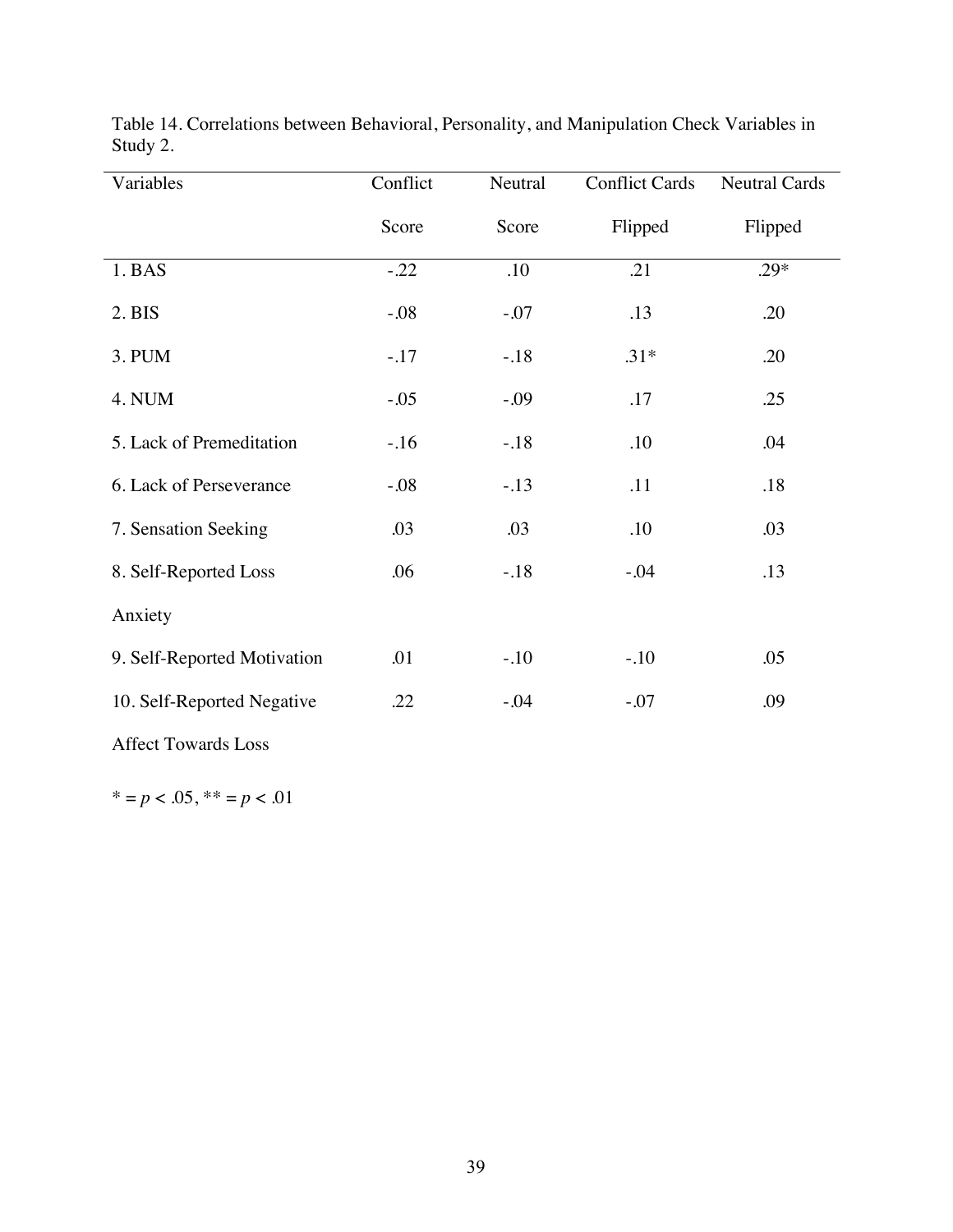Table 14. Correlations between Behavioral, Personality, and Manipulation Check Variables in Study 2.

| Variables | Conflict Score | Neutral Score | Conflict Cards Flipped | Neutral Cards Flipped |
|---|---|---|---|---|
| 1. BAS | -.22 | .10 | .21 | .29* |
| 2. BIS | -.08 | -.07 | .13 | .20 |
| 3. PUM | -.17 | -.18 | .31* | .20 |
| 4. NUM | -.05 | -.09 | .17 | .25 |
| 5. Lack of Premeditation | -.16 | -.18 | .10 | .04 |
| 6. Lack of Perseverance | -.08 | -.13 | .11 | .18 |
| 7. Sensation Seeking | .03 | .03 | .10 | .03 |
| 8. Self-Reported Loss Anxiety | .06 | -.18 | -.04 | .13 |
| 9. Self-Reported Motivation | .01 | -.10 | -.10 | .05 |
| 10. Self-Reported Negative Affect Towards Loss | .22 | -.04 | -.07 | .09 |

* = $p < .05$, ** = $p < .01$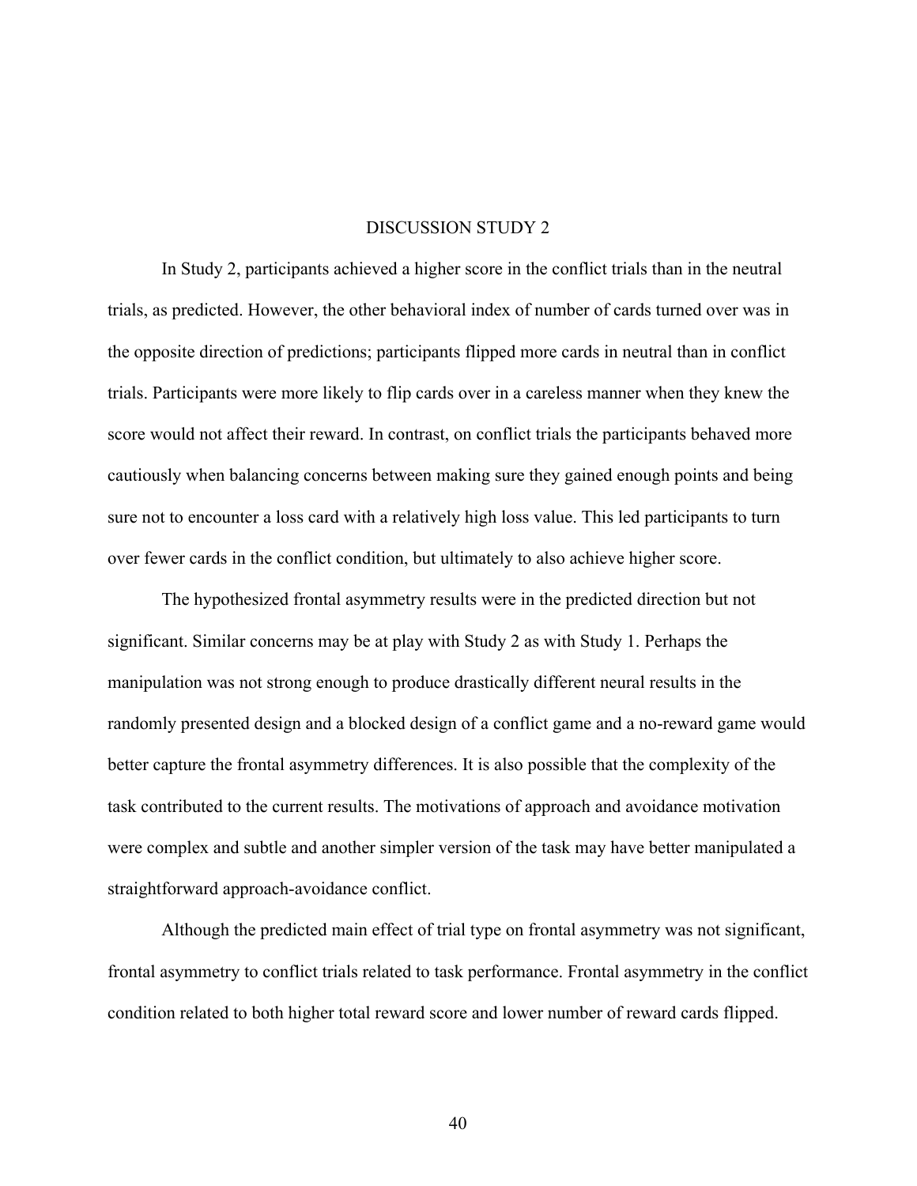# DISCUSSION STUDY 2

In Study 2, participants achieved a higher score in the conflict trials than in the neutral trials, as predicted. However, the other behavioral index of number of cards turned over was in the opposite direction of predictions; participants flipped more cards in neutral than in conflict trials. Participants were more likely to flip cards over in a careless manner when they knew the score would not affect their reward. In contrast, on conflict trials the participants behaved more cautiously when balancing concerns between making sure they gained enough points and being sure not to encounter a loss card with a relatively high loss value. This led participants to turn over fewer cards in the conflict condition, but ultimately to also achieve higher score.

The hypothesized frontal asymmetry results were in the predicted direction but not significant. Similar concerns may be at play with Study 2 as with Study 1. Perhaps the manipulation was not strong enough to produce drastically different neural results in the randomly presented design and a blocked design of a conflict game and a no-reward game would better capture the frontal asymmetry differences. It is also possible that the complexity of the task contributed to the current results. The motivations of approach and avoidance motivation were complex and subtle and another simpler version of the task may have better manipulated a straightforward approach-avoidance conflict.

Although the predicted main effect of trial type on frontal asymmetry was not significant, frontal asymmetry to conflict trials related to task performance. Frontal asymmetry in the conflict condition related to both higher total reward score and lower number of reward cards flipped.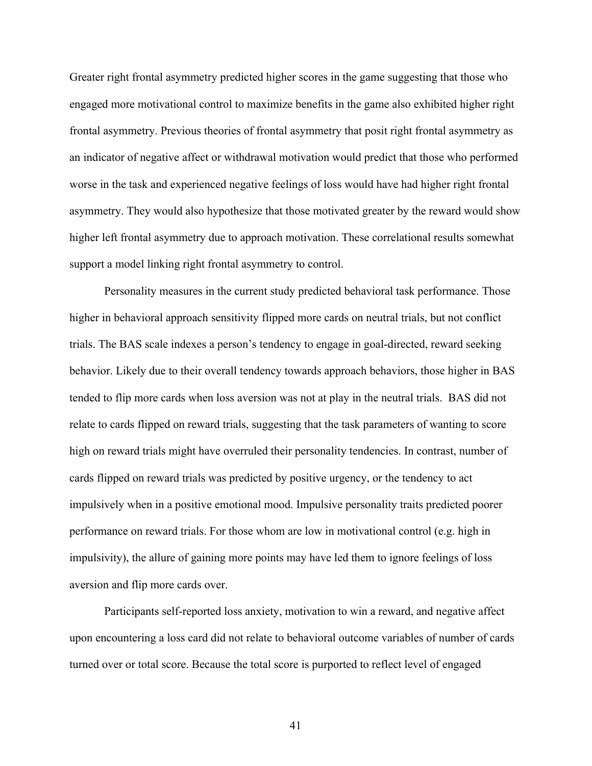Greater right frontal asymmetry predicted higher scores in the game suggesting that those who engaged more motivational control to maximize benefits in the game also exhibited higher right frontal asymmetry. Previous theories of frontal asymmetry that posit right frontal asymmetry as an indicator of negative affect or withdrawal motivation would predict that those who performed worse in the task and experienced negative feelings of loss would have had higher right frontal asymmetry. They would also hypothesize that those motivated greater by the reward would show higher left frontal asymmetry due to approach motivation. These correlational results somewhat support a model linking right frontal asymmetry to control.

Personality measures in the current study predicted behavioral task performance. Those higher in behavioral approach sensitivity flipped more cards on neutral trials, but not conflict trials. The BAS scale indexes a person's tendency to engage in goal-directed, reward seeking behavior. Likely due to their overall tendency towards approach behaviors, those higher in BAS tended to flip more cards when loss aversion was not at play in the neutral trials. BAS did not relate to cards flipped on reward trials, suggesting that the task parameters of wanting to score high on reward trials might have overruled their personality tendencies. In contrast, number of cards flipped on reward trials was predicted by positive urgency, or the tendency to act impulsively when in a positive emotional mood. Impulsive personality traits predicted poorer performance on reward trials. For those whom are low in motivational control (e.g. high in impulsivity), the allure of gaining more points may have led them to ignore feelings of loss aversion and flip more cards over.

Participants self-reported loss anxiety, motivation to win a reward, and negative affect upon encountering a loss card did not relate to behavioral outcome variables of number of cards turned over or total score. Because the total score is purported to reflect level of engaged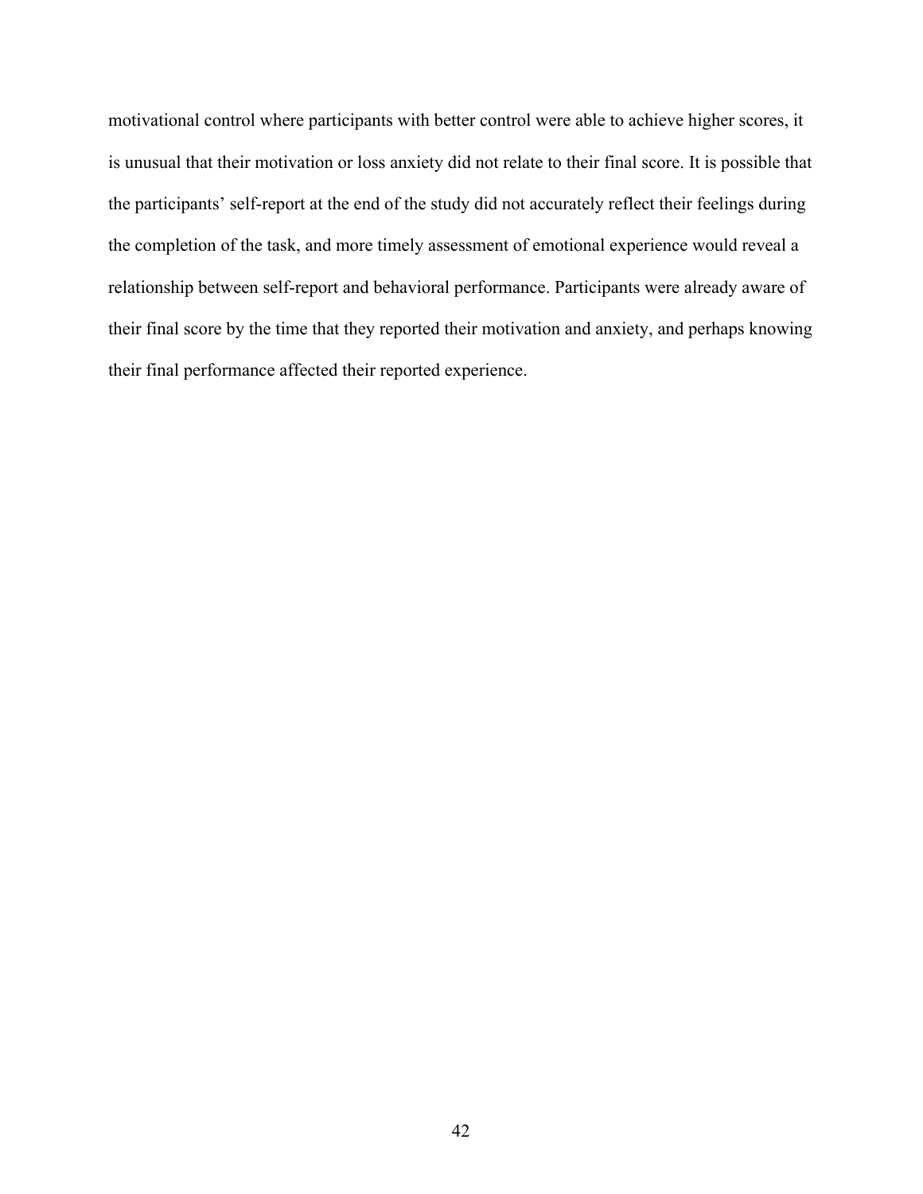motivational control where participants with better control were able to achieve higher scores, it is unusual that their motivation or loss anxiety did not relate to their final score. It is possible that the participants' self-report at the end of the study did not accurately reflect their feelings during the completion of the task, and more timely assessment of emotional experience would reveal a relationship between self-report and behavioral performance. Participants were already aware of their final score by the time that they reported their motivation and anxiety, and perhaps knowing their final performance affected their reported experience.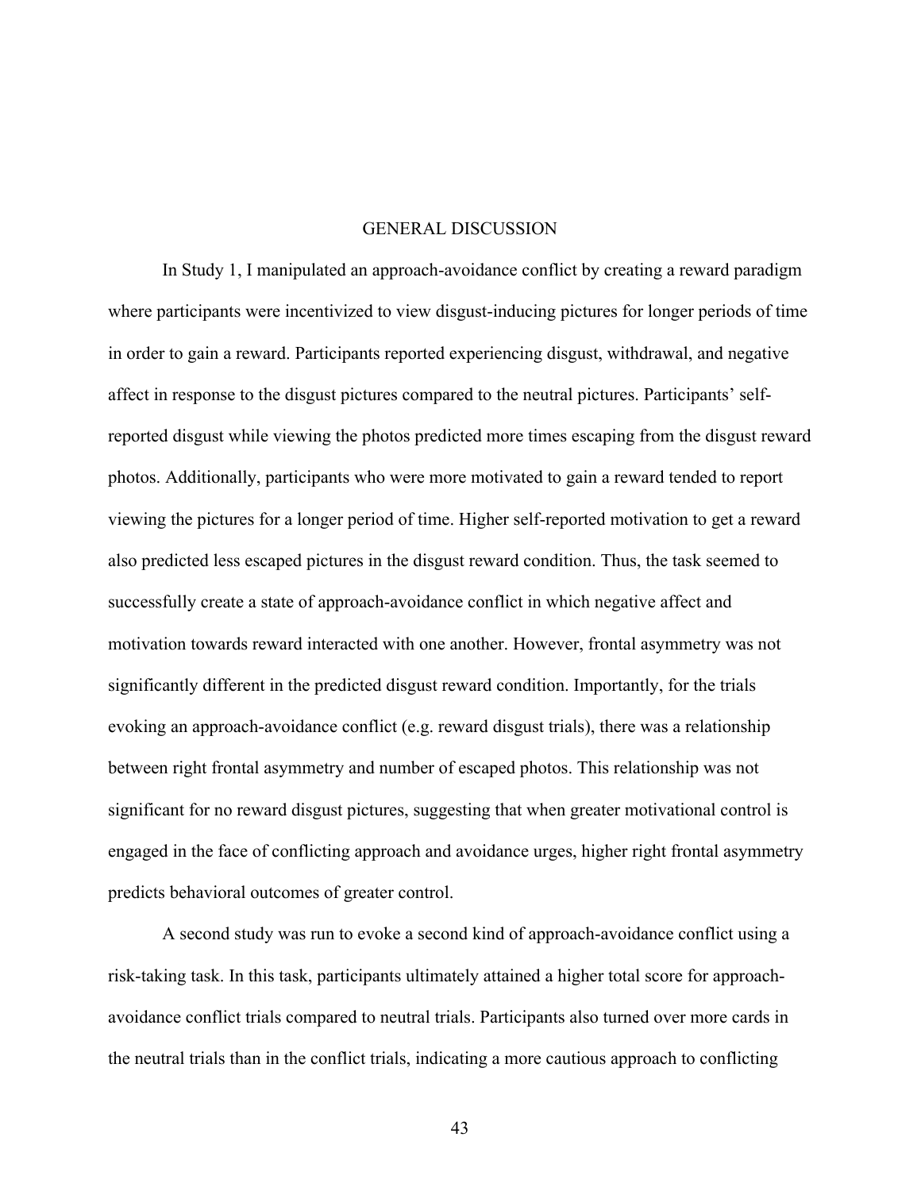# GENERAL DISCUSSION

In Study 1, I manipulated an approach-avoidance conflict by creating a reward paradigm where participants were incentivized to view disgust-inducing pictures for longer periods of time in order to gain a reward. Participants reported experiencing disgust, withdrawal, and negative affect in response to the disgust pictures compared to the neutral pictures. Participants' self-reported disgust while viewing the photos predicted more times escaping from the disgust reward photos. Additionally, participants who were more motivated to gain a reward tended to report viewing the pictures for a longer period of time. Higher self-reported motivation to get a reward also predicted less escaped pictures in the disgust reward condition. Thus, the task seemed to successfully create a state of approach-avoidance conflict in which negative affect and motivation towards reward interacted with one another. However, frontal asymmetry was not significantly different in the predicted disgust reward condition. Importantly, for the trials evoking an approach-avoidance conflict (e.g. reward disgust trials), there was a relationship between right frontal asymmetry and number of escaped photos. This relationship was not significant for no reward disgust pictures, suggesting that when greater motivational control is engaged in the face of conflicting approach and avoidance urges, higher right frontal asymmetry predicts behavioral outcomes of greater control.

A second study was run to evoke a second kind of approach-avoidance conflict using a risk-taking task. In this task, participants ultimately attained a higher total score for approach-avoidance conflict trials compared to neutral trials. Participants also turned over more cards in the neutral trials than in the conflict trials, indicating a more cautious approach to conflicting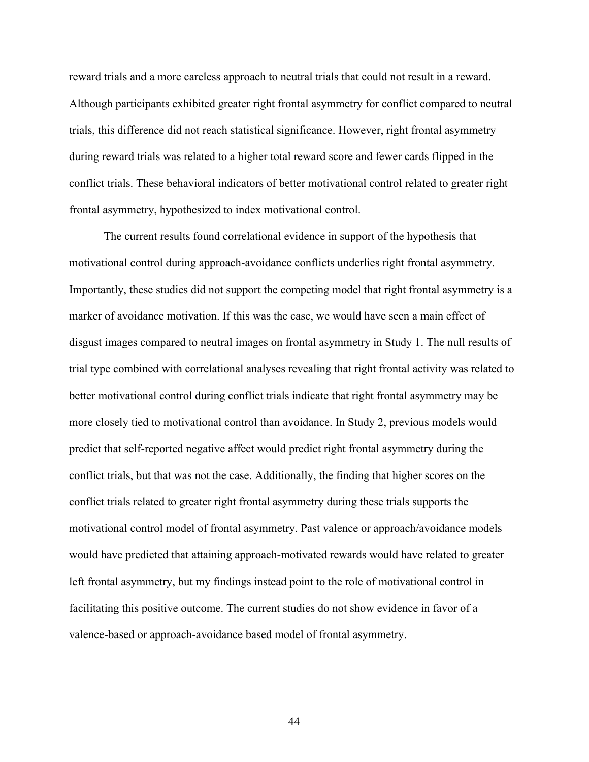reward trials and a more careless approach to neutral trials that could not result in a reward. Although participants exhibited greater right frontal asymmetry for conflict compared to neutral trials, this difference did not reach statistical significance. However, right frontal asymmetry during reward trials was related to a higher total reward score and fewer cards flipped in the conflict trials. These behavioral indicators of better motivational control related to greater right frontal asymmetry, hypothesized to index motivational control.

The current results found correlational evidence in support of the hypothesis that motivational control during approach-avoidance conflicts underlies right frontal asymmetry. Importantly, these studies did not support the competing model that right frontal asymmetry is a marker of avoidance motivation. If this was the case, we would have seen a main effect of disgust images compared to neutral images on frontal asymmetry in Study 1. The null results of trial type combined with correlational analyses revealing that right frontal activity was related to better motivational control during conflict trials indicate that right frontal asymmetry may be more closely tied to motivational control than avoidance. In Study 2, previous models would predict that self-reported negative affect would predict right frontal asymmetry during the conflict trials, but that was not the case. Additionally, the finding that higher scores on the conflict trials related to greater right frontal asymmetry during these trials supports the motivational control model of frontal asymmetry. Past valence or approach/avoidance models would have predicted that attaining approach-motivated rewards would have related to greater left frontal asymmetry, but my findings instead point to the role of motivational control in facilitating this positive outcome. The current studies do not show evidence in favor of a valence-based or approach-avoidance based model of frontal asymmetry.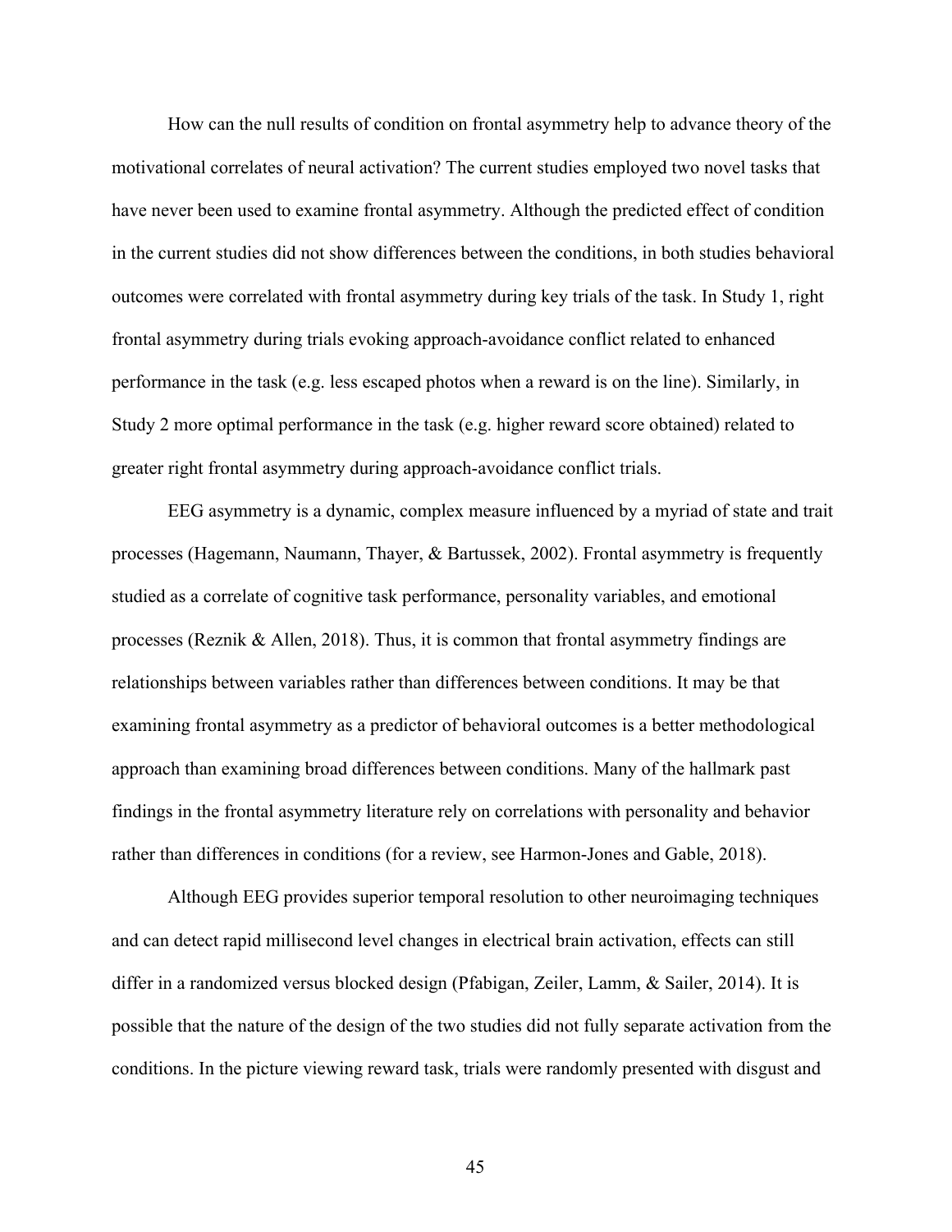How can the null results of condition on frontal asymmetry help to advance theory of the motivational correlates of neural activation? The current studies employed two novel tasks that have never been used to examine frontal asymmetry. Although the predicted effect of condition in the current studies did not show differences between the conditions, in both studies behavioral outcomes were correlated with frontal asymmetry during key trials of the task. In Study 1, right frontal asymmetry during trials evoking approach-avoidance conflict related to enhanced performance in the task (e.g. less escaped photos when a reward is on the line). Similarly, in Study 2 more optimal performance in the task (e.g. higher reward score obtained) related to greater right frontal asymmetry during approach-avoidance conflict trials.

EEG asymmetry is a dynamic, complex measure influenced by a myriad of state and trait processes (Hagemann, Naumann, Thayer, & Bartussek, 2002). Frontal asymmetry is frequently studied as a correlate of cognitive task performance, personality variables, and emotional processes (Reznik & Allen, 2018). Thus, it is common that frontal asymmetry findings are relationships between variables rather than differences between conditions. It may be that examining frontal asymmetry as a predictor of behavioral outcomes is a better methodological approach than examining broad differences between conditions. Many of the hallmark past findings in the frontal asymmetry literature rely on correlations with personality and behavior rather than differences in conditions (for a review, see Harmon-Jones and Gable, 2018).

Although EEG provides superior temporal resolution to other neuroimaging techniques and can detect rapid millisecond level changes in electrical brain activation, effects can still differ in a randomized versus blocked design (Pfabigan, Zeiler, Lamm, & Sailer, 2014). It is possible that the nature of the design of the two studies did not fully separate activation from the conditions. In the picture viewing reward task, trials were randomly presented with disgust and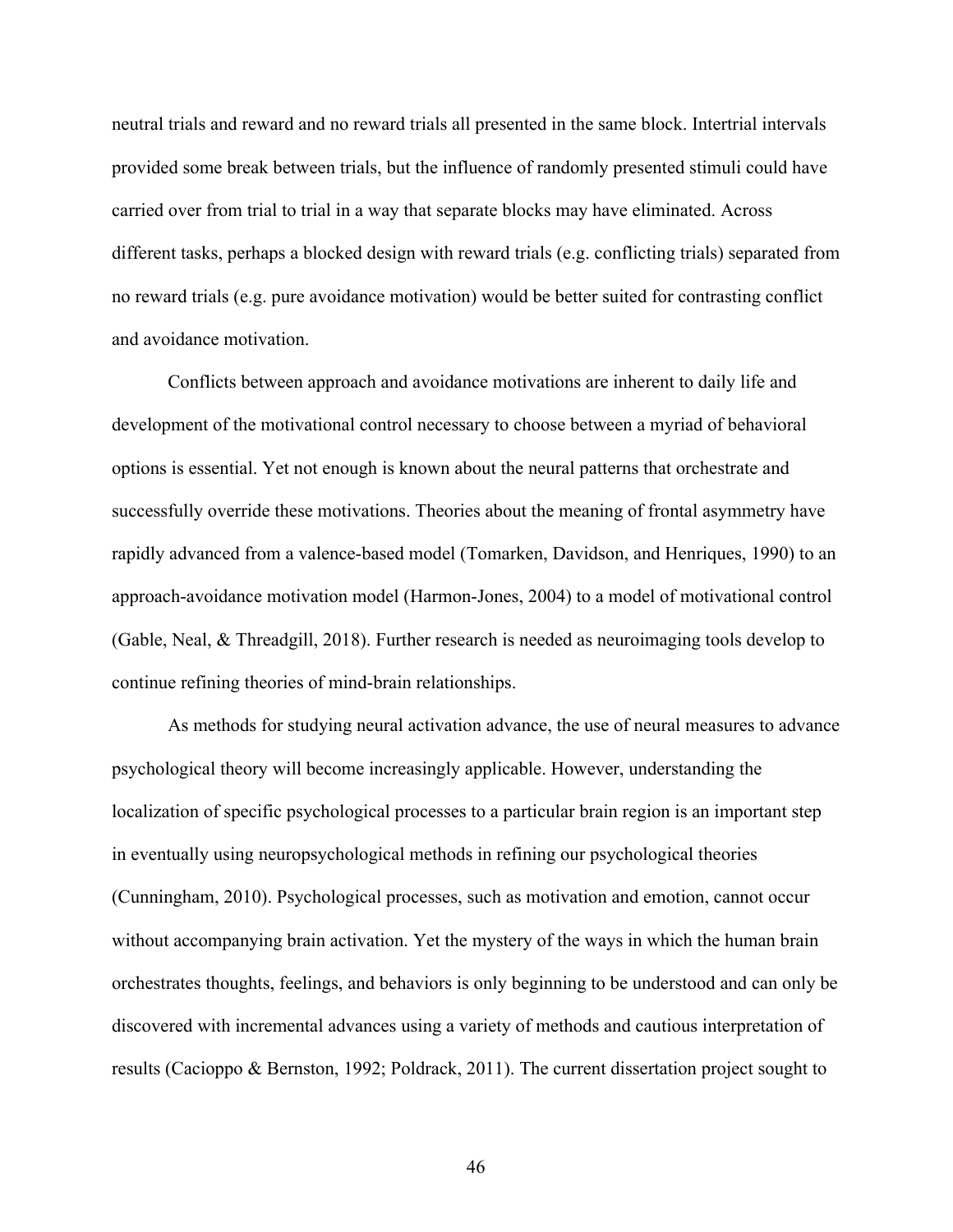neutral trials and reward and no reward trials all presented in the same block. Intertrial intervals provided some break between trials, but the influence of randomly presented stimuli could have carried over from trial to trial in a way that separate blocks may have eliminated. Across different tasks, perhaps a blocked design with reward trials (e.g. conflicting trials) separated from no reward trials (e.g. pure avoidance motivation) would be better suited for contrasting conflict and avoidance motivation.

Conflicts between approach and avoidance motivations are inherent to daily life and development of the motivational control necessary to choose between a myriad of behavioral options is essential. Yet not enough is known about the neural patterns that orchestrate and successfully override these motivations. Theories about the meaning of frontal asymmetry have rapidly advanced from a valence-based model (Tomarken, Davidson, and Henriques, 1990) to an approach-avoidance motivation model (Harmon-Jones, 2004) to a model of motivational control (Gable, Neal, & Threadgill, 2018). Further research is needed as neuroimaging tools develop to continue refining theories of mind-brain relationships.

As methods for studying neural activation advance, the use of neural measures to advance psychological theory will become increasingly applicable. However, understanding the localization of specific psychological processes to a particular brain region is an important step in eventually using neuropsychological methods in refining our psychological theories (Cunningham, 2010). Psychological processes, such as motivation and emotion, cannot occur without accompanying brain activation. Yet the mystery of the ways in which the human brain orchestrates thoughts, feelings, and behaviors is only beginning to be understood and can only be discovered with incremental advances using a variety of methods and cautious interpretation of results (Cacioppo & Bernston, 1992; Poldrack, 2011). The current dissertation project sought to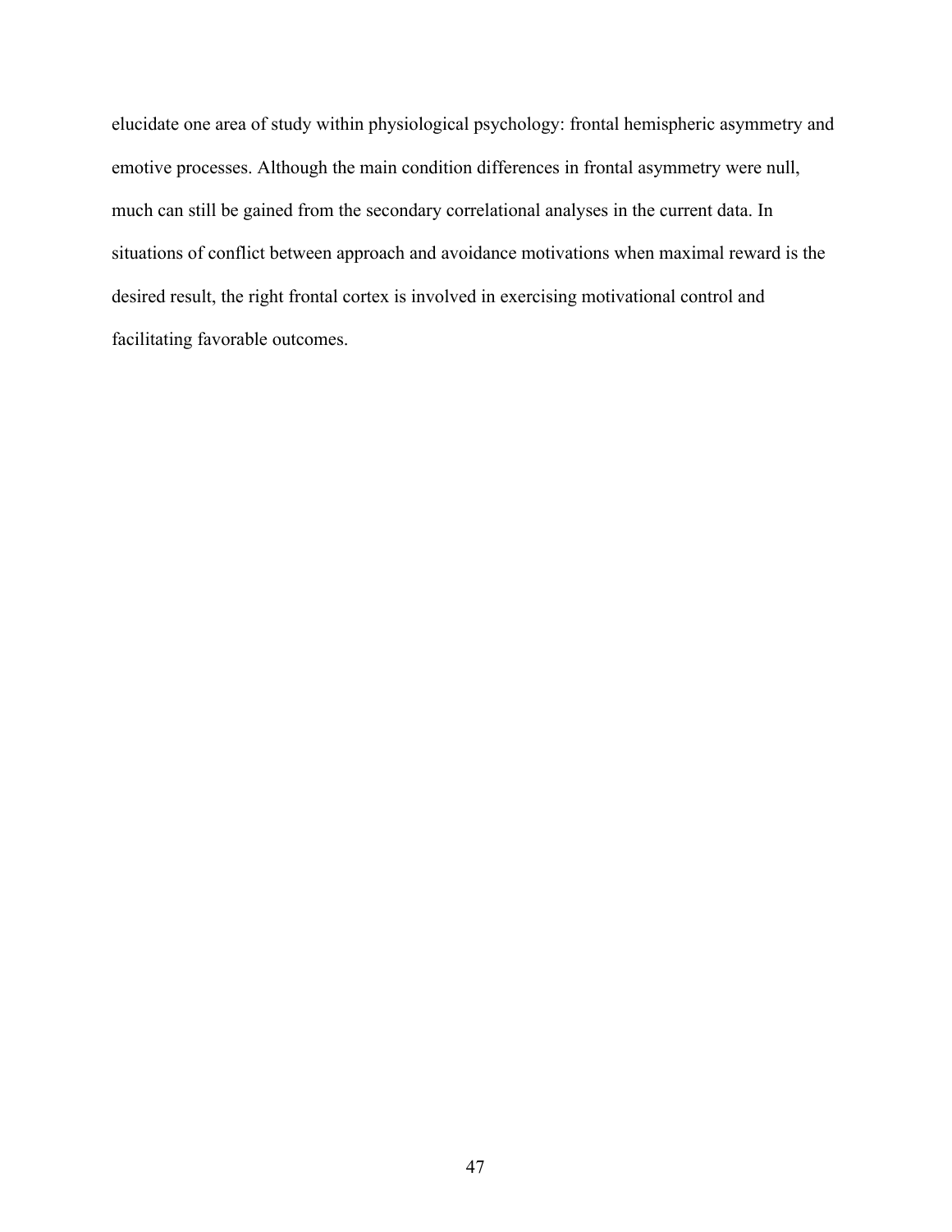elucidate one area of study within physiological psychology: frontal hemispheric asymmetry and emotive processes. Although the main condition differences in frontal asymmetry were null, much can still be gained from the secondary correlational analyses in the current data. In situations of conflict between approach and avoidance motivations when maximal reward is the desired result, the right frontal cortex is involved in exercising motivational control and facilitating favorable outcomes.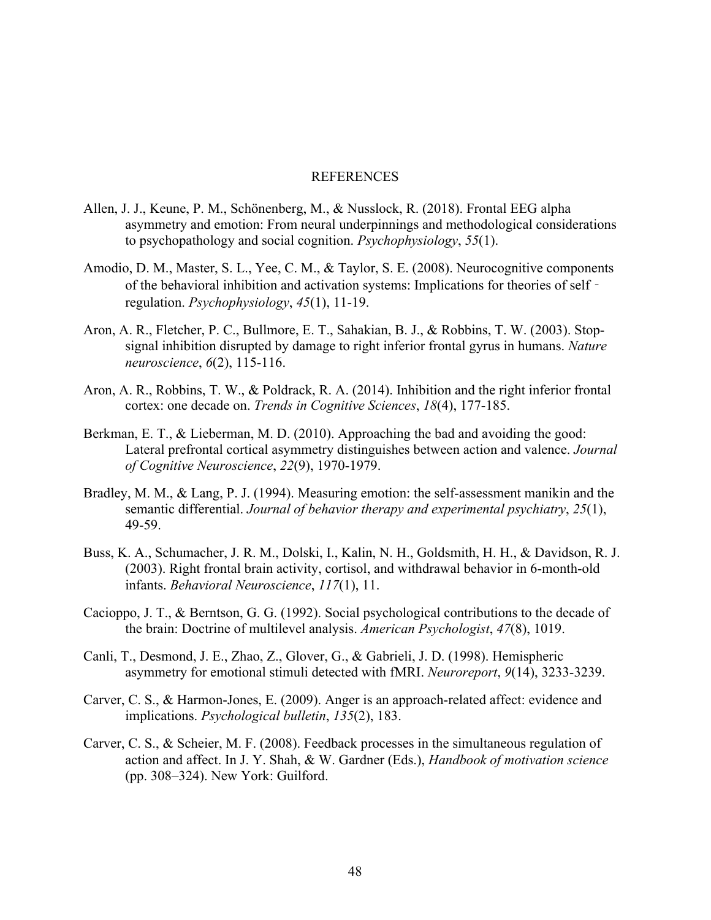# REFERENCES

Allen, J. J., Keune, P. M., Schönenberg, M., & Nusslock, R. (2018). Frontal EEG alpha asymmetry and emotion: From neural underpinnings and methodological considerations to psychopathology and social cognition. *Psychophysiology*, *55*(1).

Amodio, D. M., Master, S. L., Yee, C. M., & Taylor, S. E. (2008). Neurocognitive components of the behavioral inhibition and activation systems: Implications for theories of self‐regulation. *Psychophysiology*, *45*(1), 11-19.

Aron, A. R., Fletcher, P. C., Bullmore, E. T., Sahakian, B. J., & Robbins, T. W. (2003). Stop-signal inhibition disrupted by damage to right inferior frontal gyrus in humans. *Nature neuroscience*, *6*(2), 115-116.

Aron, A. R., Robbins, T. W., & Poldrack, R. A. (2014). Inhibition and the right inferior frontal cortex: one decade on. *Trends in Cognitive Sciences*, *18*(4), 177-185.

Berkman, E. T., & Lieberman, M. D. (2010). Approaching the bad and avoiding the good: Lateral prefrontal cortical asymmetry distinguishes between action and valence. *Journal of Cognitive Neuroscience*, *22*(9), 1970-1979.

Bradley, M. M., & Lang, P. J. (1994). Measuring emotion: the self-assessment manikin and the semantic differential. *Journal of behavior therapy and experimental psychiatry*, *25*(1), 49-59.

Buss, K. A., Schumacher, J. R. M., Dolski, I., Kalin, N. H., Goldsmith, H. H., & Davidson, R. J. (2003). Right frontal brain activity, cortisol, and withdrawal behavior in 6-month-old infants. *Behavioral Neuroscience*, *117*(1), 11.

Cacioppo, J. T., & Berntson, G. G. (1992). Social psychological contributions to the decade of the brain: Doctrine of multilevel analysis. *American Psychologist*, *47*(8), 1019.

Canli, T., Desmond, J. E., Zhao, Z., Glover, G., & Gabrieli, J. D. (1998). Hemispheric asymmetry for emotional stimuli detected with fMRI. *Neuroreport*, *9*(14), 3233-3239.

Carver, C. S., & Harmon-Jones, E. (2009). Anger is an approach-related affect: evidence and implications. *Psychological bulletin*, *135*(2), 183.

Carver, C. S., & Scheier, M. F. (2008). Feedback processes in the simultaneous regulation of action and affect. In J. Y. Shah, & W. Gardner (Eds.), *Handbook of motivation science* (pp. 308–324). New York: Guilford.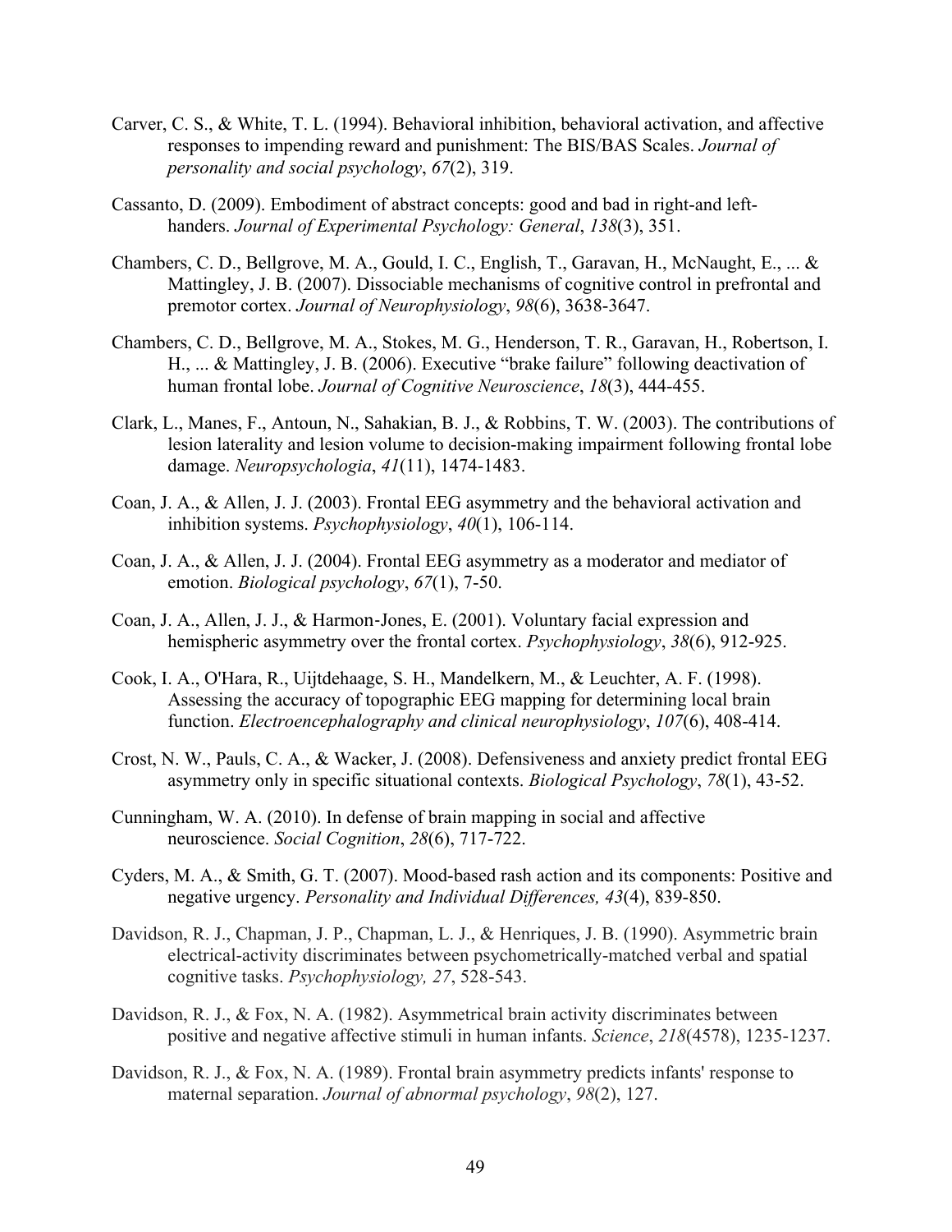Carver, C. S., & White, T. L. (1994). Behavioral inhibition, behavioral activation, and affective responses to impending reward and punishment: The BIS/BAS Scales. *Journal of personality and social psychology*, *67*(2), 319.

Cassanto, D. (2009). Embodiment of abstract concepts: good and bad in right-and left-handers. *Journal of Experimental Psychology: General*, *138*(3), 351.

Chambers, C. D., Bellgrove, M. A., Gould, I. C., English, T., Garavan, H., McNaught, E., ... & Mattingley, J. B. (2007). Dissociable mechanisms of cognitive control in prefrontal and premotor cortex. *Journal of Neurophysiology*, *98*(6), 3638-3647.

Chambers, C. D., Bellgrove, M. A., Stokes, M. G., Henderson, T. R., Garavan, H., Robertson, I. H., ... & Mattingley, J. B. (2006). Executive "brake failure" following deactivation of human frontal lobe. *Journal of Cognitive Neuroscience*, *18*(3), 444-455.

Clark, L., Manes, F., Antoun, N., Sahakian, B. J., & Robbins, T. W. (2003). The contributions of lesion laterality and lesion volume to decision-making impairment following frontal lobe damage. *Neuropsychologia*, *41*(11), 1474-1483.

Coan, J. A., & Allen, J. J. (2003). Frontal EEG asymmetry and the behavioral activation and inhibition systems. *Psychophysiology*, *40*(1), 106-114.

Coan, J. A., & Allen, J. J. (2004). Frontal EEG asymmetry as a moderator and mediator of emotion. *Biological psychology*, *67*(1), 7-50.

Coan, J. A., Allen, J. J., & Harmon‐Jones, E. (2001). Voluntary facial expression and hemispheric asymmetry over the frontal cortex. *Psychophysiology*, *38*(6), 912-925.

Cook, I. A., O'Hara, R., Uijtdehaage, S. H., Mandelkern, M., & Leuchter, A. F. (1998). Assessing the accuracy of topographic EEG mapping for determining local brain function. *Electroencephalography and clinical neurophysiology*, *107*(6), 408-414.

Crost, N. W., Pauls, C. A., & Wacker, J. (2008). Defensiveness and anxiety predict frontal EEG asymmetry only in specific situational contexts. *Biological Psychology*, *78*(1), 43-52.

Cunningham, W. A. (2010). In defense of brain mapping in social and affective neuroscience. *Social Cognition*, *28*(6), 717-722.

Cyders, M. A., & Smith, G. T. (2007). Mood-based rash action and its components: Positive and negative urgency. *Personality and Individual Differences, 43*(4), 839-850.

Davidson, R. J., Chapman, J. P., Chapman, L. J., & Henriques, J. B. (1990). Asymmetric brain electrical-activity discriminates between psychometrically-matched verbal and spatial cognitive tasks. *Psychophysiology, 27*, 528-543.

Davidson, R. J., & Fox, N. A. (1982). Asymmetrical brain activity discriminates between positive and negative affective stimuli in human infants. *Science*, *218*(4578), 1235-1237.

Davidson, R. J., & Fox, N. A. (1989). Frontal brain asymmetry predicts infants' response to maternal separation. *Journal of abnormal psychology*, *98*(2), 127.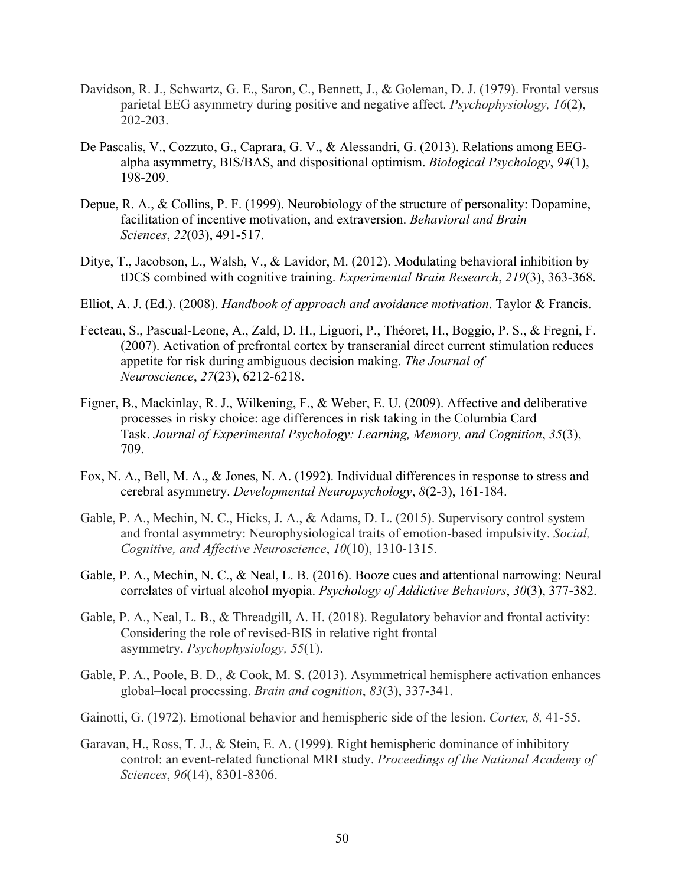Davidson, R. J., Schwartz, G. E., Saron, C., Bennett, J., & Goleman, D. J. (1979). Frontal versus parietal EEG asymmetry during positive and negative affect. *Psychophysiology, 16*(2), 202-203.

De Pascalis, V., Cozzuto, G., Caprara, G. V., & Alessandri, G. (2013). Relations among EEG-alpha asymmetry, BIS/BAS, and dispositional optimism. *Biological Psychology*, *94*(1), 198-209.

Depue, R. A., & Collins, P. F. (1999). Neurobiology of the structure of personality: Dopamine, facilitation of incentive motivation, and extraversion. *Behavioral and Brain Sciences*, *22*(03), 491-517.

Ditye, T., Jacobson, L., Walsh, V., & Lavidor, M. (2012). Modulating behavioral inhibition by tDCS combined with cognitive training. *Experimental Brain Research*, *219*(3), 363-368.

Elliot, A. J. (Ed.). (2008). *Handbook of approach and avoidance motivation*. Taylor & Francis.

Fecteau, S., Pascual-Leone, A., Zald, D. H., Liguori, P., Théoret, H., Boggio, P. S., & Fregni, F. (2007). Activation of prefrontal cortex by transcranial direct current stimulation reduces appetite for risk during ambiguous decision making. *The Journal of Neuroscience*, *27*(23), 6212-6218.

Figner, B., Mackinlay, R. J., Wilkening, F., & Weber, E. U. (2009). Affective and deliberative processes in risky choice: age differences in risk taking in the Columbia Card Task. *Journal of Experimental Psychology: Learning, Memory, and Cognition*, *35*(3), 709.

Fox, N. A., Bell, M. A., & Jones, N. A. (1992). Individual differences in response to stress and cerebral asymmetry. *Developmental Neuropsychology*, *8*(2-3), 161-184.

Gable, P. A., Mechin, N. C., Hicks, J. A., & Adams, D. L. (2015). Supervisory control system and frontal asymmetry: Neurophysiological traits of emotion-based impulsivity. *Social, Cognitive, and Affective Neuroscience*, *10*(10), 1310-1315.

Gable, P. A., Mechin, N. C., & Neal, L. B. (2016). Booze cues and attentional narrowing: Neural correlates of virtual alcohol myopia. *Psychology of Addictive Behaviors*, *30*(3), 377-382.

Gable, P. A., Neal, L. B., & Threadgill, A. H. (2018). Regulatory behavior and frontal activity: Considering the role of revised-BIS in relative right frontal asymmetry. *Psychophysiology, 55*(1).

Gable, P. A., Poole, B. D., & Cook, M. S. (2013). Asymmetrical hemisphere activation enhances global–local processing. *Brain and cognition*, *83*(3), 337-341.

Gainotti, G. (1972). Emotional behavior and hemispheric side of the lesion. *Cortex, 8,* 41-55.

Garavan, H., Ross, T. J., & Stein, E. A. (1999). Right hemispheric dominance of inhibitory control: an event-related functional MRI study. *Proceedings of the National Academy of Sciences*, *96*(14), 8301-8306.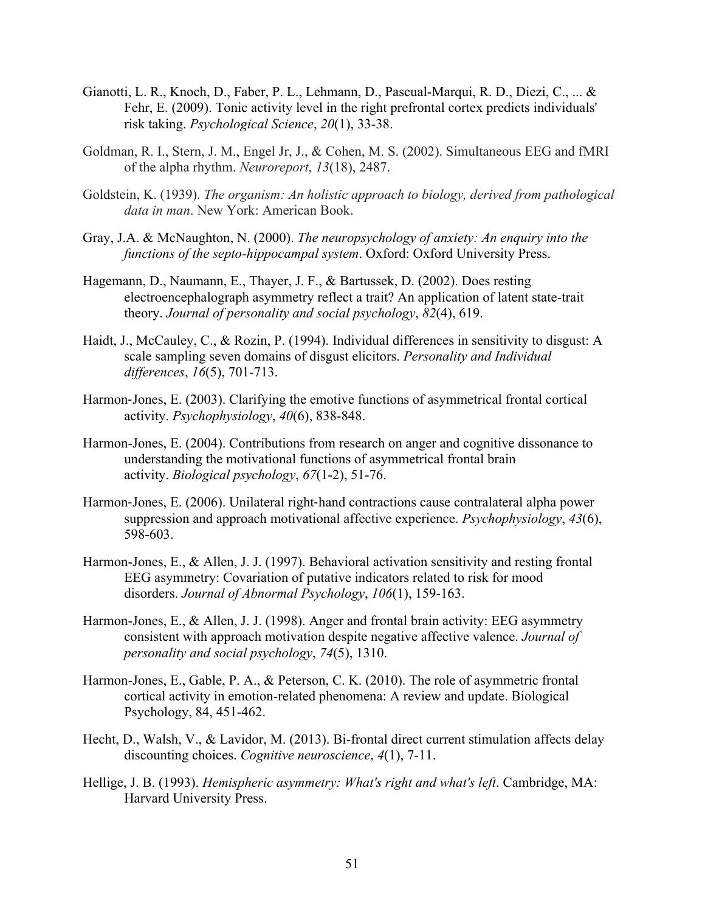Gianotti, L. R., Knoch, D., Faber, P. L., Lehmann, D., Pascual-Marqui, R. D., Diezi, C., ... & Fehr, E. (2009). Tonic activity level in the right prefrontal cortex predicts individuals' risk taking. *Psychological Science*, *20*(1), 33-38.

Goldman, R. I., Stern, J. M., Engel Jr, J., & Cohen, M. S. (2002). Simultaneous EEG and fMRI of the alpha rhythm. *Neuroreport*, *13*(18), 2487.

Goldstein, K. (1939). *The organism: An holistic approach to biology, derived from pathological data in man*. New York: American Book.

Gray, J.A. & McNaughton, N. (2000). *The neuropsychology of anxiety: An enquiry into the functions of the septo-hippocampal system*. Oxford: Oxford University Press.

Hagemann, D., Naumann, E., Thayer, J. F., & Bartussek, D. (2002). Does resting electroencephalograph asymmetry reflect a trait? An application of latent state-trait theory. *Journal of personality and social psychology*, *82*(4), 619.

Haidt, J., McCauley, C., & Rozin, P. (1994). Individual differences in sensitivity to disgust: A scale sampling seven domains of disgust elicitors. *Personality and Individual differences*, *16*(5), 701-713.

Harmon‐Jones, E. (2003). Clarifying the emotive functions of asymmetrical frontal cortical activity. *Psychophysiology*, *40*(6), 838-848.

Harmon-Jones, E. (2004). Contributions from research on anger and cognitive dissonance to understanding the motivational functions of asymmetrical frontal brain activity. *Biological psychology*, *67*(1-2), 51-76.

Harmon‐Jones, E. (2006). Unilateral right‐hand contractions cause contralateral alpha power suppression and approach motivational affective experience. *Psychophysiology*, *43*(6), 598-603.

Harmon-Jones, E., & Allen, J. J. (1997). Behavioral activation sensitivity and resting frontal EEG asymmetry: Covariation of putative indicators related to risk for mood disorders. *Journal of Abnormal Psychology*, *106*(1), 159-163.

Harmon-Jones, E., & Allen, J. J. (1998). Anger and frontal brain activity: EEG asymmetry consistent with approach motivation despite negative affective valence. *Journal of personality and social psychology*, *74*(5), 1310.

Harmon-Jones, E., Gable, P. A., & Peterson, C. K. (2010). The role of asymmetric frontal cortical activity in emotion-related phenomena: A review and update. Biological Psychology, 84, 451-462.

Hecht, D., Walsh, V., & Lavidor, M. (2013). Bi-frontal direct current stimulation affects delay discounting choices. *Cognitive neuroscience*, *4*(1), 7-11.

Hellige, J. B. (1993). *Hemispheric asymmetry: What's right and what's left*. Cambridge, MA: Harvard University Press.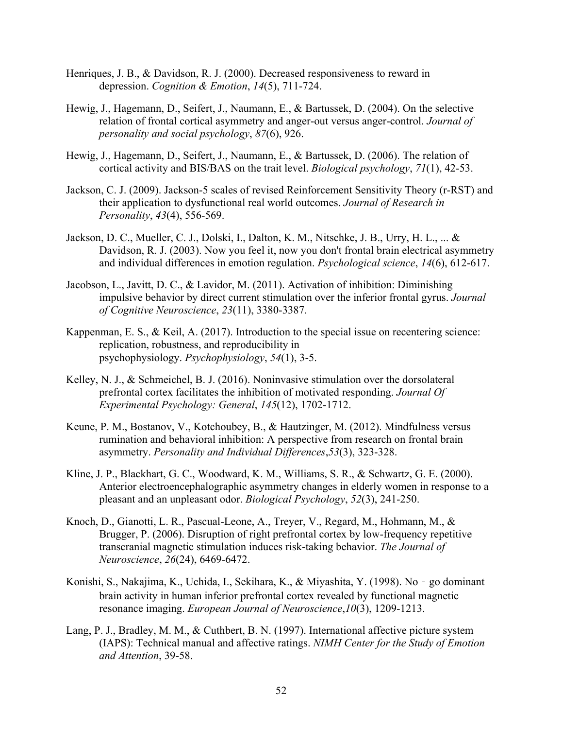Henriques, J. B., & Davidson, R. J. (2000). Decreased responsiveness to reward in depression. *Cognition & Emotion*, *14*(5), 711-724.

Hewig, J., Hagemann, D., Seifert, J., Naumann, E., & Bartussek, D. (2004). On the selective relation of frontal cortical asymmetry and anger-out versus anger-control. *Journal of personality and social psychology*, *87*(6), 926.

Hewig, J., Hagemann, D., Seifert, J., Naumann, E., & Bartussek, D. (2006). The relation of cortical activity and BIS/BAS on the trait level. *Biological psychology*, *71*(1), 42-53.

Jackson, C. J. (2009). Jackson-5 scales of revised Reinforcement Sensitivity Theory (r-RST) and their application to dysfunctional real world outcomes. *Journal of Research in Personality*, *43*(4), 556-569.

Jackson, D. C., Mueller, C. J., Dolski, I., Dalton, K. M., Nitschke, J. B., Urry, H. L., ... & Davidson, R. J. (2003). Now you feel it, now you don't frontal brain electrical asymmetry and individual differences in emotion regulation. *Psychological science*, *14*(6), 612-617.

Jacobson, L., Javitt, D. C., & Lavidor, M. (2011). Activation of inhibition: Diminishing impulsive behavior by direct current stimulation over the inferior frontal gyrus. *Journal of Cognitive Neuroscience*, *23*(11), 3380-3387.

Kappenman, E. S., & Keil, A. (2017). Introduction to the special issue on recentering science: replication, robustness, and reproducibility in psychophysiology. *Psychophysiology*, *54*(1), 3-5.

Kelley, N. J., & Schmeichel, B. J. (2016). Noninvasive stimulation over the dorsolateral prefrontal cortex facilitates the inhibition of motivated responding. *Journal Of Experimental Psychology: General*, *145*(12), 1702-1712.

Keune, P. M., Bostanov, V., Kotchoubey, B., & Hautzinger, M. (2012). Mindfulness versus rumination and behavioral inhibition: A perspective from research on frontal brain asymmetry. *Personality and Individual Differences*,*53*(3), 323-328.

Kline, J. P., Blackhart, G. C., Woodward, K. M., Williams, S. R., & Schwartz, G. E. (2000). Anterior electroencephalographic asymmetry changes in elderly women in response to a pleasant and an unpleasant odor. *Biological Psychology*, *52*(3), 241-250.

Knoch, D., Gianotti, L. R., Pascual-Leone, A., Treyer, V., Regard, M., Hohmann, M., & Brugger, P. (2006). Disruption of right prefrontal cortex by low-frequency repetitive transcranial magnetic stimulation induces risk-taking behavior. *The Journal of Neuroscience*, *26*(24), 6469-6472.

Konishi, S., Nakajima, K., Uchida, I., Sekihara, K., & Miyashita, Y. (1998). No - go dominant brain activity in human inferior prefrontal cortex revealed by functional magnetic resonance imaging. *European Journal of Neuroscience*,*10*(3), 1209-1213.

Lang, P. J., Bradley, M. M., & Cuthbert, B. N. (1997). International affective picture system (IAPS): Technical manual and affective ratings. *NIMH Center for the Study of Emotion and Attention*, 39-58.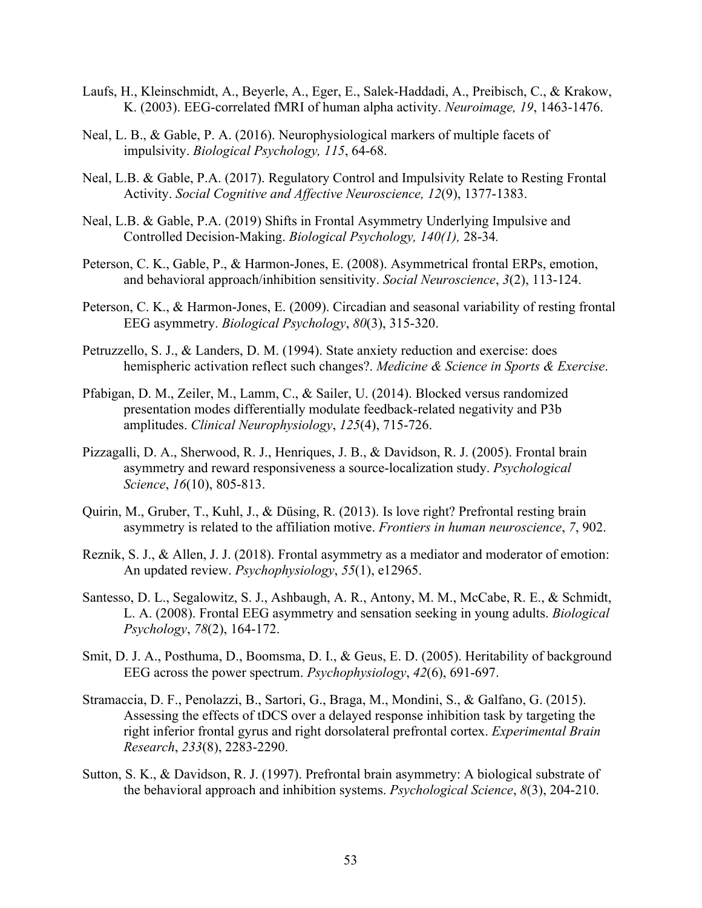Laufs, H., Kleinschmidt, A., Beyerle, A., Eger, E., Salek-Haddadi, A., Preibisch, C., & Krakow, K. (2003). EEG-correlated fMRI of human alpha activity. *Neuroimage, 19*, 1463-1476.

Neal, L. B., & Gable, P. A. (2016). Neurophysiological markers of multiple facets of impulsivity. *Biological Psychology, 115*, 64-68.

Neal, L.B. & Gable, P.A. (2017). Regulatory Control and Impulsivity Relate to Resting Frontal Activity. *Social Cognitive and Affective Neuroscience, 12*(9), 1377-1383.

Neal, L.B. & Gable, P.A. (2019) Shifts in Frontal Asymmetry Underlying Impulsive and Controlled Decision-Making. *Biological Psychology, 140(1),* 28-34*.*

Peterson, C. K., Gable, P., & Harmon-Jones, E. (2008). Asymmetrical frontal ERPs, emotion, and behavioral approach/inhibition sensitivity. *Social Neuroscience*, *3*(2), 113-124.

Peterson, C. K., & Harmon-Jones, E. (2009). Circadian and seasonal variability of resting frontal EEG asymmetry. *Biological Psychology*, *80*(3), 315-320.

Petruzzello, S. J., & Landers, D. M. (1994). State anxiety reduction and exercise: does hemispheric activation reflect such changes?. *Medicine & Science in Sports & Exercise*.

Pfabigan, D. M., Zeiler, M., Lamm, C., & Sailer, U. (2014). Blocked versus randomized presentation modes differentially modulate feedback-related negativity and P3b amplitudes. *Clinical Neurophysiology*, *125*(4), 715-726.

Pizzagalli, D. A., Sherwood, R. J., Henriques, J. B., & Davidson, R. J. (2005). Frontal brain asymmetry and reward responsiveness a source-localization study. *Psychological Science*, *16*(10), 805-813.

Quirin, M., Gruber, T., Kuhl, J., & Düsing, R. (2013). Is love right? Prefrontal resting brain asymmetry is related to the affiliation motive. *Frontiers in human neuroscience*, *7*, 902.

Reznik, S. J., & Allen, J. J. (2018). Frontal asymmetry as a mediator and moderator of emotion: An updated review. *Psychophysiology*, *55*(1), e12965.

Santesso, D. L., Segalowitz, S. J., Ashbaugh, A. R., Antony, M. M., McCabe, R. E., & Schmidt, L. A. (2008). Frontal EEG asymmetry and sensation seeking in young adults. *Biological Psychology*, *78*(2), 164-172.

Smit, D. J. A., Posthuma, D., Boomsma, D. I., & Geus, E. D. (2005). Heritability of background EEG across the power spectrum. *Psychophysiology*, *42*(6), 691-697.

Stramaccia, D. F., Penolazzi, B., Sartori, G., Braga, M., Mondini, S., & Galfano, G. (2015). Assessing the effects of tDCS over a delayed response inhibition task by targeting the right inferior frontal gyrus and right dorsolateral prefrontal cortex. *Experimental Brain Research*, *233*(8), 2283-2290.

Sutton, S. K., & Davidson, R. J. (1997). Prefrontal brain asymmetry: A biological substrate of the behavioral approach and inhibition systems. *Psychological Science*, *8*(3), 204-210.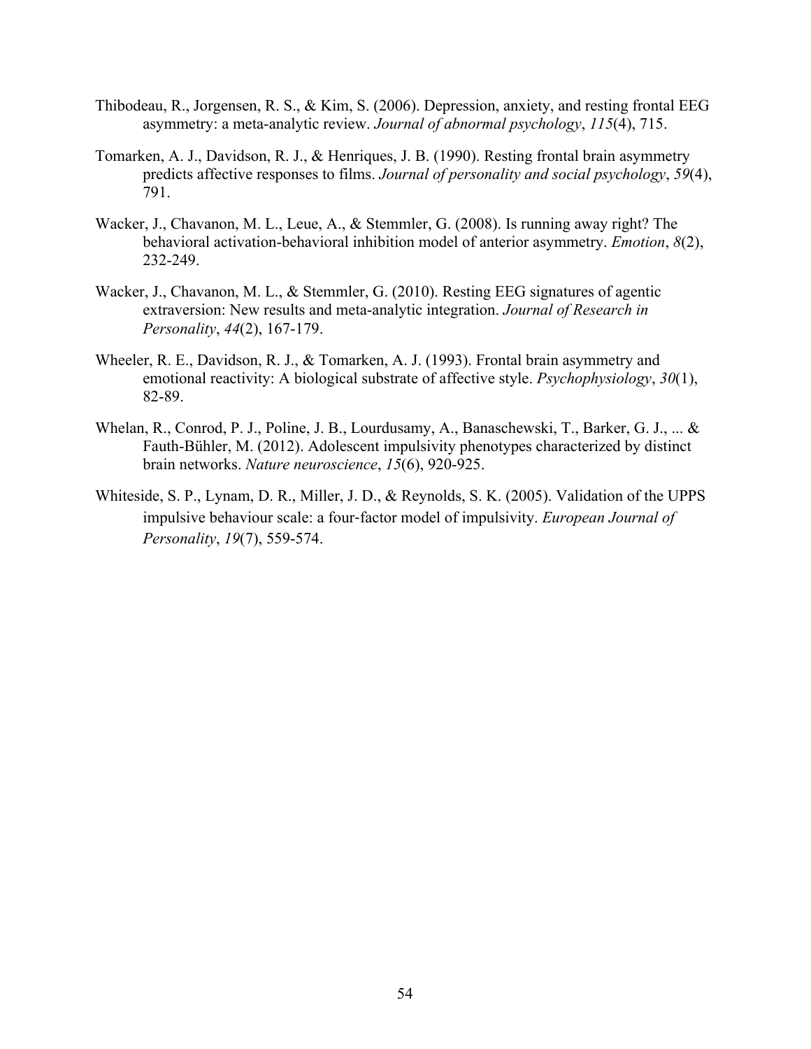Thibodeau, R., Jorgensen, R. S., & Kim, S. (2006). Depression, anxiety, and resting frontal EEG asymmetry: a meta-analytic review. *Journal of abnormal psychology*, *115*(4), 715.

Tomarken, A. J., Davidson, R. J., & Henriques, J. B. (1990). Resting frontal brain asymmetry predicts affective responses to films. *Journal of personality and social psychology*, *59*(4), 791.

Wacker, J., Chavanon, M. L., Leue, A., & Stemmler, G. (2008). Is running away right? The behavioral activation-behavioral inhibition model of anterior asymmetry. *Emotion*, *8*(2), 232-249.

Wacker, J., Chavanon, M. L., & Stemmler, G. (2010). Resting EEG signatures of agentic extraversion: New results and meta-analytic integration. *Journal of Research in Personality*, *44*(2), 167-179.

Wheeler, R. E., Davidson, R. J., & Tomarken, A. J. (1993). Frontal brain asymmetry and emotional reactivity: A biological substrate of affective style. *Psychophysiology*, *30*(1), 82-89.

Whelan, R., Conrod, P. J., Poline, J. B., Lourdusamy, A., Banaschewski, T., Barker, G. J., ... & Fauth-Bühler, M. (2012). Adolescent impulsivity phenotypes characterized by distinct brain networks. *Nature neuroscience*, *15*(6), 920-925.

Whiteside, S. P., Lynam, D. R., Miller, J. D., & Reynolds, S. K. (2005). Validation of the UPPS impulsive behaviour scale: a four-factor model of impulsivity. *European Journal of Personality*, *19*(7), 559-574.